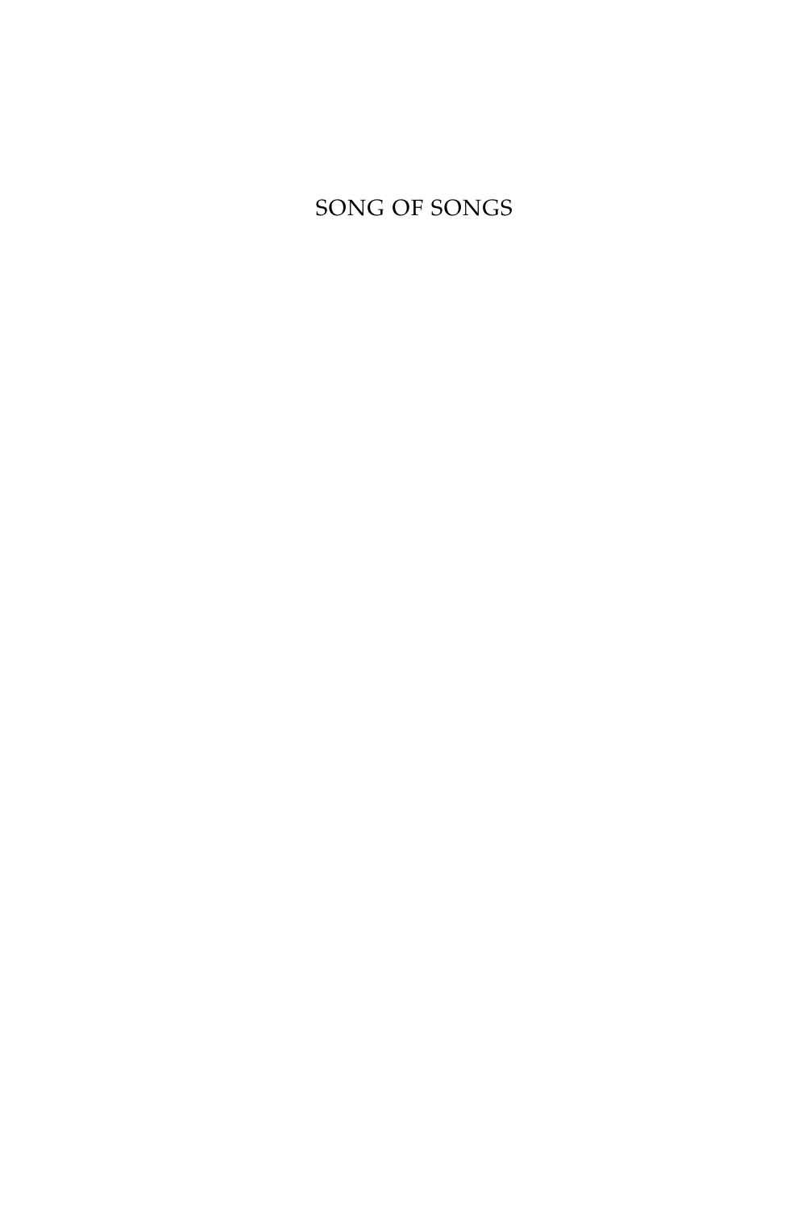# SONG OF SONGS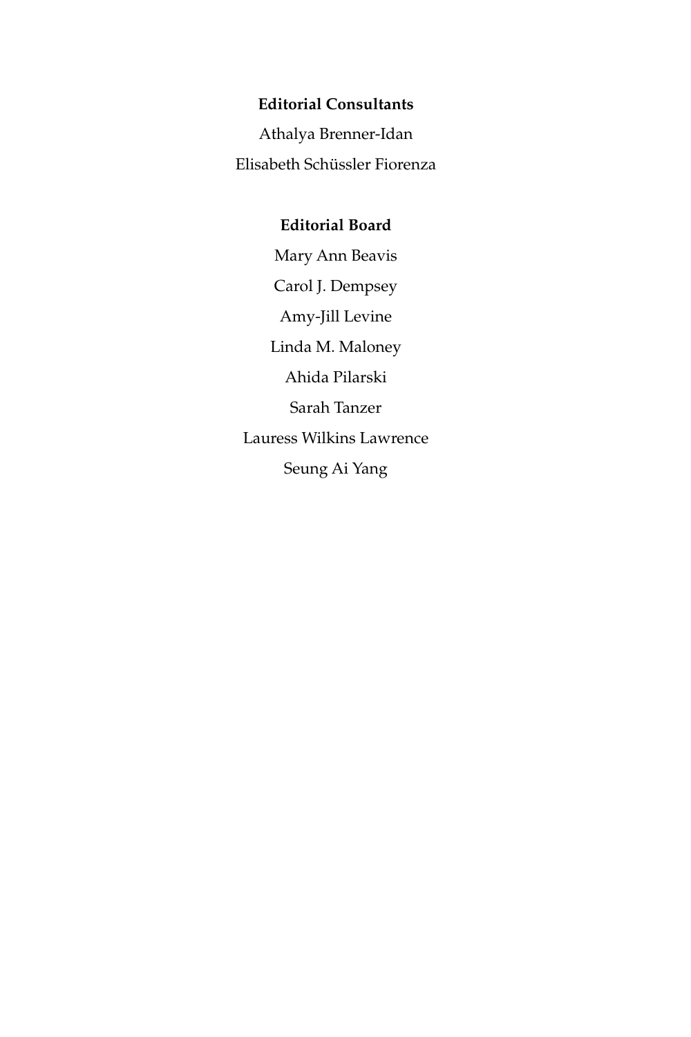**Editorial Consultants**

Athalya Brenner-Idan

Elisabeth Schüssler Fiorenza

**Editorial Board**

Mary Ann Beavis

Carol J. Dempsey

Amy-Jill Levine

Linda M. Maloney

Ahida Pilarski

Sarah Tanzer

Lauress Wilkins Lawrence

Seung Ai Yang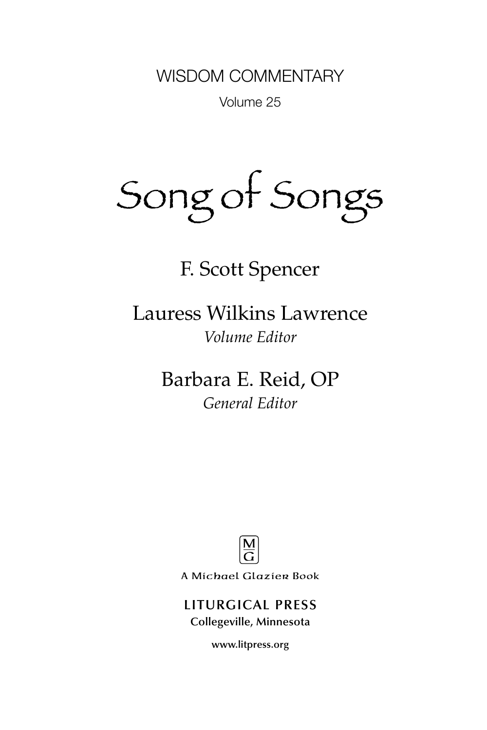WISDOM COMMENTARY

Volume 25

# Song of Songs

F. Scott Spencer

Lauress Wilkins Lawrence

*Volume Editor*

Barbara E. Reid, OP

*General Editor*

M
G

A Michael Glazier Book

**LITURGICAL PRESS**

**Collegeville, Minnesota**

**www.litpress.org**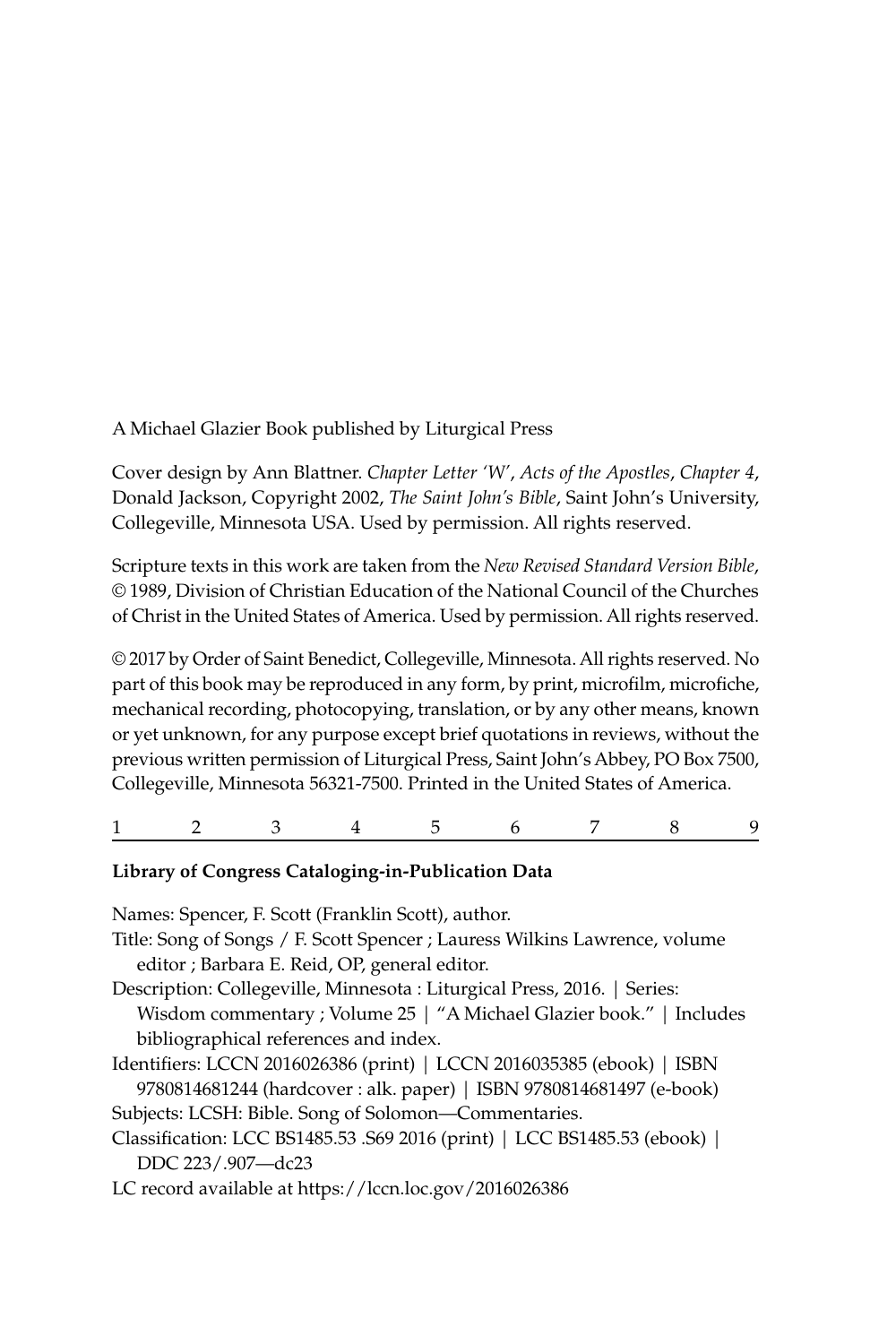A Michael Glazier Book published by Liturgical Press

Cover design by Ann Blattner. *Chapter Letter 'W'*, *Acts of the Apostles*, *Chapter 4*, Donald Jackson, Copyright 2002, *The Saint John's Bible*, Saint John's University, Collegeville, Minnesota USA. Used by permission. All rights reserved.

Scripture texts in this work are taken from the *New Revised Standard Version Bible*, © 1989, Division of Christian Education of the National Council of the Churches of Christ in the United States of America. Used by permission. All rights reserved.

© 2017 by Order of Saint Benedict, Collegeville, Minnesota. All rights reserved. No part of this book may be reproduced in any form, by print, microfilm, microfiche, mechanical recording, photocopying, translation, or by any other means, known or yet unknown, for any purpose except brief quotations in reviews, without the previous written permission of Liturgical Press, Saint John's Abbey, PO Box 7500, Collegeville, Minnesota 56321-7500. Printed in the United States of America.

1 2 3 4 5 6 7 8 9

**Library of Congress Cataloging-in-Publication Data**

Names: Spencer, F. Scott (Franklin Scott), author.

Title: Song of Songs / F. Scott Spencer ; Lauress Wilkins Lawrence, volume editor ; Barbara E. Reid, OP, general editor.

Description: Collegeville, Minnesota : Liturgical Press, 2016. | Series: Wisdom commentary ; Volume 25 | "A Michael Glazier book." | Includes bibliographical references and index.

Identifiers: LCCN 2016026386 (print) | LCCN 2016035385 (ebook) | ISBN 9780814681244 (hardcover : alk. paper) | ISBN 9780814681497 (e-book)

Subjects: LCSH: Bible. Song of Solomon—Commentaries.

Classification: LCC BS1485.53 .S69 2016 (print) | LCC BS1485.53 (ebook) | DDC 223/.907—dc23

LC record available at https://lccn.loc.gov/2016026386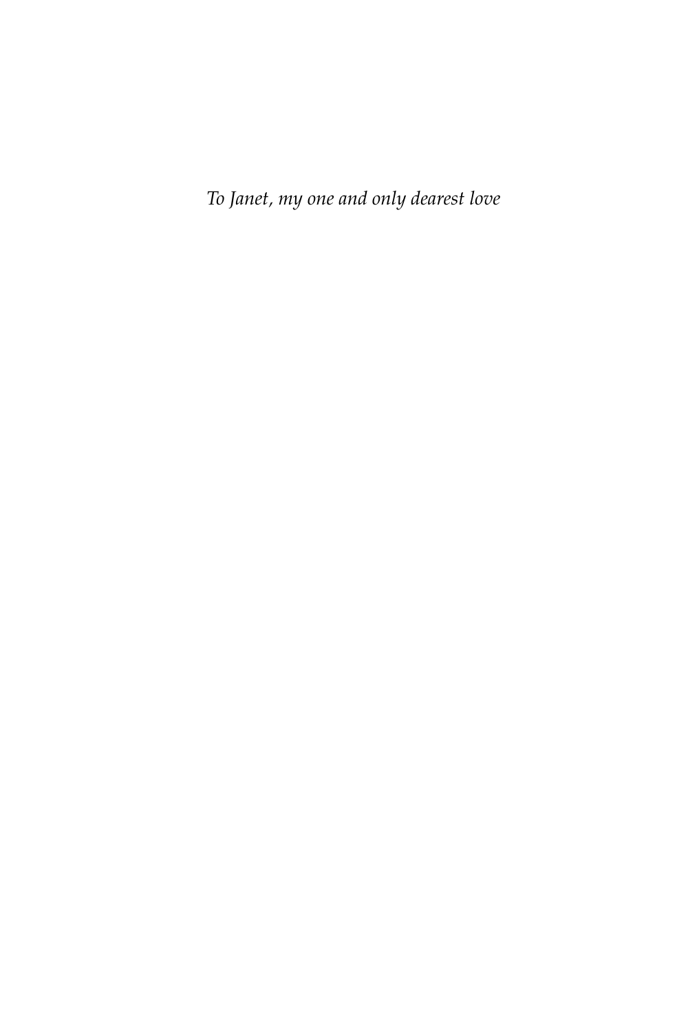*To Janet, my one and only dearest love*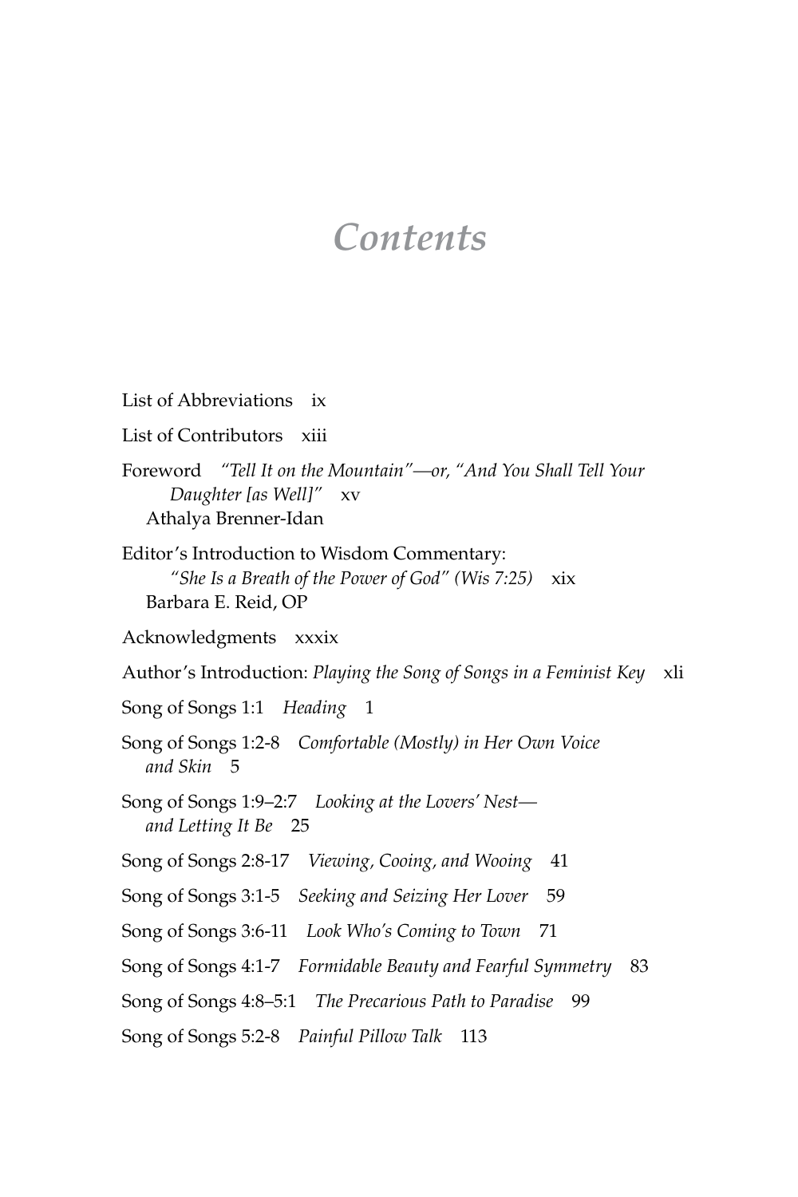# *Contents*

List of Abbreviations ix

List of Contributors xiii

Foreword *"Tell It on the Mountain"—or, "And You Shall Tell Your Daughter [as Well]"* xv
Athalya Brenner-Idan

Editor's Introduction to Wisdom Commentary: *"She Is a Breath of the Power of God" (Wis 7:25)* xix
Barbara E. Reid, OP

Acknowledgments xxxix

Author's Introduction: *Playing the Song of Songs in a Feminist Key* xli

Song of Songs 1:1 *Heading* 1

Song of Songs 1:2-8 *Comfortable (Mostly) in Her Own Voice and Skin* 5

Song of Songs 1:9–2:7 *Looking at the Lovers' Nest—and Letting It Be* 25

Song of Songs 2:8-17 *Viewing, Cooing, and Wooing* 41

Song of Songs 3:1-5 *Seeking and Seizing Her Lover* 59

Song of Songs 3:6-11 *Look Who's Coming to Town* 71

Song of Songs 4:1-7 *Formidable Beauty and Fearful Symmetry* 83

Song of Songs 4:8–5:1 *The Precarious Path to Paradise* 99

Song of Songs 5:2-8 *Painful Pillow Talk* 113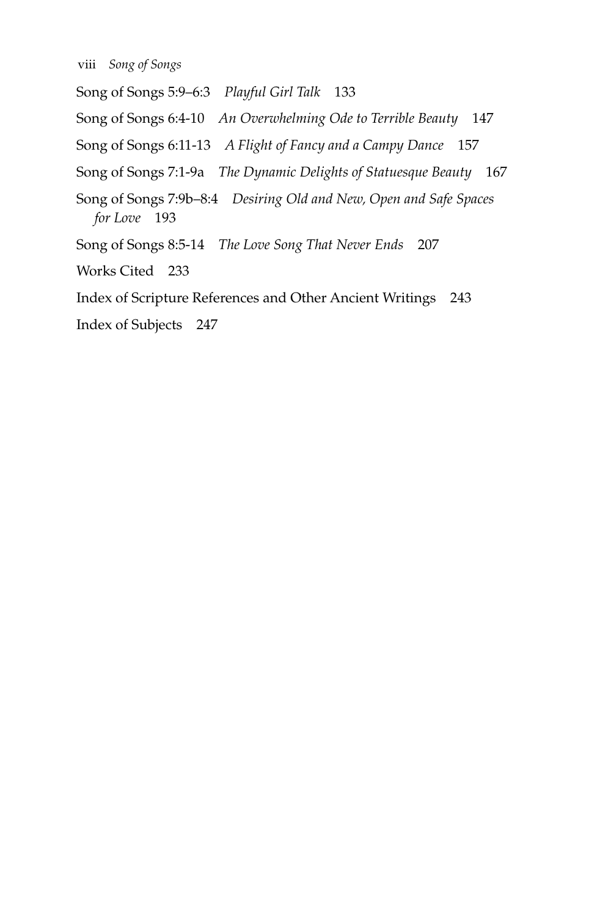Song of Songs 5:9–6:3 *Playful Girl Talk* 133

Song of Songs 6:4-10 *An Overwhelming Ode to Terrible Beauty* 147

Song of Songs 6:11-13 *A Flight of Fancy and a Campy Dance* 157

Song of Songs 7:1-9a *The Dynamic Delights of Statuesque Beauty* 167

Song of Songs 7:9b–8:4 *Desiring Old and New, Open and Safe Spaces for Love* 193

Song of Songs 8:5-14 *The Love Song That Never Ends* 207

Works Cited 233

Index of Scripture References and Other Ancient Writings 243

Index of Subjects 247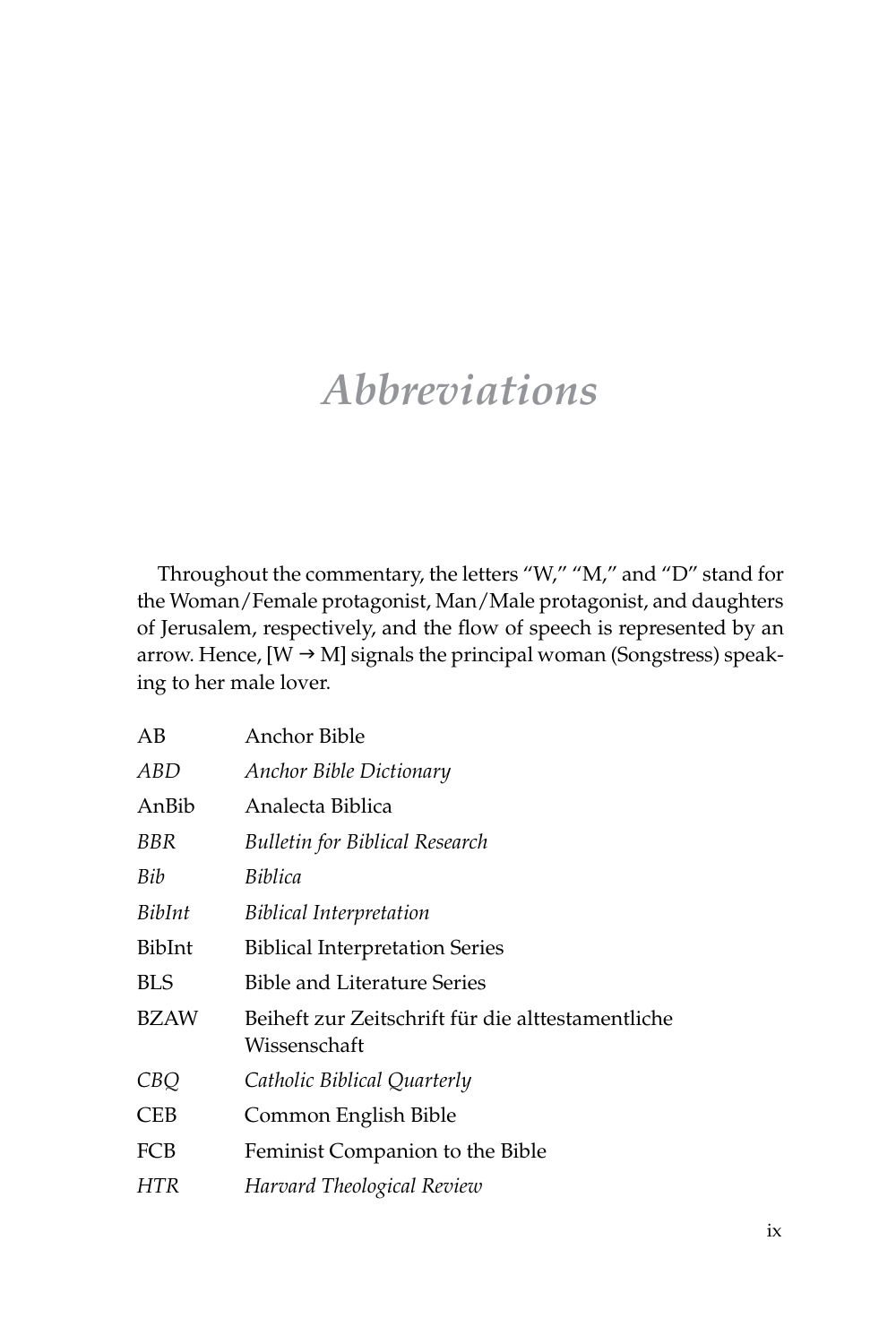# *Abbreviations*

Throughout the commentary, the letters "W," "M," and "D" stand for the Woman/Female protagonist, Man/Male protagonist, and daughters of Jerusalem, respectively, and the flow of speech is represented by an arrow. Hence, [W → M] signals the principal woman (Songstress) speaking to her male lover.

| | |
|---|---|
| AB | Anchor Bible |
| *ABD* | *Anchor Bible Dictionary* |
| AnBib | Analecta Biblica |
| *BBR* | *Bulletin for Biblical Research* |
| *Bib* | *Biblica* |
| *BibInt* | *Biblical Interpretation* |
| BibInt | Biblical Interpretation Series |
| BLS | Bible and Literature Series |
| BZAW | Beiheft zur Zeitschrift für die alttestamentliche Wissenschaft |
| *CBQ* | *Catholic Biblical Quarterly* |
| CEB | Common English Bible |
| FCB | Feminist Companion to the Bible |
| *HTR* | *Harvard Theological Review* |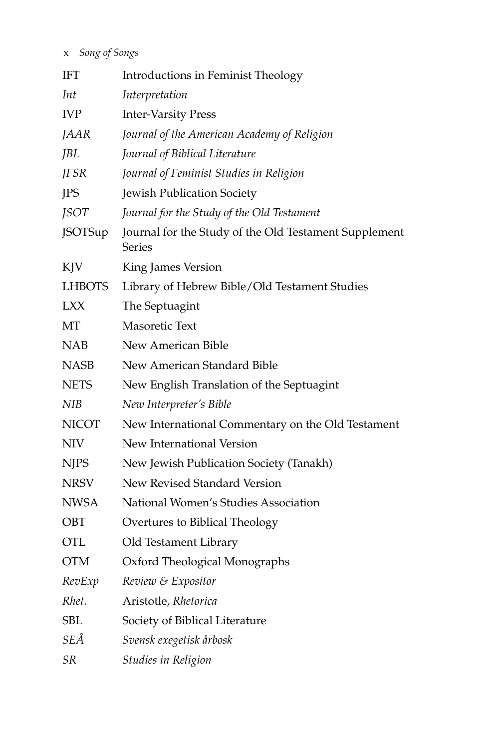| | |
|---|---|
| IFT | Introductions in Feminist Theology |
| *Int* | *Interpretation* |
| IVP | Inter-Varsity Press |
| *JAAR* | *Journal of the American Academy of Religion* |
| *JBL* | *Journal of Biblical Literature* |
| *JFSR* | *Journal of Feminist Studies in Religion* |
| JPS | Jewish Publication Society |
| *JSOT* | *Journal for the Study of the Old Testament* |
| JSOTSup | Journal for the Study of the Old Testament Supplement Series |
| KJV | King James Version |
| LHBOTS | Library of Hebrew Bible/Old Testament Studies |
| LXX | The Septuagint |
| MT | Masoretic Text |
| NAB | New American Bible |
| NASB | New American Standard Bible |
| NETS | New English Translation of the Septuagint |
| *NIB* | *New Interpreter's Bible* |
| NICOT | New International Commentary on the Old Testament |
| NIV | New International Version |
| NJPS | New Jewish Publication Society (Tanakh) |
| NRSV | New Revised Standard Version |
| NWSA | National Women's Studies Association |
| OBT | Overtures to Biblical Theology |
| OTL | Old Testament Library |
| OTM | Oxford Theological Monographs |
| *RevExp* | *Review & Expositor* |
| *Rhet.* | Aristotle, *Rhetorica* |
| SBL | Society of Biblical Literature |
| *SEÅ* | *Svensk exegetisk årbosk* |
| *SR* | *Studies in Religion* |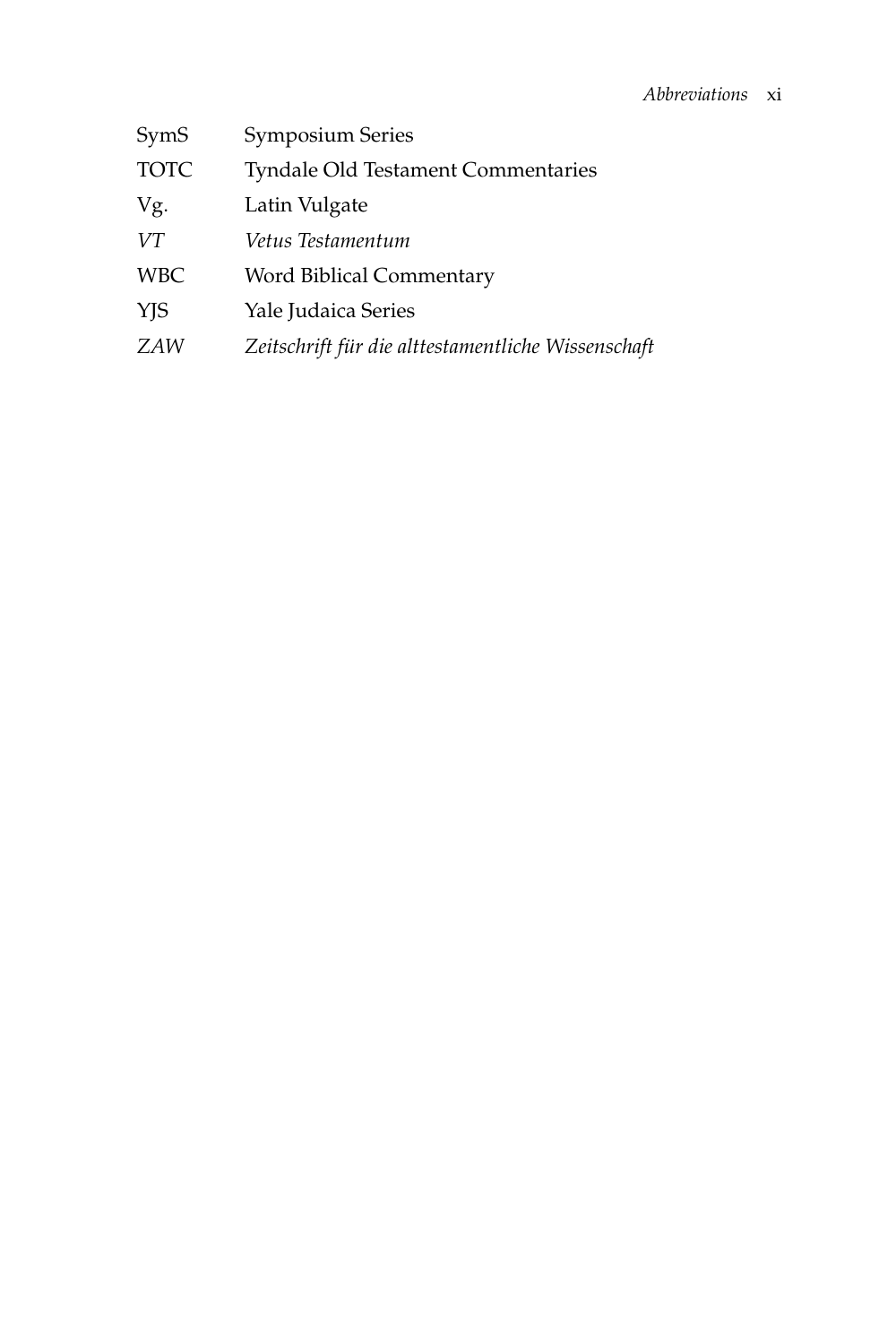| | |
|---|---|
| SymS | Symposium Series |
| TOTC | Tyndale Old Testament Commentaries |
| Vg. | Latin Vulgate |
| *VT* | *Vetus Testamentum* |
| WBC | Word Biblical Commentary |
| YJS | Yale Judaica Series |
| *ZAW* | *Zeitschrift für die alttestamentliche Wissenschaft* |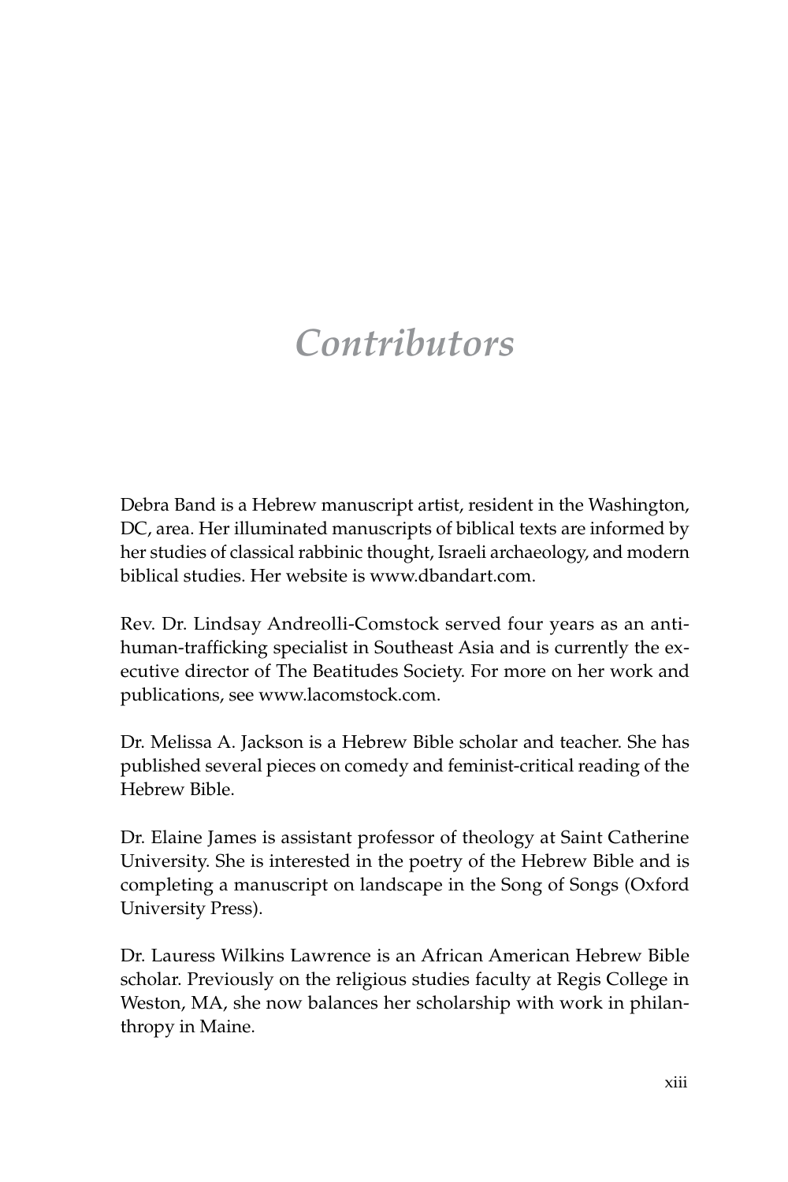# *Contributors*

Debra Band is a Hebrew manuscript artist, resident in the Washington, DC, area. Her illuminated manuscripts of biblical texts are informed by her studies of classical rabbinic thought, Israeli archaeology, and modern biblical studies. Her website is www.dbandart.com.

Rev. Dr. Lindsay Andreolli-Comstock served four years as an anti-human-trafficking specialist in Southeast Asia and is currently the executive director of The Beatitudes Society. For more on her work and publications, see www.lacomstock.com.

Dr. Melissa A. Jackson is a Hebrew Bible scholar and teacher. She has published several pieces on comedy and feminist-critical reading of the Hebrew Bible.

Dr. Elaine James is assistant professor of theology at Saint Catherine University. She is interested in the poetry of the Hebrew Bible and is completing a manuscript on landscape in the Song of Songs (Oxford University Press).

Dr. Lauress Wilkins Lawrence is an African American Hebrew Bible scholar. Previously on the religious studies faculty at Regis College in Weston, MA, she now balances her scholarship with work in philanthropy in Maine.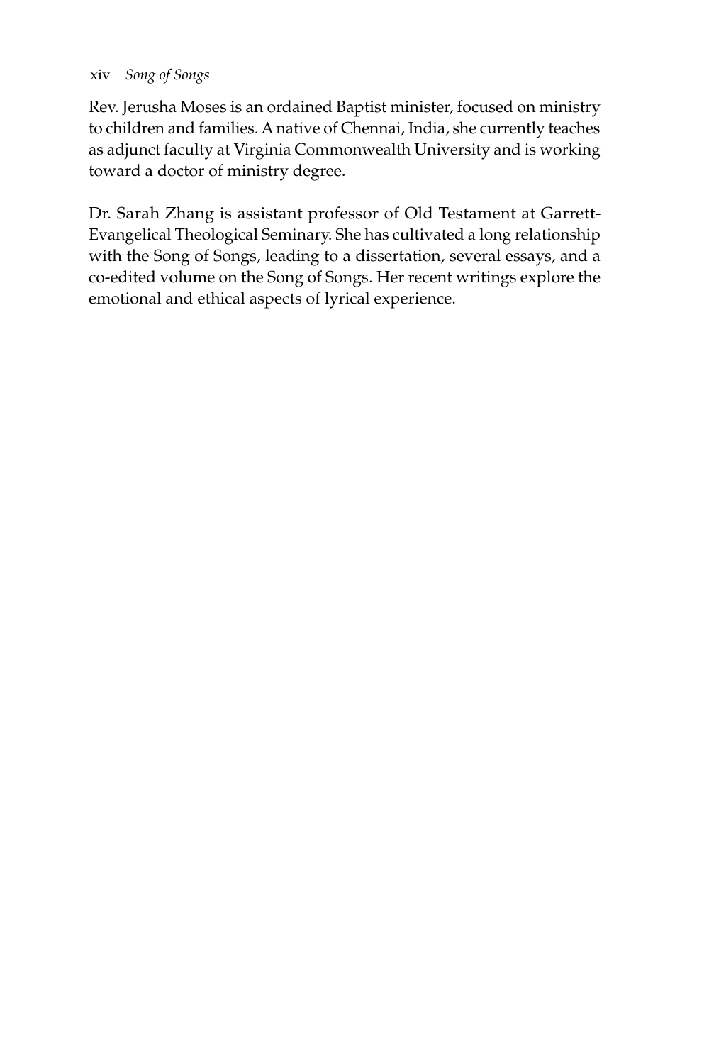Rev. Jerusha Moses is an ordained Baptist minister, focused on ministry to children and families. A native of Chennai, India, she currently teaches as adjunct faculty at Virginia Commonwealth University and is working toward a doctor of ministry degree.

Dr. Sarah Zhang is assistant professor of Old Testament at Garrett-Evangelical Theological Seminary. She has cultivated a long relationship with the Song of Songs, leading to a dissertation, several essays, and a co-edited volume on the Song of Songs. Her recent writings explore the emotional and ethical aspects of lyrical experience.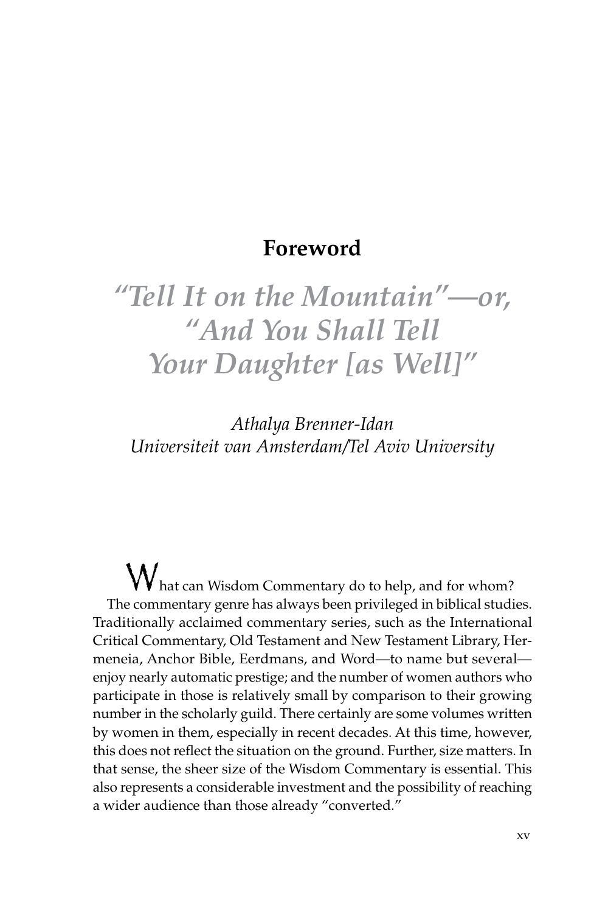# Foreword

## *"Tell It on the Mountain"—or, "And You Shall Tell Your Daughter [as Well]"*

*Athalya Brenner-Idan*
*Universiteit van Amsterdam/Tel Aviv University*

What can Wisdom Commentary do to help, and for whom?

The commentary genre has always been privileged in biblical studies. Traditionally acclaimed commentary series, such as the International Critical Commentary, Old Testament and New Testament Library, Hermeneia, Anchor Bible, Eerdmans, and Word—to name but several—enjoy nearly automatic prestige; and the number of women authors who participate in those is relatively small by comparison to their growing number in the scholarly guild. There certainly are some volumes written by women in them, especially in recent decades. At this time, however, this does not reflect the situation on the ground. Further, size matters. In that sense, the sheer size of the Wisdom Commentary is essential. This also represents a considerable investment and the possibility of reaching a wider audience than those already "converted."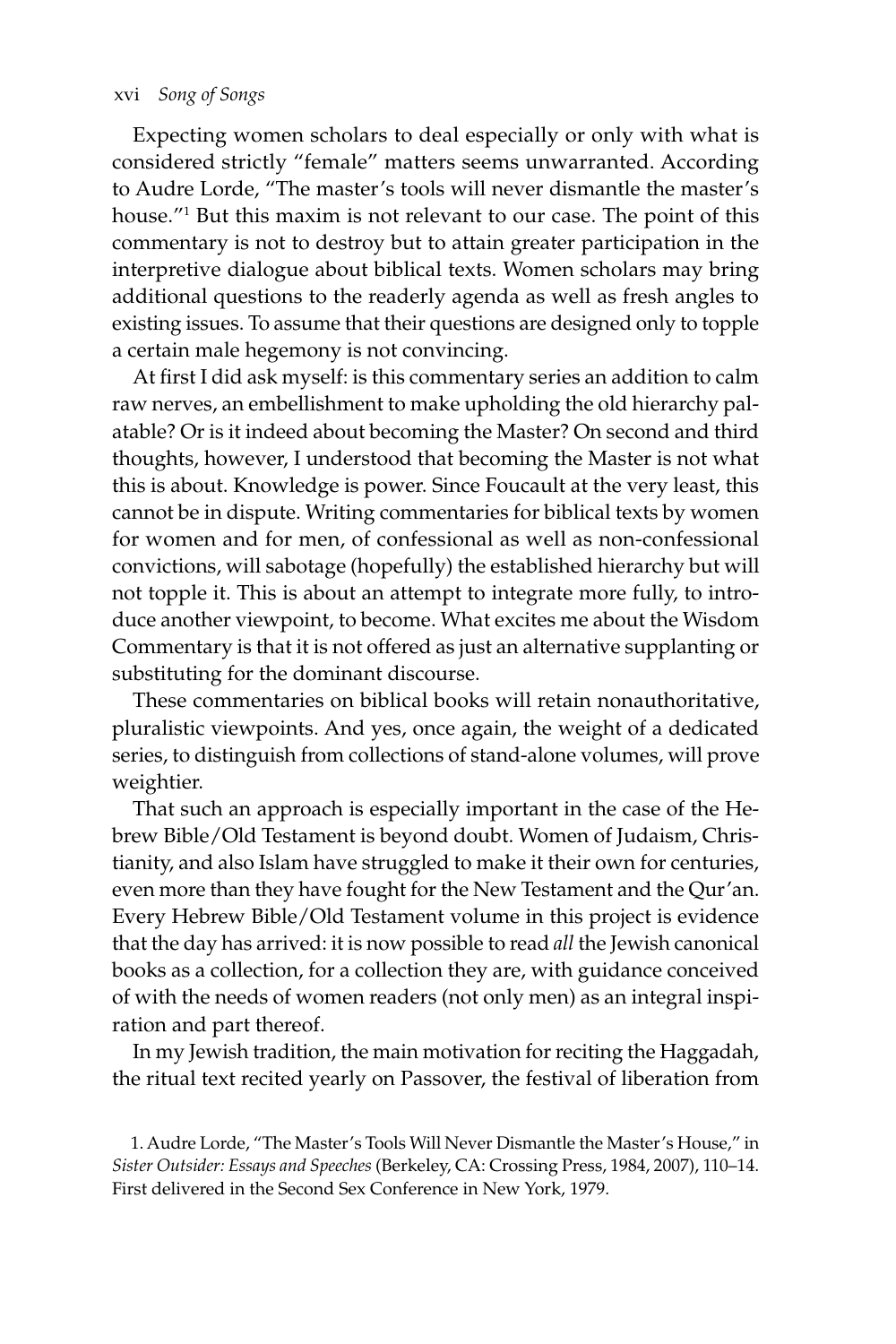Expecting women scholars to deal especially or only with what is considered strictly "female" matters seems unwarranted. According to Audre Lorde, "The master's tools will never dismantle the master's house."[1] But this maxim is not relevant to our case. The point of this commentary is not to destroy but to attain greater participation in the interpretive dialogue about biblical texts. Women scholars may bring additional questions to the readerly agenda as well as fresh angles to existing issues. To assume that their questions are designed only to topple a certain male hegemony is not convincing.

At first I did ask myself: is this commentary series an addition to calm raw nerves, an embellishment to make upholding the old hierarchy palatable? Or is it indeed about becoming the Master? On second and third thoughts, however, I understood that becoming the Master is not what this is about. Knowledge is power. Since Foucault at the very least, this cannot be in dispute. Writing commentaries for biblical texts by women for women and for men, of confessional as well as non-confessional convictions, will sabotage (hopefully) the established hierarchy but will not topple it. This is about an attempt to integrate more fully, to introduce another viewpoint, to become. What excites me about the Wisdom Commentary is that it is not offered as just an alternative supplanting or substituting for the dominant discourse.

These commentaries on biblical books will retain nonauthoritative, pluralistic viewpoints. And yes, once again, the weight of a dedicated series, to distinguish from collections of stand-alone volumes, will prove weightier.

That such an approach is especially important in the case of the Hebrew Bible/Old Testament is beyond doubt. Women of Judaism, Christianity, and also Islam have struggled to make it their own for centuries, even more than they have fought for the New Testament and the Qur'an. Every Hebrew Bible/Old Testament volume in this project is evidence that the day has arrived: it is now possible to read *all* the Jewish canonical books as a collection, for a collection they are, with guidance conceived of with the needs of women readers (not only men) as an integral inspiration and part thereof.

In my Jewish tradition, the main motivation for reciting the Haggadah, the ritual text recited yearly on Passover, the festival of liberation from

1. Audre Lorde, "The Master's Tools Will Never Dismantle the Master's House," in *Sister Outsider: Essays and Speeches* (Berkeley, CA: Crossing Press, 1984, 2007), 110–14. First delivered in the Second Sex Conference in New York, 1979.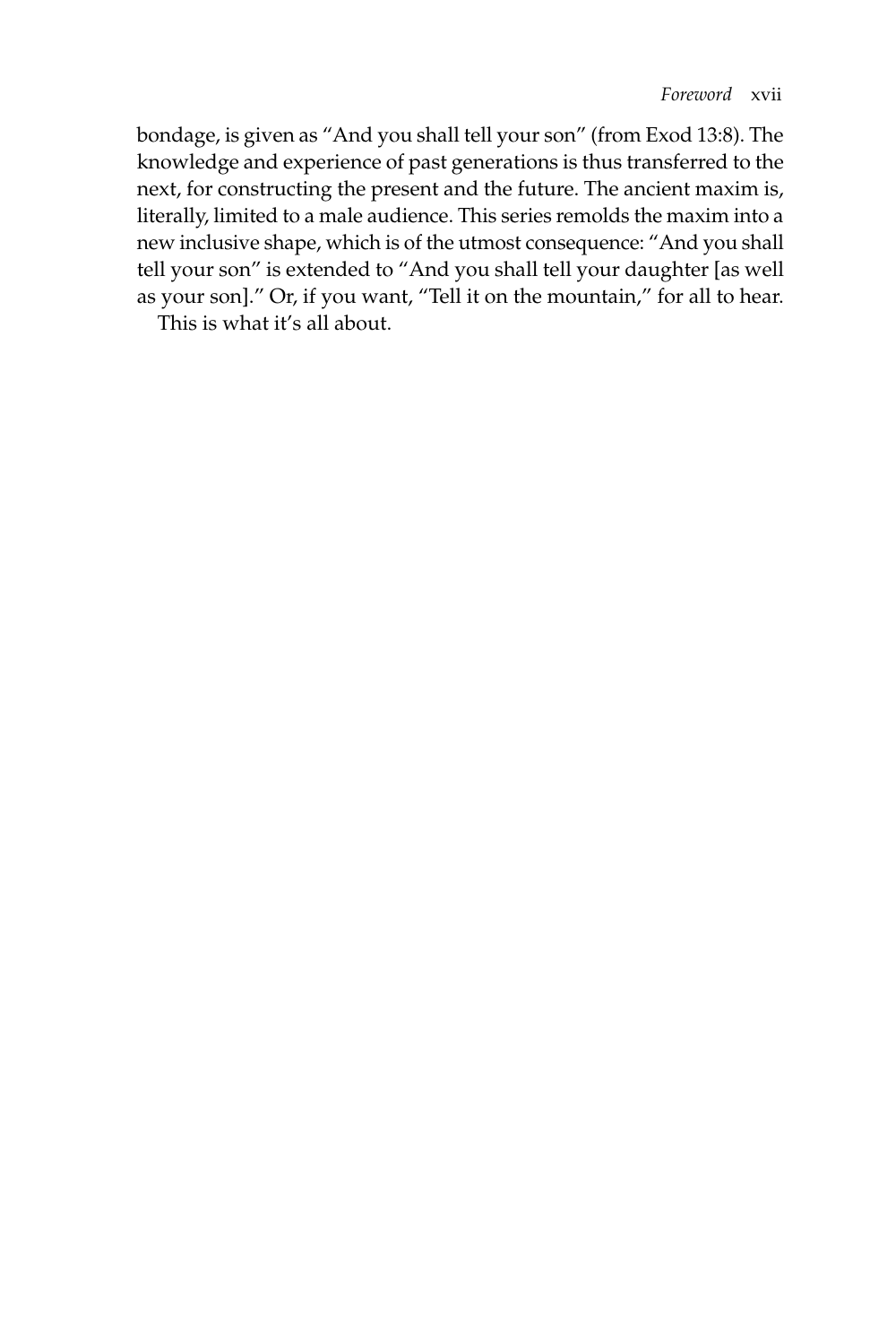bondage, is given as "And you shall tell your son" (from Exod 13:8). The knowledge and experience of past generations is thus transferred to the next, for constructing the present and the future. The ancient maxim is, literally, limited to a male audience. This series remolds the maxim into a new inclusive shape, which is of the utmost consequence: "And you shall tell your son" is extended to "And you shall tell your daughter [as well as your son]." Or, if you want, "Tell it on the mountain," for all to hear.

This is what it's all about.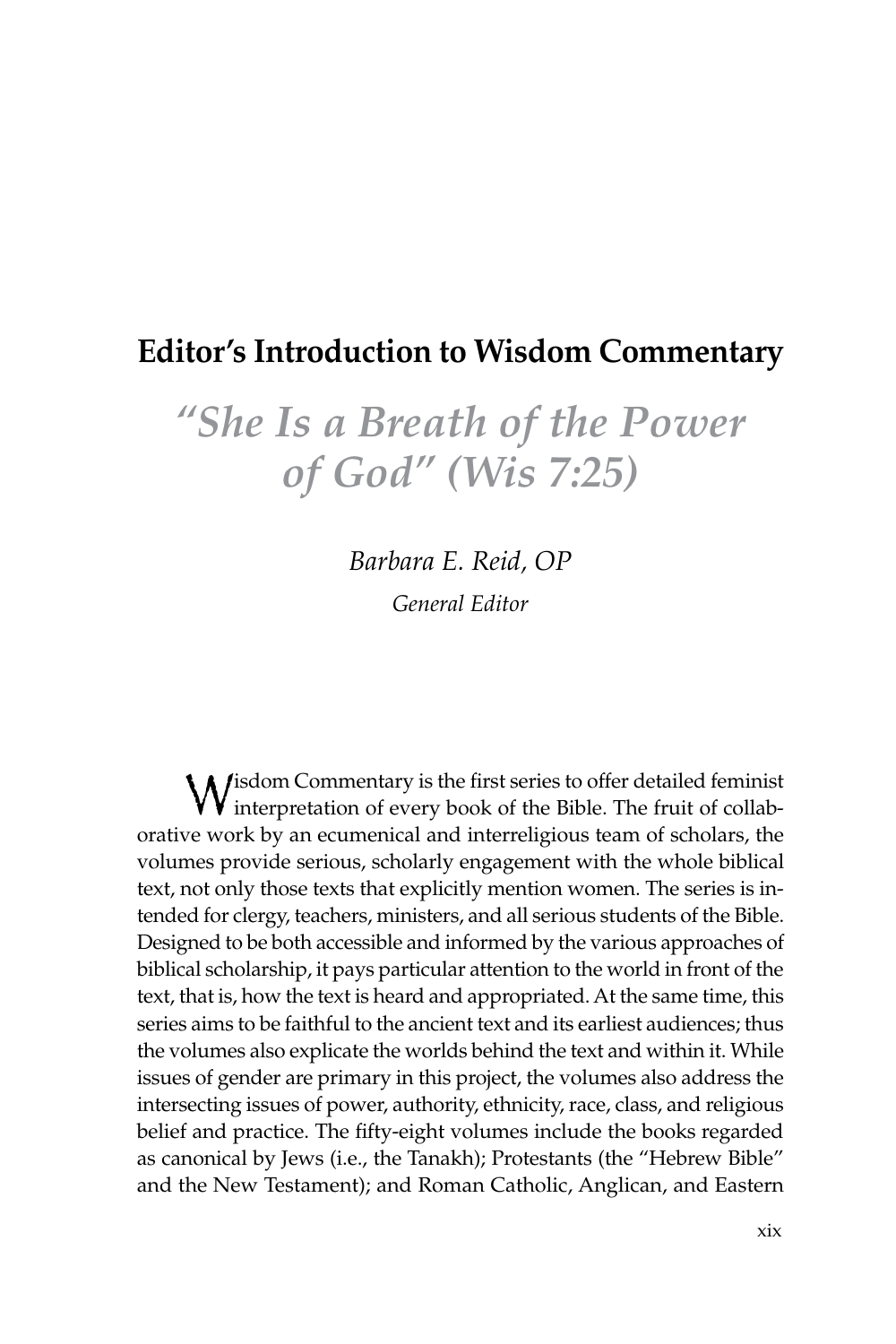## Editor's Introduction to Wisdom Commentary

# *"She Is a Breath of the Power of God" (Wis 7:25)*

*Barbara E. Reid, OP*

*General Editor*

Wisdom Commentary is the first series to offer detailed feminist interpretation of every book of the Bible. The fruit of collaborative work by an ecumenical and interreligious team of scholars, the volumes provide serious, scholarly engagement with the whole biblical text, not only those texts that explicitly mention women. The series is intended for clergy, teachers, ministers, and all serious students of the Bible. Designed to be both accessible and informed by the various approaches of biblical scholarship, it pays particular attention to the world in front of the text, that is, how the text is heard and appropriated. At the same time, this series aims to be faithful to the ancient text and its earliest audiences; thus the volumes also explicate the worlds behind the text and within it. While issues of gender are primary in this project, the volumes also address the intersecting issues of power, authority, ethnicity, race, class, and religious belief and practice. The fifty-eight volumes include the books regarded as canonical by Jews (i.e., the Tanakh); Protestants (the "Hebrew Bible" and the New Testament); and Roman Catholic, Anglican, and Eastern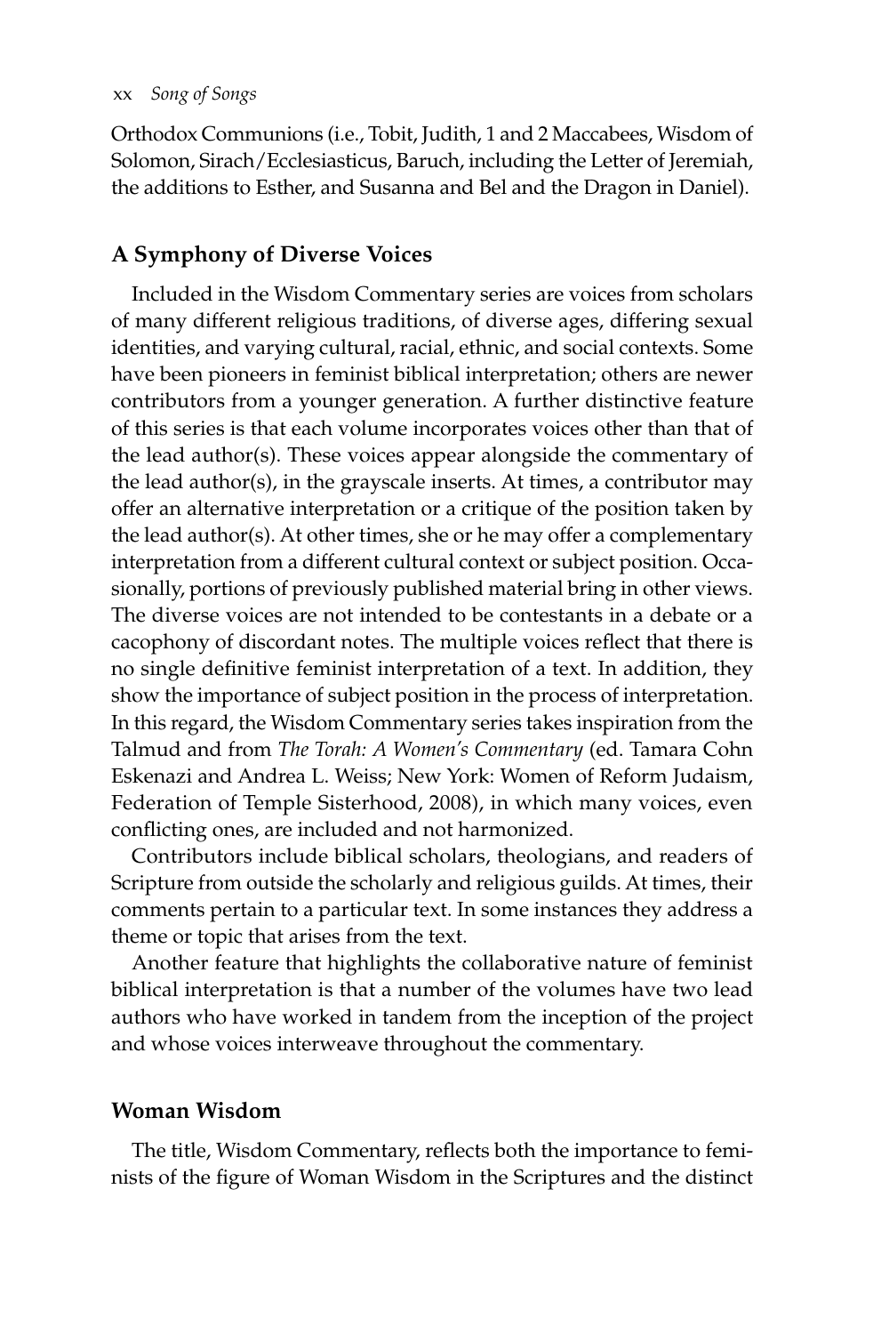Orthodox Communions (i.e., Tobit, Judith, 1 and 2 Maccabees, Wisdom of Solomon, Sirach/Ecclesiasticus, Baruch, including the Letter of Jeremiah, the additions to Esther, and Susanna and Bel and the Dragon in Daniel).

## A Symphony of Diverse Voices

Included in the Wisdom Commentary series are voices from scholars of many different religious traditions, of diverse ages, differing sexual identities, and varying cultural, racial, ethnic, and social contexts. Some have been pioneers in feminist biblical interpretation; others are newer contributors from a younger generation. A further distinctive feature of this series is that each volume incorporates voices other than that of the lead author(s). These voices appear alongside the commentary of the lead author(s), in the grayscale inserts. At times, a contributor may offer an alternative interpretation or a critique of the position taken by the lead author(s). At other times, she or he may offer a complementary interpretation from a different cultural context or subject position. Occasionally, portions of previously published material bring in other views. The diverse voices are not intended to be contestants in a debate or a cacophony of discordant notes. The multiple voices reflect that there is no single definitive feminist interpretation of a text. In addition, they show the importance of subject position in the process of interpretation. In this regard, the Wisdom Commentary series takes inspiration from the Talmud and from *The Torah: A Women's Commentary* (ed. Tamara Cohn Eskenazi and Andrea L. Weiss; New York: Women of Reform Judaism, Federation of Temple Sisterhood, 2008), in which many voices, even conflicting ones, are included and not harmonized.

Contributors include biblical scholars, theologians, and readers of Scripture from outside the scholarly and religious guilds. At times, their comments pertain to a particular text. In some instances they address a theme or topic that arises from the text.

Another feature that highlights the collaborative nature of feminist biblical interpretation is that a number of the volumes have two lead authors who have worked in tandem from the inception of the project and whose voices interweave throughout the commentary.

## Woman Wisdom

The title, Wisdom Commentary, reflects both the importance to feminists of the figure of Woman Wisdom in the Scriptures and the distinct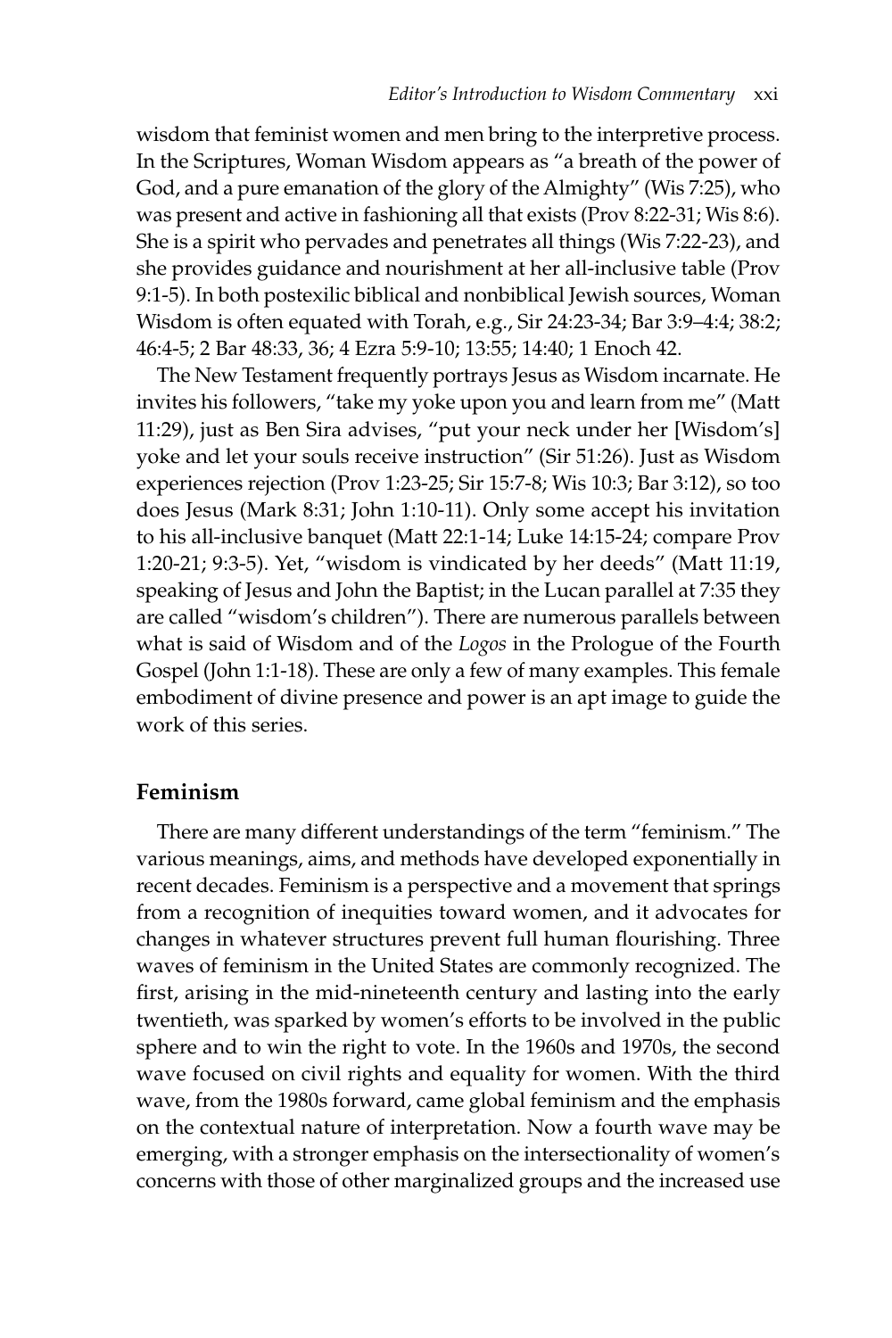wisdom that feminist women and men bring to the interpretive process. In the Scriptures, Woman Wisdom appears as "a breath of the power of God, and a pure emanation of the glory of the Almighty" (Wis 7:25), who was present and active in fashioning all that exists (Prov 8:22-31; Wis 8:6). She is a spirit who pervades and penetrates all things (Wis 7:22-23), and she provides guidance and nourishment at her all-inclusive table (Prov 9:1-5). In both postexilic biblical and nonbiblical Jewish sources, Woman Wisdom is often equated with Torah, e.g., Sir 24:23-34; Bar 3:9–4:4; 38:2; 46:4-5; 2 Bar 48:33, 36; 4 Ezra 5:9-10; 13:55; 14:40; 1 Enoch 42.

The New Testament frequently portrays Jesus as Wisdom incarnate. He invites his followers, "take my yoke upon you and learn from me" (Matt 11:29), just as Ben Sira advises, "put your neck under her [Wisdom's] yoke and let your souls receive instruction" (Sir 51:26). Just as Wisdom experiences rejection (Prov 1:23-25; Sir 15:7-8; Wis 10:3; Bar 3:12), so too does Jesus (Mark 8:31; John 1:10-11). Only some accept his invitation to his all-inclusive banquet (Matt 22:1-14; Luke 14:15-24; compare Prov 1:20-21; 9:3-5). Yet, "wisdom is vindicated by her deeds" (Matt 11:19, speaking of Jesus and John the Baptist; in the Lucan parallel at 7:35 they are called "wisdom's children"). There are numerous parallels between what is said of Wisdom and of the *Logos* in the Prologue of the Fourth Gospel (John 1:1-18). These are only a few of many examples. This female embodiment of divine presence and power is an apt image to guide the work of this series.

## Feminism

There are many different understandings of the term "feminism." The various meanings, aims, and methods have developed exponentially in recent decades. Feminism is a perspective and a movement that springs from a recognition of inequities toward women, and it advocates for changes in whatever structures prevent full human flourishing. Three waves of feminism in the United States are commonly recognized. The first, arising in the mid-nineteenth century and lasting into the early twentieth, was sparked by women's efforts to be involved in the public sphere and to win the right to vote. In the 1960s and 1970s, the second wave focused on civil rights and equality for women. With the third wave, from the 1980s forward, came global feminism and the emphasis on the contextual nature of interpretation. Now a fourth wave may be emerging, with a stronger emphasis on the intersectionality of women's concerns with those of other marginalized groups and the increased use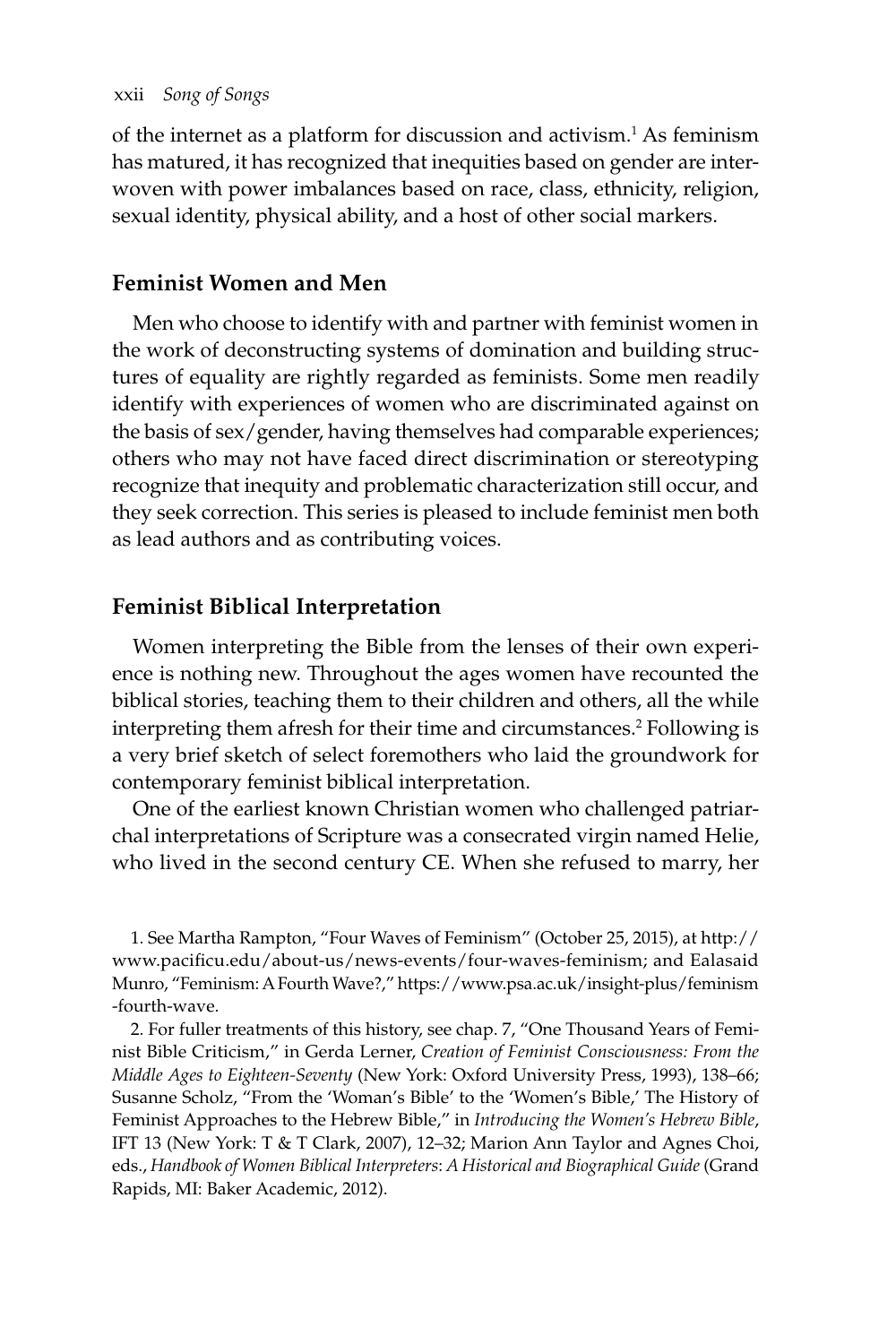of the internet as a platform for discussion and activism.[1] As feminism has matured, it has recognized that inequities based on gender are interwoven with power imbalances based on race, class, ethnicity, religion, sexual identity, physical ability, and a host of other social markers.

## Feminist Women and Men

Men who choose to identify with and partner with feminist women in the work of deconstructing systems of domination and building structures of equality are rightly regarded as feminists. Some men readily identify with experiences of women who are discriminated against on the basis of sex/gender, having themselves had comparable experiences; others who may not have faced direct discrimination or stereotyping recognize that inequity and problematic characterization still occur, and they seek correction. This series is pleased to include feminist men both as lead authors and as contributing voices.

## Feminist Biblical Interpretation

Women interpreting the Bible from the lenses of their own experience is nothing new. Throughout the ages women have recounted the biblical stories, teaching them to their children and others, all the while interpreting them afresh for their time and circumstances.[2] Following is a very brief sketch of select foremothers who laid the groundwork for contemporary feminist biblical interpretation.

One of the earliest known Christian women who challenged patriarchal interpretations of Scripture was a consecrated virgin named Helie, who lived in the second century CE. When she refused to marry, her

1. See Martha Rampton, "Four Waves of Feminism" (October 25, 2015), at http://www.pacificu.edu/about-us/news-events/four-waves-feminism; and Ealasaid Munro, "Feminism: A Fourth Wave?," https://www.psa.ac.uk/insight-plus/feminism-fourth-wave.

2. For fuller treatments of this history, see chap. 7, "One Thousand Years of Feminist Bible Criticism," in Gerda Lerner, *Creation of Feminist Consciousness: From the Middle Ages to Eighteen-Seventy* (New York: Oxford University Press, 1993), 138–66; Susanne Scholz, "From the 'Woman's Bible' to the 'Women's Bible,' The History of Feminist Approaches to the Hebrew Bible," in *Introducing the Women's Hebrew Bible*, IFT 13 (New York: T & T Clark, 2007), 12–32; Marion Ann Taylor and Agnes Choi, eds., *Handbook of Women Biblical Interpreters: A Historical and Biographical Guide* (Grand Rapids, MI: Baker Academic, 2012).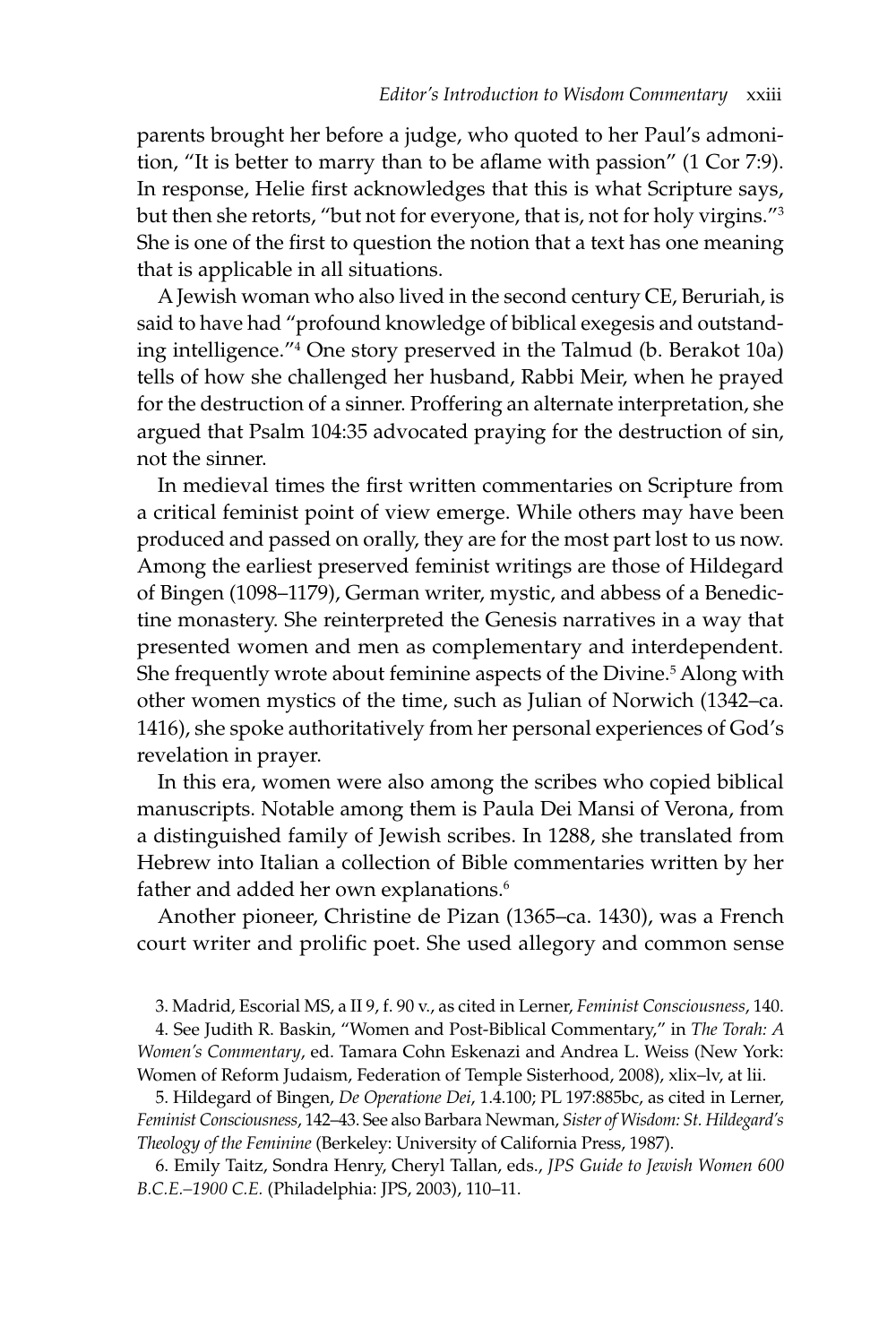parents brought her before a judge, who quoted to her Paul's admonition, "It is better to marry than to be aflame with passion" (1 Cor 7:9). In response, Helie first acknowledges that this is what Scripture says, but then she retorts, "but not for everyone, that is, not for holy virgins."[3] She is one of the first to question the notion that a text has one meaning that is applicable in all situations.

A Jewish woman who also lived in the second century CE, Beruriah, is said to have had "profound knowledge of biblical exegesis and outstanding intelligence."[4] One story preserved in the Talmud (b. Berakot 10a) tells of how she challenged her husband, Rabbi Meir, when he prayed for the destruction of a sinner. Proffering an alternate interpretation, she argued that Psalm 104:35 advocated praying for the destruction of sin, not the sinner.

In medieval times the first written commentaries on Scripture from a critical feminist point of view emerge. While others may have been produced and passed on orally, they are for the most part lost to us now. Among the earliest preserved feminist writings are those of Hildegard of Bingen (1098–1179), German writer, mystic, and abbess of a Benedictine monastery. She reinterpreted the Genesis narratives in a way that presented women and men as complementary and interdependent. She frequently wrote about feminine aspects of the Divine.[5] Along with other women mystics of the time, such as Julian of Norwich (1342–ca. 1416), she spoke authoritatively from her personal experiences of God's revelation in prayer.

In this era, women were also among the scribes who copied biblical manuscripts. Notable among them is Paula Dei Mansi of Verona, from a distinguished family of Jewish scribes. In 1288, she translated from Hebrew into Italian a collection of Bible commentaries written by her father and added her own explanations.[6]

Another pioneer, Christine de Pizan (1365–ca. 1430), was a French court writer and prolific poet. She used allegory and common sense

3. Madrid, Escorial MS, a II 9, f. 90 v., as cited in Lerner, *Feminist Consciousness*, 140.

4. See Judith R. Baskin, "Women and Post-Biblical Commentary," in *The Torah: A Women's Commentary*, ed. Tamara Cohn Eskenazi and Andrea L. Weiss (New York: Women of Reform Judaism, Federation of Temple Sisterhood, 2008), xlix–lv, at lii.

5. Hildegard of Bingen, *De Operatione Dei*, 1.4.100; PL 197:885bc, as cited in Lerner, *Feminist Consciousness*, 142–43. See also Barbara Newman, *Sister of Wisdom: St. Hildegard's Theology of the Feminine* (Berkeley: University of California Press, 1987).

6. Emily Taitz, Sondra Henry, Cheryl Tallan, eds., *JPS Guide to Jewish Women 600 B.C.E.–1900 C.E.* (Philadelphia: JPS, 2003), 110–11.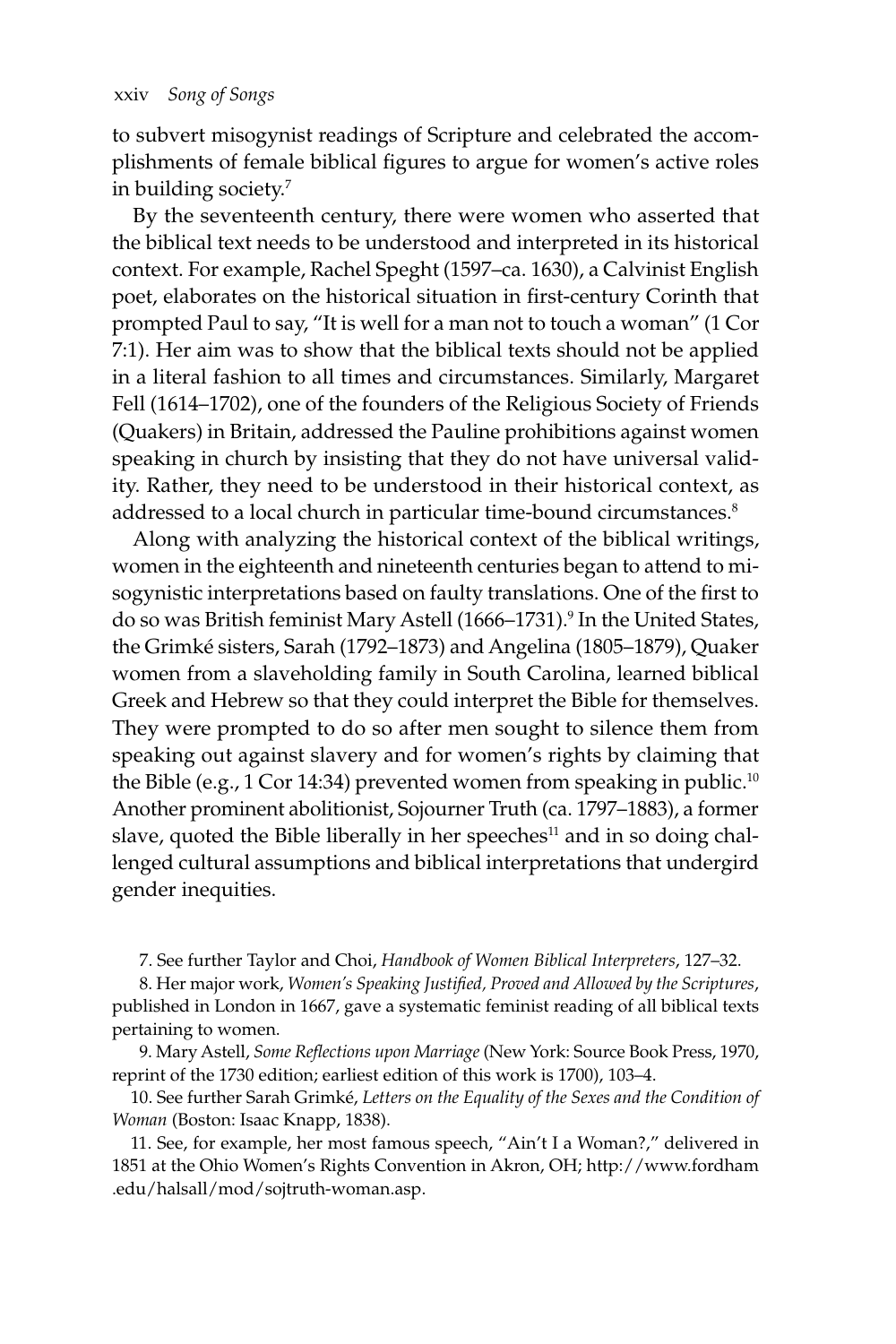to subvert misogynist readings of Scripture and celebrated the accomplishments of female biblical figures to argue for women's active roles in building society.[7]

By the seventeenth century, there were women who asserted that the biblical text needs to be understood and interpreted in its historical context. For example, Rachel Speght (1597–ca. 1630), a Calvinist English poet, elaborates on the historical situation in first-century Corinth that prompted Paul to say, "It is well for a man not to touch a woman" (1 Cor 7:1). Her aim was to show that the biblical texts should not be applied in a literal fashion to all times and circumstances. Similarly, Margaret Fell (1614–1702), one of the founders of the Religious Society of Friends (Quakers) in Britain, addressed the Pauline prohibitions against women speaking in church by insisting that they do not have universal validity. Rather, they need to be understood in their historical context, as addressed to a local church in particular time-bound circumstances.[8]

Along with analyzing the historical context of the biblical writings, women in the eighteenth and nineteenth centuries began to attend to misogynistic interpretations based on faulty translations. One of the first to do so was British feminist Mary Astell (1666–1731).[9] In the United States, the Grimké sisters, Sarah (1792–1873) and Angelina (1805–1879), Quaker women from a slaveholding family in South Carolina, learned biblical Greek and Hebrew so that they could interpret the Bible for themselves. They were prompted to do so after men sought to silence them from speaking out against slavery and for women's rights by claiming that the Bible (e.g., 1 Cor 14:34) prevented women from speaking in public.[10] Another prominent abolitionist, Sojourner Truth (ca. 1797–1883), a former slave, quoted the Bible liberally in her speeches[11] and in so doing challenged cultural assumptions and biblical interpretations that undergird gender inequities.

7. See further Taylor and Choi, *Handbook of Women Biblical Interpreters*, 127–32.

8. Her major work, *Women's Speaking Justified, Proved and Allowed by the Scriptures*, published in London in 1667, gave a systematic feminist reading of all biblical texts pertaining to women.

9. Mary Astell, *Some Reflections upon Marriage* (New York: Source Book Press, 1970, reprint of the 1730 edition; earliest edition of this work is 1700), 103–4.

10. See further Sarah Grimké, *Letters on the Equality of the Sexes and the Condition of Woman* (Boston: Isaac Knapp, 1838).

11. See, for example, her most famous speech, "Ain't I a Woman?," delivered in 1851 at the Ohio Women's Rights Convention in Akron, OH; http://www.fordham.edu/halsall/mod/sojtruth-woman.asp.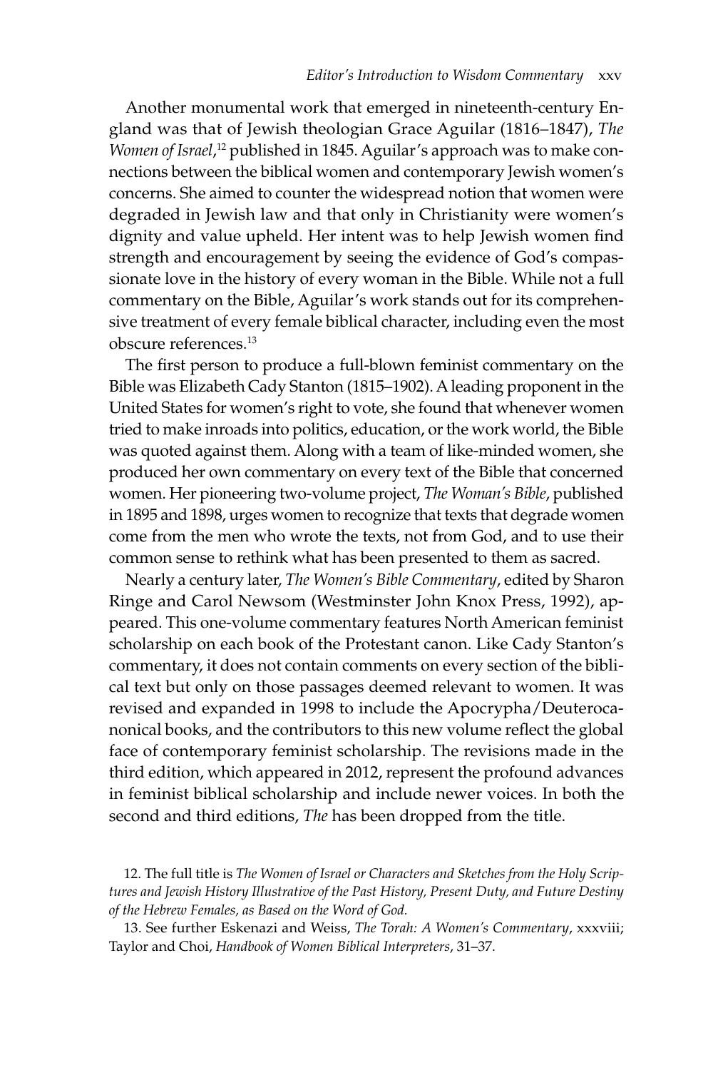Another monumental work that emerged in nineteenth-century England was that of Jewish theologian Grace Aguilar (1816–1847), *The Women of Israel*,[12] published in 1845. Aguilar's approach was to make connections between the biblical women and contemporary Jewish women's concerns. She aimed to counter the widespread notion that women were degraded in Jewish law and that only in Christianity were women's dignity and value upheld. Her intent was to help Jewish women find strength and encouragement by seeing the evidence of God's compassionate love in the history of every woman in the Bible. While not a full commentary on the Bible, Aguilar's work stands out for its comprehensive treatment of every female biblical character, including even the most obscure references.[13]

The first person to produce a full-blown feminist commentary on the Bible was Elizabeth Cady Stanton (1815–1902). A leading proponent in the United States for women's right to vote, she found that whenever women tried to make inroads into politics, education, or the work world, the Bible was quoted against them. Along with a team of like-minded women, she produced her own commentary on every text of the Bible that concerned women. Her pioneering two-volume project, *The Woman's Bible*, published in 1895 and 1898, urges women to recognize that texts that degrade women come from the men who wrote the texts, not from God, and to use their common sense to rethink what has been presented to them as sacred.

Nearly a century later, *The Women's Bible Commentary*, edited by Sharon Ringe and Carol Newsom (Westminster John Knox Press, 1992), appeared. This one-volume commentary features North American feminist scholarship on each book of the Protestant canon. Like Cady Stanton's commentary, it does not contain comments on every section of the biblical text but only on those passages deemed relevant to women. It was revised and expanded in 1998 to include the Apocrypha/Deuterocanonical books, and the contributors to this new volume reflect the global face of contemporary feminist scholarship. The revisions made in the third edition, which appeared in 2012, represent the profound advances in feminist biblical scholarship and include newer voices. In both the second and third editions, *The* has been dropped from the title.

12. The full title is *The Women of Israel or Characters and Sketches from the Holy Scriptures and Jewish History Illustrative of the Past History, Present Duty, and Future Destiny of the Hebrew Females, as Based on the Word of God.*

13. See further Eskenazi and Weiss, *The Torah: A Women's Commentary*, xxxviii; Taylor and Choi, *Handbook of Women Biblical Interpreters*, 31–37.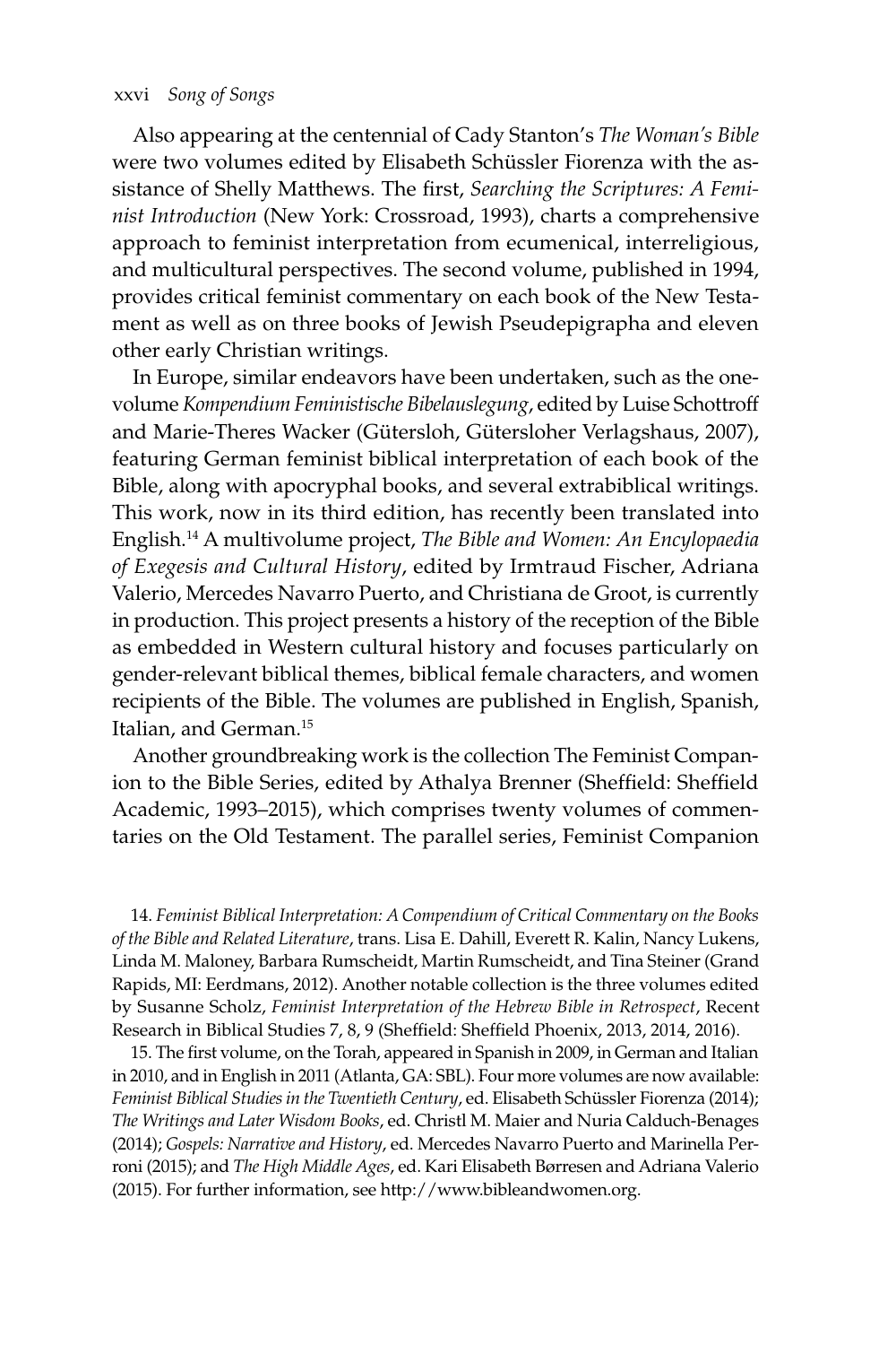Also appearing at the centennial of Cady Stanton's *The Woman's Bible* were two volumes edited by Elisabeth Schüssler Fiorenza with the assistance of Shelly Matthews. The first, *Searching the Scriptures: A Feminist Introduction* (New York: Crossroad, 1993), charts a comprehensive approach to feminist interpretation from ecumenical, interreligious, and multicultural perspectives. The second volume, published in 1994, provides critical feminist commentary on each book of the New Testament as well as on three books of Jewish Pseudepigrapha and eleven other early Christian writings.

In Europe, similar endeavors have been undertaken, such as the one-volume *Kompendium Feministische Bibelauslegung*, edited by Luise Schottroff and Marie-Theres Wacker (Gütersloh, Gütersloher Verlagshaus, 2007), featuring German feminist biblical interpretation of each book of the Bible, along with apocryphal books, and several extrabiblical writings. This work, now in its third edition, has recently been translated into English.[14] A multivolume project, *The Bible and Women: An Encylopaedia of Exegesis and Cultural History*, edited by Irmtraud Fischer, Adriana Valerio, Mercedes Navarro Puerto, and Christiana de Groot, is currently in production. This project presents a history of the reception of the Bible as embedded in Western cultural history and focuses particularly on gender-relevant biblical themes, biblical female characters, and women recipients of the Bible. The volumes are published in English, Spanish, Italian, and German.[15]

Another groundbreaking work is the collection The Feminist Companion to the Bible Series, edited by Athalya Brenner (Sheffield: Sheffield Academic, 1993–2015), which comprises twenty volumes of commentaries on the Old Testament. The parallel series, Feminist Companion

14. *Feminist Biblical Interpretation: A Compendium of Critical Commentary on the Books of the Bible and Related Literature*, trans. Lisa E. Dahill, Everett R. Kalin, Nancy Lukens, Linda M. Maloney, Barbara Rumscheidt, Martin Rumscheidt, and Tina Steiner (Grand Rapids, MI: Eerdmans, 2012). Another notable collection is the three volumes edited by Susanne Scholz, *Feminist Interpretation of the Hebrew Bible in Retrospect*, Recent Research in Biblical Studies 7, 8, 9 (Sheffield: Sheffield Phoenix, 2013, 2014, 2016).

15. The first volume, on the Torah, appeared in Spanish in 2009, in German and Italian in 2010, and in English in 2011 (Atlanta, GA: SBL). Four more volumes are now available: *Feminist Biblical Studies in the Twentieth Century*, ed. Elisabeth Schüssler Fiorenza (2014); *The Writings and Later Wisdom Books*, ed. Christl M. Maier and Nuria Calduch-Benages (2014); *Gospels: Narrative and History*, ed. Mercedes Navarro Puerto and Marinella Perroni (2015); and *The High Middle Ages*, ed. Kari Elisabeth Børresen and Adriana Valerio (2015). For further information, see http://www.bibleandwomen.org.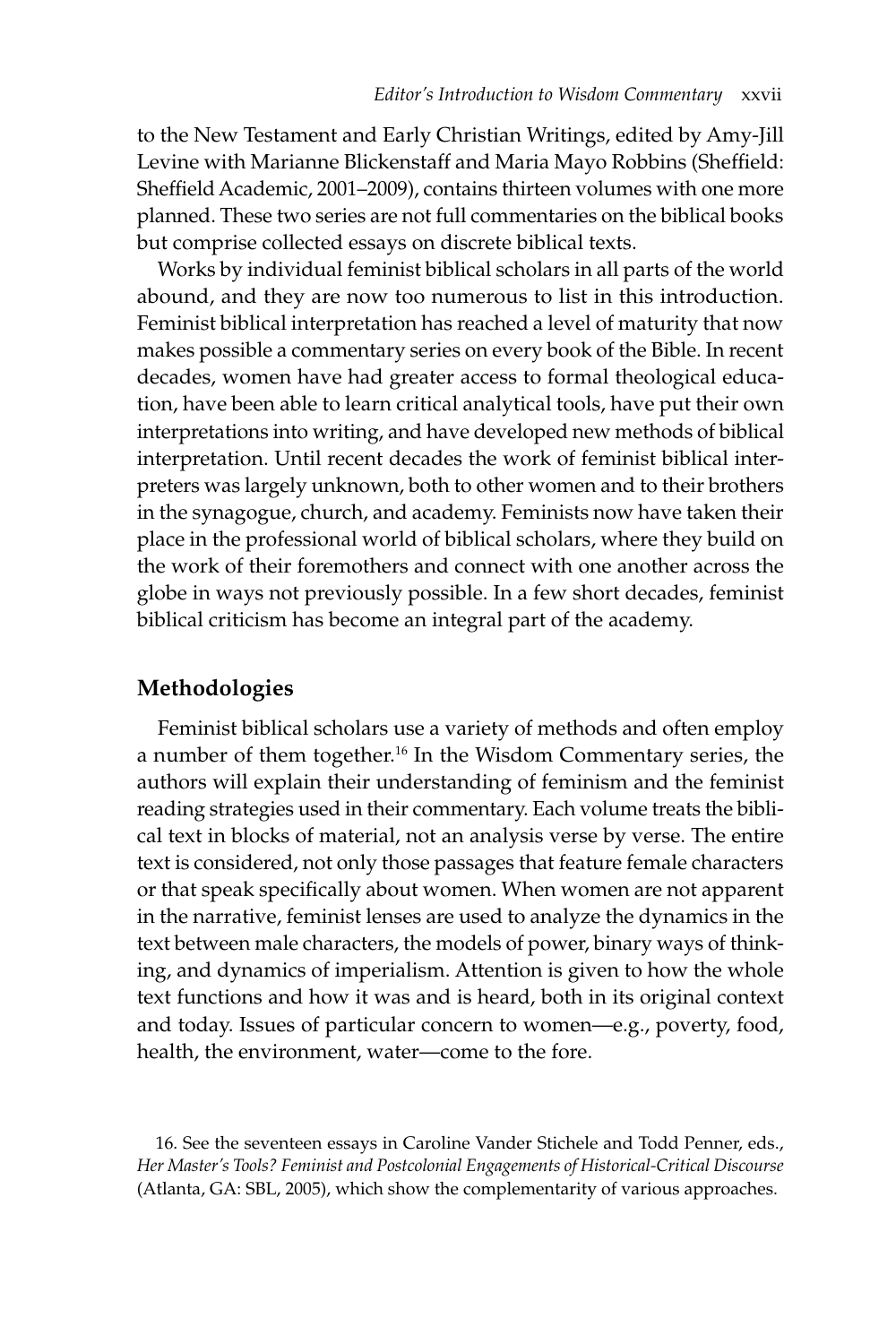to the New Testament and Early Christian Writings, edited by Amy-Jill Levine with Marianne Blickenstaff and Maria Mayo Robbins (Sheffield: Sheffield Academic, 2001–2009), contains thirteen volumes with one more planned. These two series are not full commentaries on the biblical books but comprise collected essays on discrete biblical texts.

Works by individual feminist biblical scholars in all parts of the world abound, and they are now too numerous to list in this introduction. Feminist biblical interpretation has reached a level of maturity that now makes possible a commentary series on every book of the Bible. In recent decades, women have had greater access to formal theological education, have been able to learn critical analytical tools, have put their own interpretations into writing, and have developed new methods of biblical interpretation. Until recent decades the work of feminist biblical interpreters was largely unknown, both to other women and to their brothers in the synagogue, church, and academy. Feminists now have taken their place in the professional world of biblical scholars, where they build on the work of their foremothers and connect with one another across the globe in ways not previously possible. In a few short decades, feminist biblical criticism has become an integral part of the academy.

## Methodologies

Feminist biblical scholars use a variety of methods and often employ a number of them together.[16] In the Wisdom Commentary series, the authors will explain their understanding of feminism and the feminist reading strategies used in their commentary. Each volume treats the biblical text in blocks of material, not an analysis verse by verse. The entire text is considered, not only those passages that feature female characters or that speak specifically about women. When women are not apparent in the narrative, feminist lenses are used to analyze the dynamics in the text between male characters, the models of power, binary ways of thinking, and dynamics of imperialism. Attention is given to how the whole text functions and how it was and is heard, both in its original context and today. Issues of particular concern to women—e.g., poverty, food, health, the environment, water—come to the fore.

16. See the seventeen essays in Caroline Vander Stichele and Todd Penner, eds., *Her Master's Tools? Feminist and Postcolonial Engagements of Historical-Critical Discourse* (Atlanta, GA: SBL, 2005), which show the complementarity of various approaches.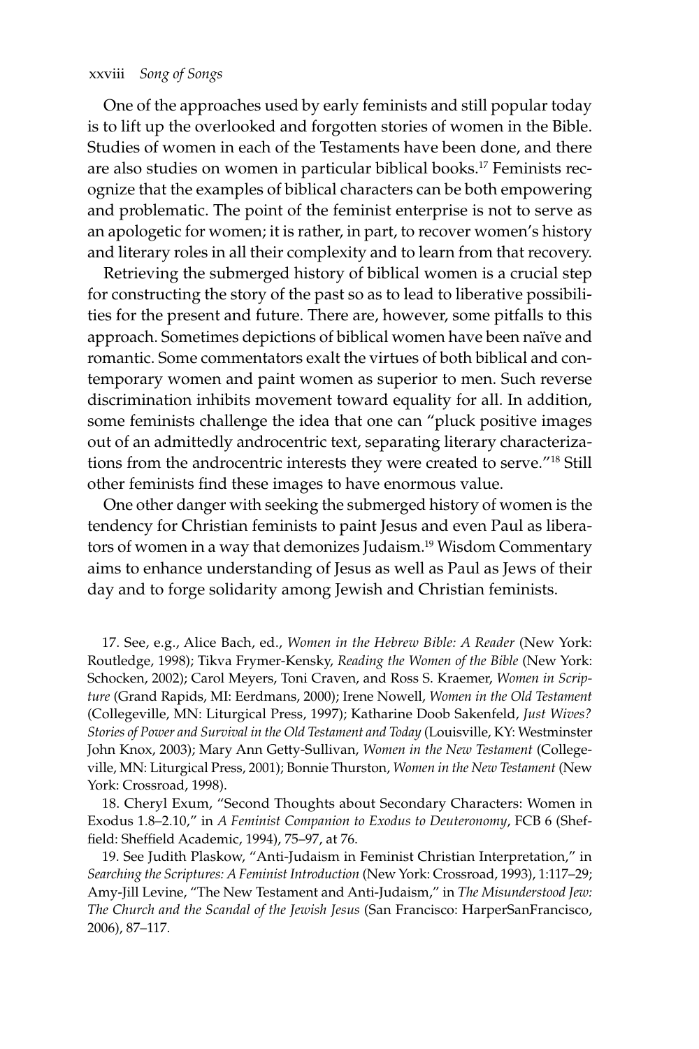One of the approaches used by early feminists and still popular today is to lift up the overlooked and forgotten stories of women in the Bible. Studies of women in each of the Testaments have been done, and there are also studies on women in particular biblical books.[17] Feminists recognize that the examples of biblical characters can be both empowering and problematic. The point of the feminist enterprise is not to serve as an apologetic for women; it is rather, in part, to recover women's history and literary roles in all their complexity and to learn from that recovery.

Retrieving the submerged history of biblical women is a crucial step for constructing the story of the past so as to lead to liberative possibilities for the present and future. There are, however, some pitfalls to this approach. Sometimes depictions of biblical women have been naïve and romantic. Some commentators exalt the virtues of both biblical and contemporary women and paint women as superior to men. Such reverse discrimination inhibits movement toward equality for all. In addition, some feminists challenge the idea that one can "pluck positive images out of an admittedly androcentric text, separating literary characterizations from the androcentric interests they were created to serve."[18] Still other feminists find these images to have enormous value.

One other danger with seeking the submerged history of women is the tendency for Christian feminists to paint Jesus and even Paul as liberators of women in a way that demonizes Judaism.[19] Wisdom Commentary aims to enhance understanding of Jesus as well as Paul as Jews of their day and to forge solidarity among Jewish and Christian feminists.

17. See, e.g., Alice Bach, ed., *Women in the Hebrew Bible: A Reader* (New York: Routledge, 1998); Tikva Frymer-Kensky, *Reading the Women of the Bible* (New York: Schocken, 2002); Carol Meyers, Toni Craven, and Ross S. Kraemer, *Women in Scripture* (Grand Rapids, MI: Eerdmans, 2000); Irene Nowell, *Women in the Old Testament* (Collegeville, MN: Liturgical Press, 1997); Katharine Doob Sakenfeld, *Just Wives? Stories of Power and Survival in the Old Testament and Today* (Louisville, KY: Westminster John Knox, 2003); Mary Ann Getty-Sullivan, *Women in the New Testament* (Collegeville, MN: Liturgical Press, 2001); Bonnie Thurston, *Women in the New Testament* (New York: Crossroad, 1998).

18. Cheryl Exum, "Second Thoughts about Secondary Characters: Women in Exodus 1.8–2.10," in *A Feminist Companion to Exodus to Deuteronomy*, FCB 6 (Sheffield: Sheffield Academic, 1994), 75–97, at 76.

19. See Judith Plaskow, "Anti-Judaism in Feminist Christian Interpretation," in *Searching the Scriptures: A Feminist Introduction* (New York: Crossroad, 1993), 1:117–29; Amy-Jill Levine, "The New Testament and Anti-Judaism," in *The Misunderstood Jew: The Church and the Scandal of the Jewish Jesus* (San Francisco: HarperSanFrancisco, 2006), 87–117.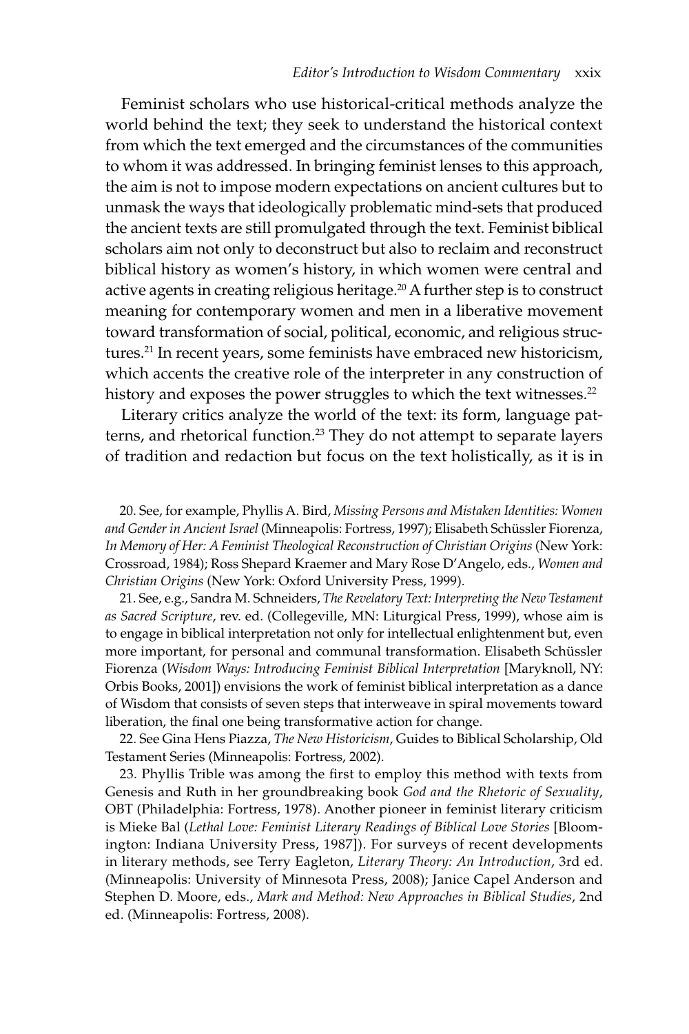Feminist scholars who use historical-critical methods analyze the world behind the text; they seek to understand the historical context from which the text emerged and the circumstances of the communities to whom it was addressed. In bringing feminist lenses to this approach, the aim is not to impose modern expectations on ancient cultures but to unmask the ways that ideologically problematic mind-sets that produced the ancient texts are still promulgated through the text. Feminist biblical scholars aim not only to deconstruct but also to reclaim and reconstruct biblical history as women's history, in which women were central and active agents in creating religious heritage.[20] A further step is to construct meaning for contemporary women and men in a liberative movement toward transformation of social, political, economic, and religious structures.[21] In recent years, some feminists have embraced new historicism, which accents the creative role of the interpreter in any construction of history and exposes the power struggles to which the text witnesses.[22]

Literary critics analyze the world of the text: its form, language patterns, and rhetorical function.[23] They do not attempt to separate layers of tradition and redaction but focus on the text holistically, as it is in

20. See, for example, Phyllis A. Bird, *Missing Persons and Mistaken Identities: Women and Gender in Ancient Israel* (Minneapolis: Fortress, 1997); Elisabeth Schüssler Fiorenza, *In Memory of Her: A Feminist Theological Reconstruction of Christian Origins* (New York: Crossroad, 1984); Ross Shepard Kraemer and Mary Rose D'Angelo, eds., *Women and Christian Origins* (New York: Oxford University Press, 1999).

21. See, e.g., Sandra M. Schneiders, *The Revelatory Text: Interpreting the New Testament as Sacred Scripture*, rev. ed. (Collegeville, MN: Liturgical Press, 1999), whose aim is to engage in biblical interpretation not only for intellectual enlightenment but, even more important, for personal and communal transformation. Elisabeth Schüssler Fiorenza (*Wisdom Ways: Introducing Feminist Biblical Interpretation* [Maryknoll, NY: Orbis Books, 2001]) envisions the work of feminist biblical interpretation as a dance of Wisdom that consists of seven steps that interweave in spiral movements toward liberation, the final one being transformative action for change.

22. See Gina Hens Piazza, *The New Historicism*, Guides to Biblical Scholarship, Old Testament Series (Minneapolis: Fortress, 2002).

23. Phyllis Trible was among the first to employ this method with texts from Genesis and Ruth in her groundbreaking book *God and the Rhetoric of Sexuality*, OBT (Philadelphia: Fortress, 1978). Another pioneer in feminist literary criticism is Mieke Bal (*Lethal Love: Feminist Literary Readings of Biblical Love Stories* [Bloomington: Indiana University Press, 1987]). For surveys of recent developments in literary methods, see Terry Eagleton, *Literary Theory: An Introduction*, 3rd ed. (Minneapolis: University of Minnesota Press, 2008); Janice Capel Anderson and Stephen D. Moore, eds., *Mark and Method: New Approaches in Biblical Studies*, 2nd ed. (Minneapolis: Fortress, 2008).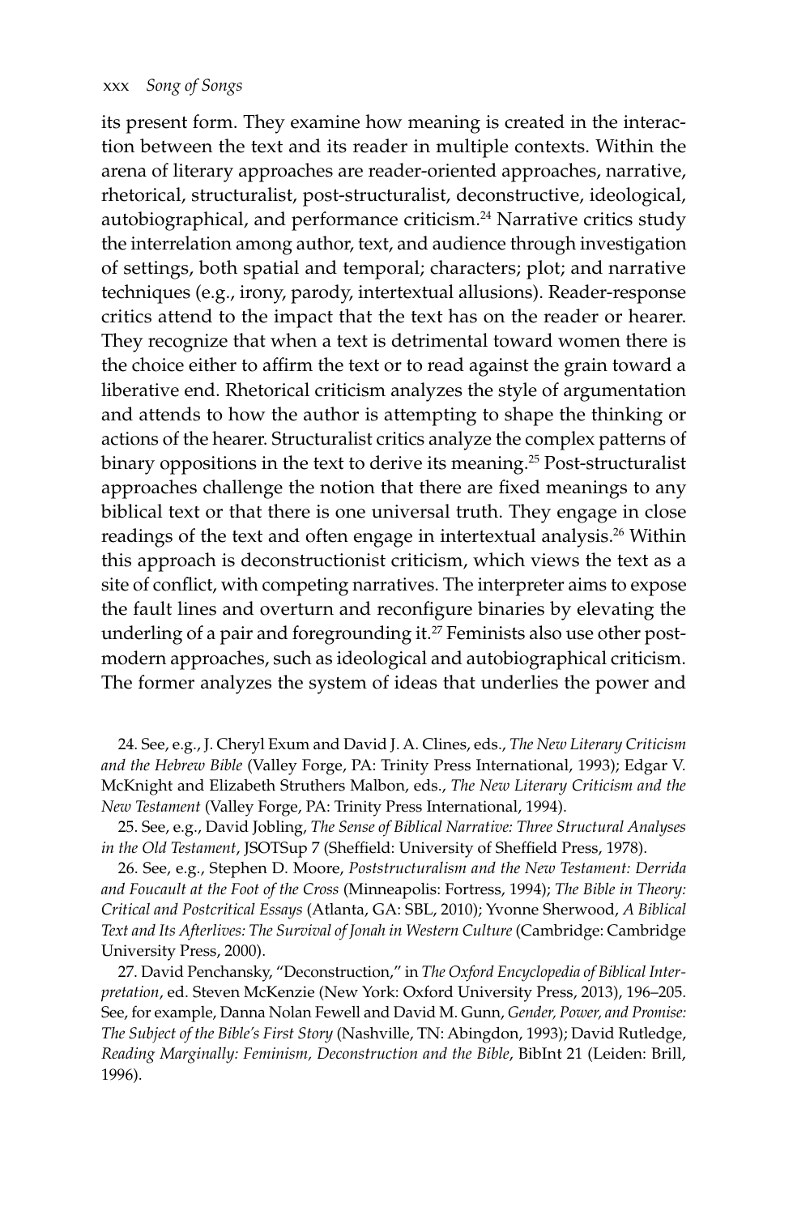its present form. They examine how meaning is created in the interaction between the text and its reader in multiple contexts. Within the arena of literary approaches are reader-oriented approaches, narrative, rhetorical, structuralist, post-structuralist, deconstructive, ideological, autobiographical, and performance criticism.[24] Narrative critics study the interrelation among author, text, and audience through investigation of settings, both spatial and temporal; characters; plot; and narrative techniques (e.g., irony, parody, intertextual allusions). Reader-response critics attend to the impact that the text has on the reader or hearer. They recognize that when a text is detrimental toward women there is the choice either to affirm the text or to read against the grain toward a liberative end. Rhetorical criticism analyzes the style of argumentation and attends to how the author is attempting to shape the thinking or actions of the hearer. Structuralist critics analyze the complex patterns of binary oppositions in the text to derive its meaning.[25] Post-structuralist approaches challenge the notion that there are fixed meanings to any biblical text or that there is one universal truth. They engage in close readings of the text and often engage in intertextual analysis.[26] Within this approach is deconstructionist criticism, which views the text as a site of conflict, with competing narratives. The interpreter aims to expose the fault lines and overturn and reconfigure binaries by elevating the underling of a pair and foregrounding it.[27] Feminists also use other postmodern approaches, such as ideological and autobiographical criticism. The former analyzes the system of ideas that underlies the power and

24. See, e.g., J. Cheryl Exum and David J. A. Clines, eds., *The New Literary Criticism and the Hebrew Bible* (Valley Forge, PA: Trinity Press International, 1993); Edgar V. McKnight and Elizabeth Struthers Malbon, eds., *The New Literary Criticism and the New Testament* (Valley Forge, PA: Trinity Press International, 1994).

25. See, e.g., David Jobling, *The Sense of Biblical Narrative: Three Structural Analyses in the Old Testament*, JSOTSup 7 (Sheffield: University of Sheffield Press, 1978).

26. See, e.g., Stephen D. Moore, *Poststructuralism and the New Testament: Derrida and Foucault at the Foot of the Cross* (Minneapolis: Fortress, 1994); *The Bible in Theory: Critical and Postcritical Essays* (Atlanta, GA: SBL, 2010); Yvonne Sherwood, *A Biblical Text and Its Afterlives: The Survival of Jonah in Western Culture* (Cambridge: Cambridge University Press, 2000).

27. David Penchansky, "Deconstruction," in *The Oxford Encyclopedia of Biblical Interpretation*, ed. Steven McKenzie (New York: Oxford University Press, 2013), 196–205. See, for example, Danna Nolan Fewell and David M. Gunn, *Gender, Power, and Promise: The Subject of the Bible's First Story* (Nashville, TN: Abingdon, 1993); David Rutledge, *Reading Marginally: Feminism, Deconstruction and the Bible*, BibInt 21 (Leiden: Brill, 1996).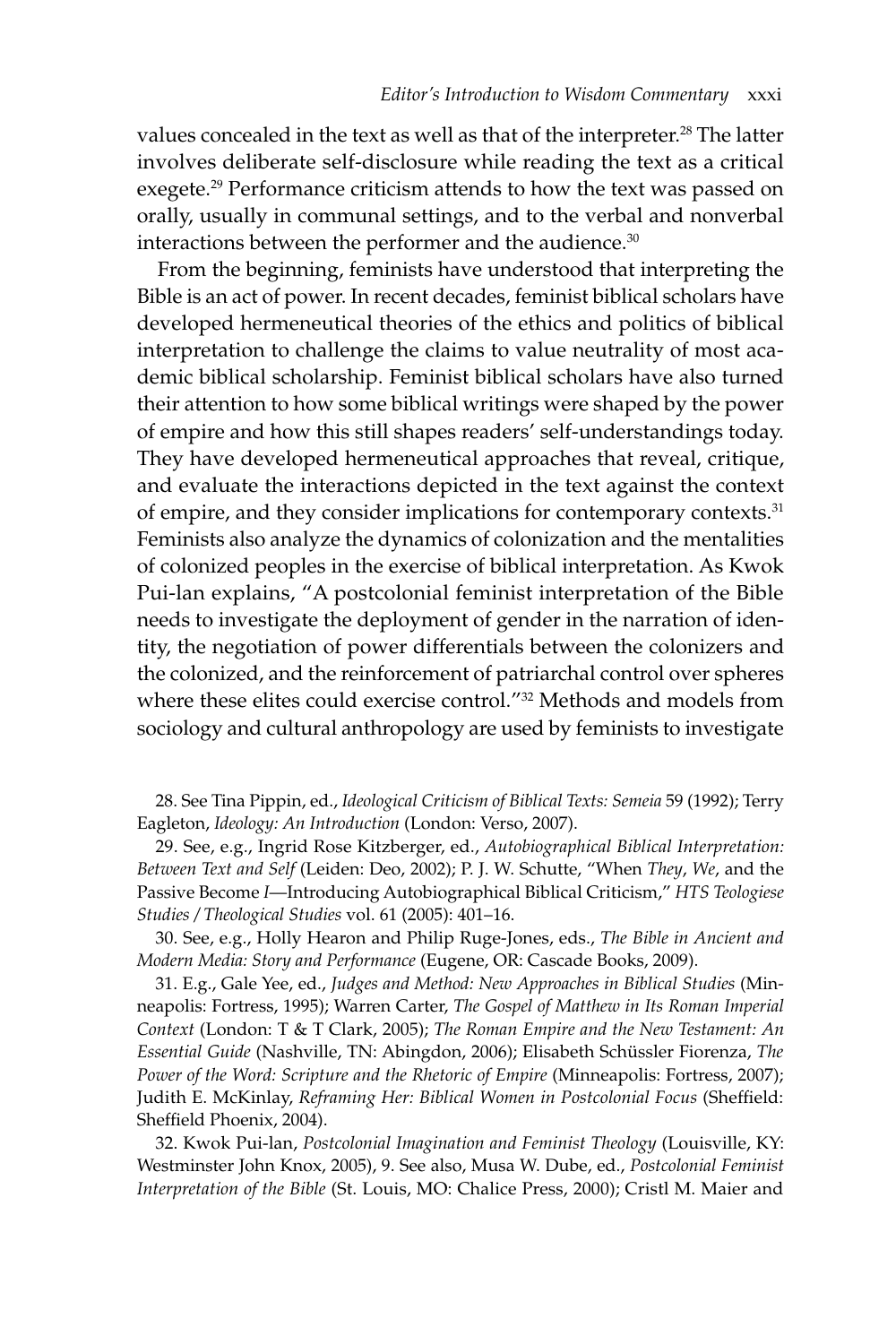values concealed in the text as well as that of the interpreter.[28] The latter involves deliberate self-disclosure while reading the text as a critical exegete.[29] Performance criticism attends to how the text was passed on orally, usually in communal settings, and to the verbal and nonverbal interactions between the performer and the audience.[30]

From the beginning, feminists have understood that interpreting the Bible is an act of power. In recent decades, feminist biblical scholars have developed hermeneutical theories of the ethics and politics of biblical interpretation to challenge the claims to value neutrality of most academic biblical scholarship. Feminist biblical scholars have also turned their attention to how some biblical writings were shaped by the power of empire and how this still shapes readers' self-understandings today. They have developed hermeneutical approaches that reveal, critique, and evaluate the interactions depicted in the text against the context of empire, and they consider implications for contemporary contexts.[31] Feminists also analyze the dynamics of colonization and the mentalities of colonized peoples in the exercise of biblical interpretation. As Kwok Pui-lan explains, "A postcolonial feminist interpretation of the Bible needs to investigate the deployment of gender in the narration of identity, the negotiation of power differentials between the colonizers and the colonized, and the reinforcement of patriarchal control over spheres where these elites could exercise control."[32] Methods and models from sociology and cultural anthropology are used by feminists to investigate

28. See Tina Pippin, ed., *Ideological Criticism of Biblical Texts: Semeia* 59 (1992); Terry Eagleton, *Ideology: An Introduction* (London: Verso, 2007).

29. See, e.g., Ingrid Rose Kitzberger, ed., *Autobiographical Biblical Interpretation: Between Text and Self* (Leiden: Deo, 2002); P. J. W. Schutte, "When *They*, *We*, and the Passive Become *I*—Introducing Autobiographical Biblical Criticism," *HTS Teologiese Studies / Theological Studies* vol. 61 (2005): 401–16.

30. See, e.g., Holly Hearon and Philip Ruge-Jones, eds., *The Bible in Ancient and Modern Media: Story and Performance* (Eugene, OR: Cascade Books, 2009).

31. E.g., Gale Yee, ed., *Judges and Method: New Approaches in Biblical Studies* (Minneapolis: Fortress, 1995); Warren Carter, *The Gospel of Matthew in Its Roman Imperial Context* (London: T & T Clark, 2005); *The Roman Empire and the New Testament: An Essential Guide* (Nashville, TN: Abingdon, 2006); Elisabeth Schüssler Fiorenza, *The Power of the Word: Scripture and the Rhetoric of Empire* (Minneapolis: Fortress, 2007); Judith E. McKinlay, *Reframing Her: Biblical Women in Postcolonial Focus* (Sheffield: Sheffield Phoenix, 2004).

32. Kwok Pui-lan, *Postcolonial Imagination and Feminist Theology* (Louisville, KY: Westminster John Knox, 2005), 9. See also, Musa W. Dube, ed., *Postcolonial Feminist Interpretation of the Bible* (St. Louis, MO: Chalice Press, 2000); Cristl M. Maier and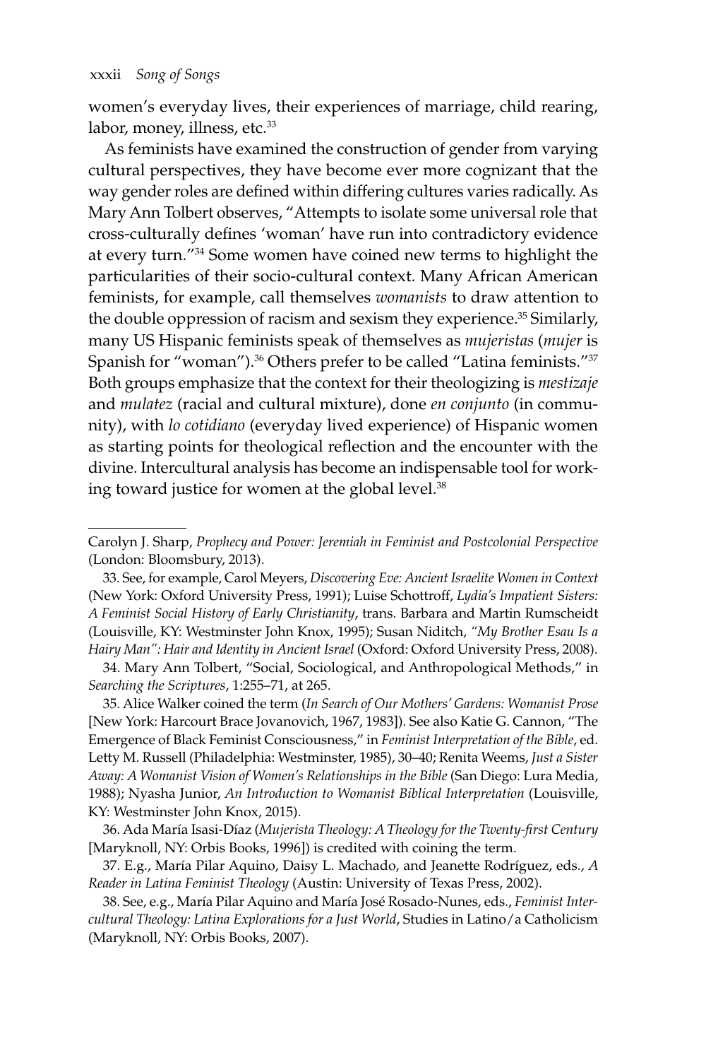women's everyday lives, their experiences of marriage, child rearing, labor, money, illness, etc.[33]

As feminists have examined the construction of gender from varying cultural perspectives, they have become ever more cognizant that the way gender roles are defined within differing cultures varies radically. As Mary Ann Tolbert observes, "Attempts to isolate some universal role that cross-culturally defines 'woman' have run into contradictory evidence at every turn."[34] Some women have coined new terms to highlight the particularities of their socio-cultural context. Many African American feminists, for example, call themselves *womanists* to draw attention to the double oppression of racism and sexism they experience.[35] Similarly, many US Hispanic feminists speak of themselves as *mujeristas* (*mujer* is Spanish for "woman").[36] Others prefer to be called "Latina feminists."[37] Both groups emphasize that the context for their theologizing is *mestizaje* and *mulatez* (racial and cultural mixture), done *en conjunto* (in community), with *lo cotidiano* (everyday lived experience) of Hispanic women as starting points for theological reflection and the encounter with the divine. Intercultural analysis has become an indispensable tool for working toward justice for women at the global level.[38]

---

Carolyn J. Sharp, *Prophecy and Power: Jeremiah in Feminist and Postcolonial Perspective* (London: Bloomsbury, 2013).

33. See, for example, Carol Meyers, *Discovering Eve: Ancient Israelite Women in Context* (New York: Oxford University Press, 1991); Luise Schottroff, *Lydia's Impatient Sisters: A Feminist Social History of Early Christianity*, trans. Barbara and Martin Rumscheidt (Louisville, KY: Westminster John Knox, 1995); Susan Niditch, *"My Brother Esau Is a Hairy Man": Hair and Identity in Ancient Israel* (Oxford: Oxford University Press, 2008).

34. Mary Ann Tolbert, "Social, Sociological, and Anthropological Methods," in *Searching the Scriptures*, 1:255–71, at 265.

35. Alice Walker coined the term (*In Search of Our Mothers' Gardens: Womanist Prose* [New York: Harcourt Brace Jovanovich, 1967, 1983]). See also Katie G. Cannon, "The Emergence of Black Feminist Consciousness," in *Feminist Interpretation of the Bible*, ed. Letty M. Russell (Philadelphia: Westminster, 1985), 30–40; Renita Weems, *Just a Sister Away: A Womanist Vision of Women's Relationships in the Bible* (San Diego: Lura Media, 1988); Nyasha Junior, *An Introduction to Womanist Biblical Interpretation* (Louisville, KY: Westminster John Knox, 2015).

36. Ada María Isasi-Díaz (*Mujerista Theology: A Theology for the Twenty-first Century* [Maryknoll, NY: Orbis Books, 1996]) is credited with coining the term.

37. E.g., María Pilar Aquino, Daisy L. Machado, and Jeanette Rodríguez, eds., *A Reader in Latina Feminist Theology* (Austin: University of Texas Press, 2002).

38. See, e.g., María Pilar Aquino and María José Rosado-Nunes, eds., *Feminist Intercultural Theology: Latina Explorations for a Just World*, Studies in Latino/a Catholicism (Maryknoll, NY: Orbis Books, 2007).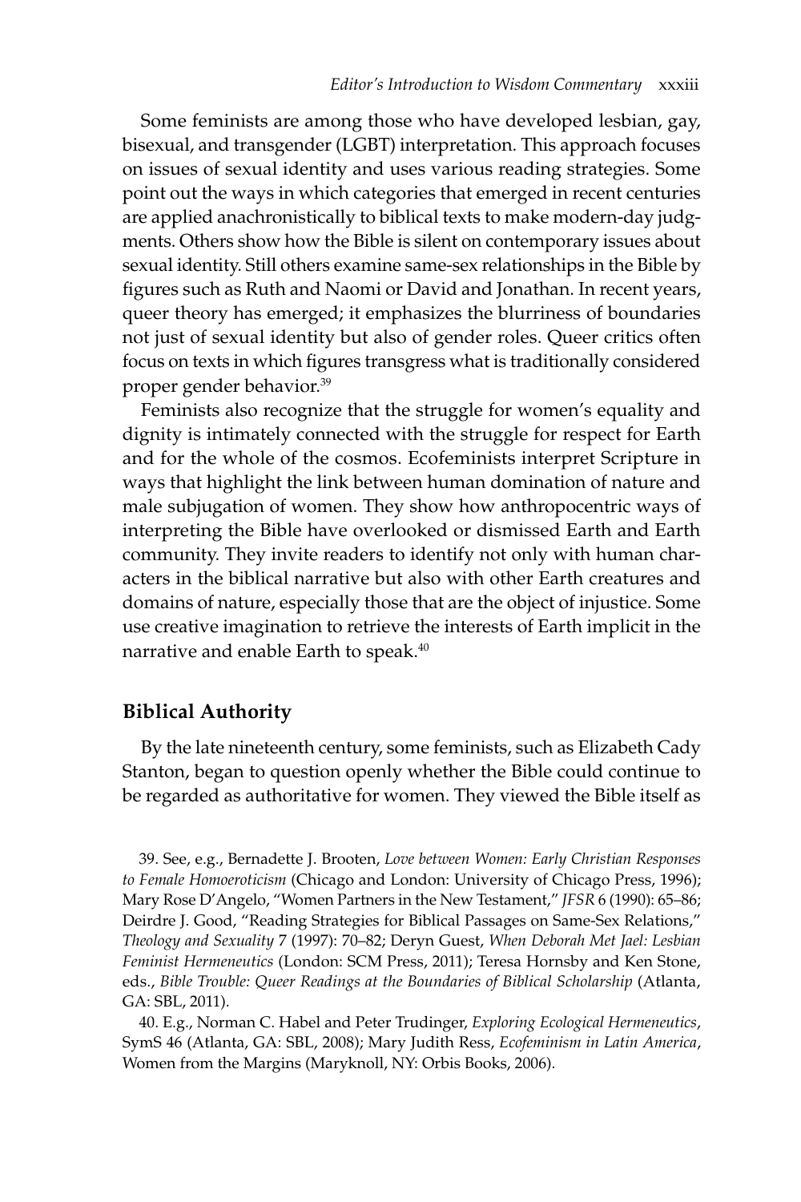Some feminists are among those who have developed lesbian, gay, bisexual, and transgender (LGBT) interpretation. This approach focuses on issues of sexual identity and uses various reading strategies. Some point out the ways in which categories that emerged in recent centuries are applied anachronistically to biblical texts to make modern-day judgments. Others show how the Bible is silent on contemporary issues about sexual identity. Still others examine same-sex relationships in the Bible by figures such as Ruth and Naomi or David and Jonathan. In recent years, queer theory has emerged; it emphasizes the blurriness of boundaries not just of sexual identity but also of gender roles. Queer critics often focus on texts in which figures transgress what is traditionally considered proper gender behavior.[39]

Feminists also recognize that the struggle for women's equality and dignity is intimately connected with the struggle for respect for Earth and for the whole of the cosmos. Ecofeminists interpret Scripture in ways that highlight the link between human domination of nature and male subjugation of women. They show how anthropocentric ways of interpreting the Bible have overlooked or dismissed Earth and Earth community. They invite readers to identify not only with human characters in the biblical narrative but also with other Earth creatures and domains of nature, especially those that are the object of injustice. Some use creative imagination to retrieve the interests of Earth implicit in the narrative and enable Earth to speak.[40]

## Biblical Authority

By the late nineteenth century, some feminists, such as Elizabeth Cady Stanton, began to question openly whether the Bible could continue to be regarded as authoritative for women. They viewed the Bible itself as

39. See, e.g., Bernadette J. Brooten, *Love between Women: Early Christian Responses to Female Homoeroticism* (Chicago and London: University of Chicago Press, 1996); Mary Rose D'Angelo, "Women Partners in the New Testament," *JFSR* 6 (1990): 65–86; Deirdre J. Good, "Reading Strategies for Biblical Passages on Same-Sex Relations," *Theology and Sexuality* 7 (1997): 70–82; Deryn Guest, *When Deborah Met Jael: Lesbian Feminist Hermeneutics* (London: SCM Press, 2011); Teresa Hornsby and Ken Stone, eds., *Bible Trouble: Queer Readings at the Boundaries of Biblical Scholarship* (Atlanta, GA: SBL, 2011).

40. E.g., Norman C. Habel and Peter Trudinger, *Exploring Ecological Hermeneutics*, SymS 46 (Atlanta, GA: SBL, 2008); Mary Judith Ress, *Ecofeminism in Latin America*, Women from the Margins (Maryknoll, NY: Orbis Books, 2006).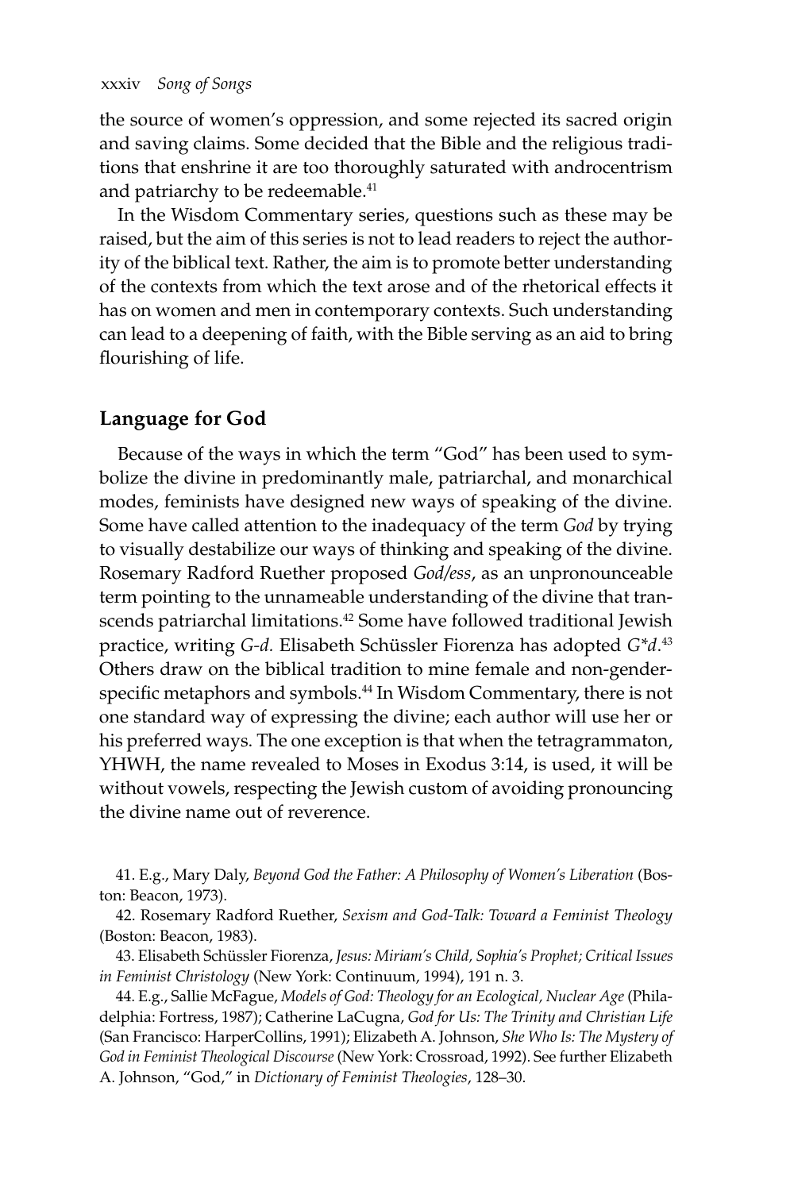the source of women's oppression, and some rejected its sacred origin and saving claims. Some decided that the Bible and the religious traditions that enshrine it are too thoroughly saturated with androcentrism and patriarchy to be redeemable.[41]

In the Wisdom Commentary series, questions such as these may be raised, but the aim of this series is not to lead readers to reject the authority of the biblical text. Rather, the aim is to promote better understanding of the contexts from which the text arose and of the rhetorical effects it has on women and men in contemporary contexts. Such understanding can lead to a deepening of faith, with the Bible serving as an aid to bring flourishing of life.

## Language for God

Because of the ways in which the term "God" has been used to symbolize the divine in predominantly male, patriarchal, and monarchical modes, feminists have designed new ways of speaking of the divine. Some have called attention to the inadequacy of the term *God* by trying to visually destabilize our ways of thinking and speaking of the divine. Rosemary Radford Ruether proposed *God/ess*, as an unpronounceable term pointing to the unnameable understanding of the divine that transcends patriarchal limitations.[42] Some have followed traditional Jewish practice, writing *G-d*. Elisabeth Schüssler Fiorenza has adopted *G\*d*.[43] Others draw on the biblical tradition to mine female and non-gender-specific metaphors and symbols.[44] In Wisdom Commentary, there is not one standard way of expressing the divine; each author will use her or his preferred ways. The one exception is that when the tetragrammaton, YHWH, the name revealed to Moses in Exodus 3:14, is used, it will be without vowels, respecting the Jewish custom of avoiding pronouncing the divine name out of reverence.

41. E.g., Mary Daly, *Beyond God the Father: A Philosophy of Women's Liberation* (Boston: Beacon, 1973).

42. Rosemary Radford Ruether, *Sexism and God-Talk: Toward a Feminist Theology* (Boston: Beacon, 1983).

43. Elisabeth Schüssler Fiorenza, *Jesus: Miriam's Child, Sophia's Prophet; Critical Issues in Feminist Christology* (New York: Continuum, 1994), 191 n. 3.

44. E.g., Sallie McFague, *Models of God: Theology for an Ecological, Nuclear Age* (Philadelphia: Fortress, 1987); Catherine LaCugna, *God for Us: The Trinity and Christian Life* (San Francisco: HarperCollins, 1991); Elizabeth A. Johnson, *She Who Is: The Mystery of God in Feminist Theological Discourse* (New York: Crossroad, 1992). See further Elizabeth A. Johnson, "God," in *Dictionary of Feminist Theologies*, 128–30.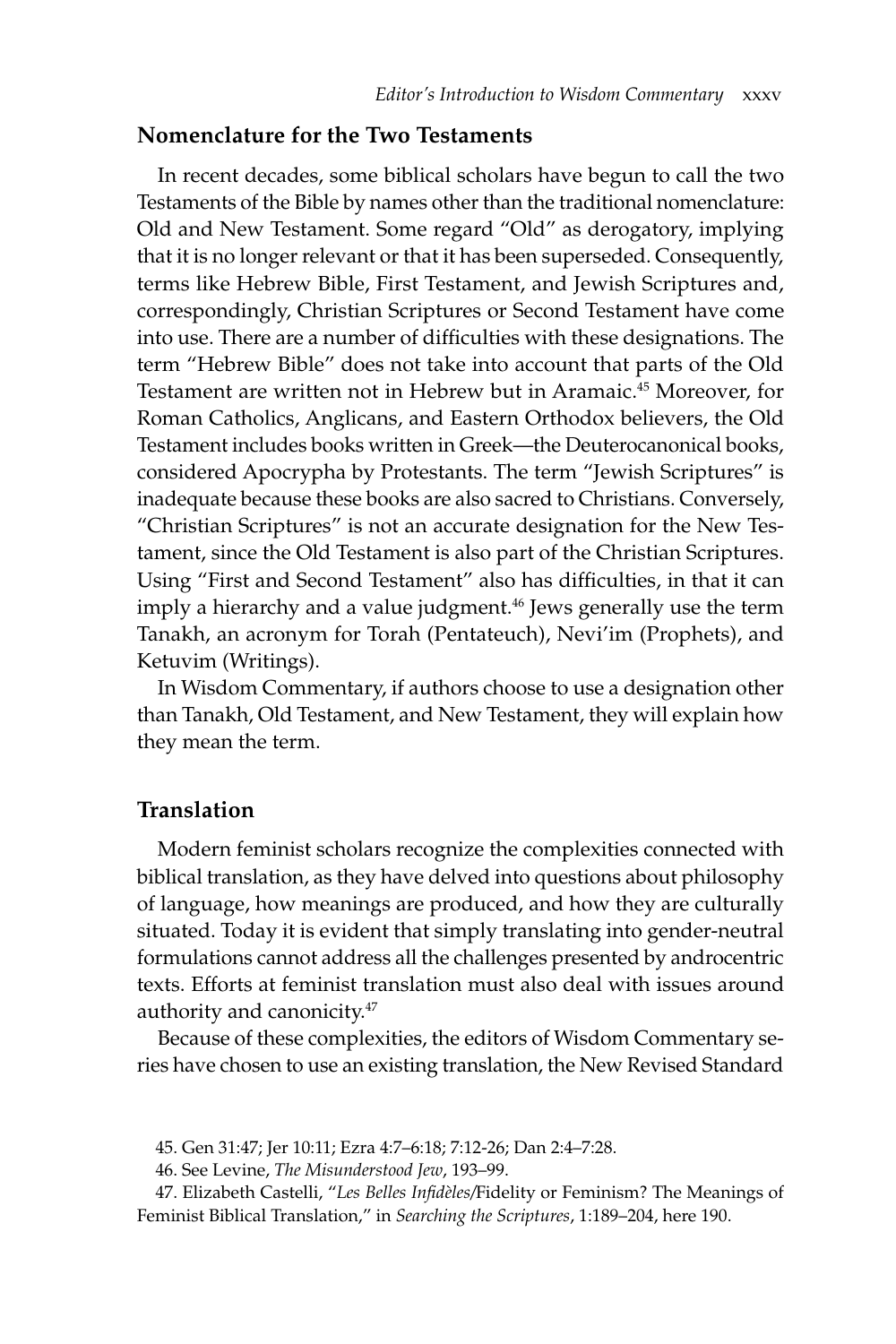## Nomenclature for the Two Testaments

In recent decades, some biblical scholars have begun to call the two Testaments of the Bible by names other than the traditional nomenclature: Old and New Testament. Some regard "Old" as derogatory, implying that it is no longer relevant or that it has been superseded. Consequently, terms like Hebrew Bible, First Testament, and Jewish Scriptures and, correspondingly, Christian Scriptures or Second Testament have come into use. There are a number of difficulties with these designations. The term "Hebrew Bible" does not take into account that parts of the Old Testament are written not in Hebrew but in Aramaic.[45] Moreover, for Roman Catholics, Anglicans, and Eastern Orthodox believers, the Old Testament includes books written in Greek—the Deuterocanonical books, considered Apocrypha by Protestants. The term "Jewish Scriptures" is inadequate because these books are also sacred to Christians. Conversely, "Christian Scriptures" is not an accurate designation for the New Testament, since the Old Testament is also part of the Christian Scriptures. Using "First and Second Testament" also has difficulties, in that it can imply a hierarchy and a value judgment.[46] Jews generally use the term Tanakh, an acronym for Torah (Pentateuch), Nevi'im (Prophets), and Ketuvim (Writings).

In Wisdom Commentary, if authors choose to use a designation other than Tanakh, Old Testament, and New Testament, they will explain how they mean the term.

## Translation

Modern feminist scholars recognize the complexities connected with biblical translation, as they have delved into questions about philosophy of language, how meanings are produced, and how they are culturally situated. Today it is evident that simply translating into gender-neutral formulations cannot address all the challenges presented by androcentric texts. Efforts at feminist translation must also deal with issues around authority and canonicity.[47]

Because of these complexities, the editors of Wisdom Commentary series have chosen to use an existing translation, the New Revised Standard

45. Gen 31:47; Jer 10:11; Ezra 4:7–6:18; 7:12-26; Dan 2:4–7:28.

46. See Levine, *The Misunderstood Jew*, 193–99.

47. Elizabeth Castelli, "*Les Belles Infidèles*/Fidelity or Feminism? The Meanings of Feminist Biblical Translation," in *Searching the Scriptures*, 1:189–204, here 190.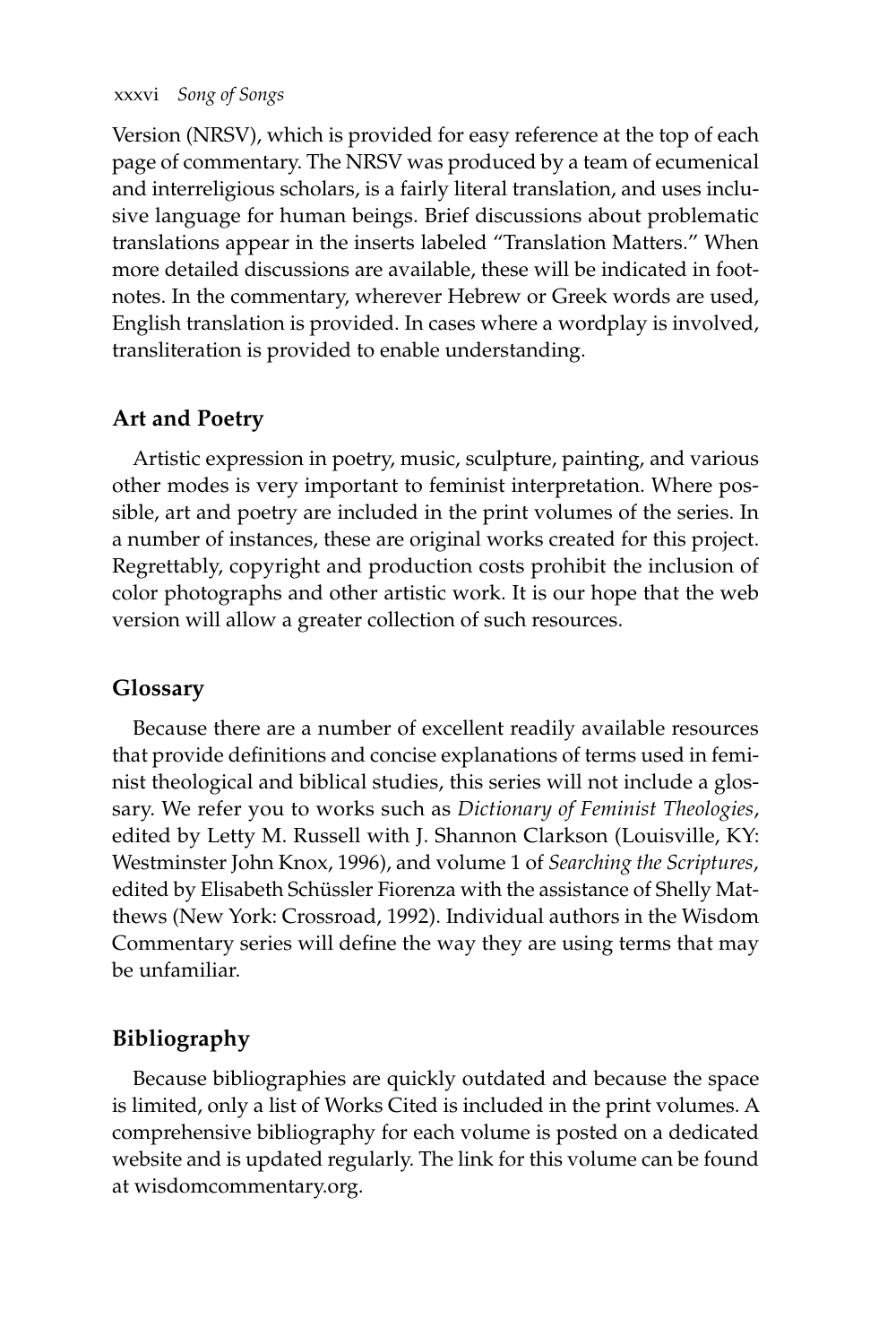Version (NRSV), which is provided for easy reference at the top of each page of commentary. The NRSV was produced by a team of ecumenical and interreligious scholars, is a fairly literal translation, and uses inclusive language for human beings. Brief discussions about problematic translations appear in the inserts labeled "Translation Matters." When more detailed discussions are available, these will be indicated in footnotes. In the commentary, wherever Hebrew or Greek words are used, English translation is provided. In cases where a wordplay is involved, transliteration is provided to enable understanding.

## Art and Poetry

Artistic expression in poetry, music, sculpture, painting, and various other modes is very important to feminist interpretation. Where possible, art and poetry are included in the print volumes of the series. In a number of instances, these are original works created for this project. Regrettably, copyright and production costs prohibit the inclusion of color photographs and other artistic work. It is our hope that the web version will allow a greater collection of such resources.

## Glossary

Because there are a number of excellent readily available resources that provide definitions and concise explanations of terms used in feminist theological and biblical studies, this series will not include a glossary. We refer you to works such as *Dictionary of Feminist Theologies*, edited by Letty M. Russell with J. Shannon Clarkson (Louisville, KY: Westminster John Knox, 1996), and volume 1 of *Searching the Scriptures*, edited by Elisabeth Schüssler Fiorenza with the assistance of Shelly Matthews (New York: Crossroad, 1992). Individual authors in the Wisdom Commentary series will define the way they are using terms that may be unfamiliar.

## Bibliography

Because bibliographies are quickly outdated and because the space is limited, only a list of Works Cited is included in the print volumes. A comprehensive bibliography for each volume is posted on a dedicated website and is updated regularly. The link for this volume can be found at wisdomcommentary.org.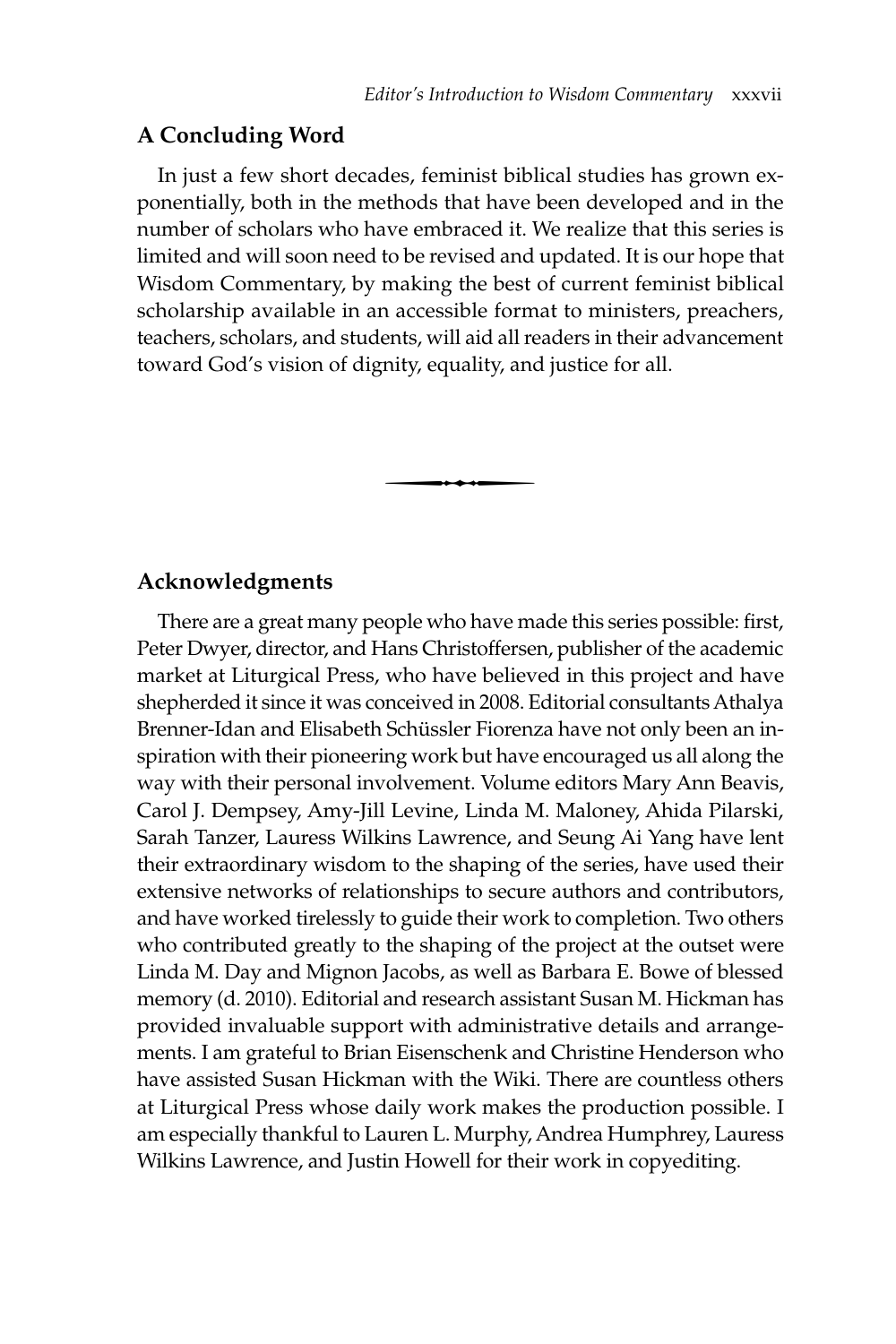## A Concluding Word

In just a few short decades, feminist biblical studies has grown exponentially, both in the methods that have been developed and in the number of scholars who have embraced it. We realize that this series is limited and will soon need to be revised and updated. It is our hope that Wisdom Commentary, by making the best of current feminist biblical scholarship available in an accessible format to ministers, preachers, teachers, scholars, and students, will aid all readers in their advancement toward God's vision of dignity, equality, and justice for all.

## Acknowledgments

There are a great many people who have made this series possible: first, Peter Dwyer, director, and Hans Christoffersen, publisher of the academic market at Liturgical Press, who have believed in this project and have shepherded it since it was conceived in 2008. Editorial consultants Athalya Brenner-Idan and Elisabeth Schüssler Fiorenza have not only been an inspiration with their pioneering work but have encouraged us all along the way with their personal involvement. Volume editors Mary Ann Beavis, Carol J. Dempsey, Amy-Jill Levine, Linda M. Maloney, Ahida Pilarski, Sarah Tanzer, Lauress Wilkins Lawrence, and Seung Ai Yang have lent their extraordinary wisdom to the shaping of the series, have used their extensive networks of relationships to secure authors and contributors, and have worked tirelessly to guide their work to completion. Two others who contributed greatly to the shaping of the project at the outset were Linda M. Day and Mignon Jacobs, as well as Barbara E. Bowe of blessed memory (d. 2010). Editorial and research assistant Susan M. Hickman has provided invaluable support with administrative details and arrangements. I am grateful to Brian Eisenschenk and Christine Henderson who have assisted Susan Hickman with the Wiki. There are countless others at Liturgical Press whose daily work makes the production possible. I am especially thankful to Lauren L. Murphy, Andrea Humphrey, Lauress Wilkins Lawrence, and Justin Howell for their work in copyediting.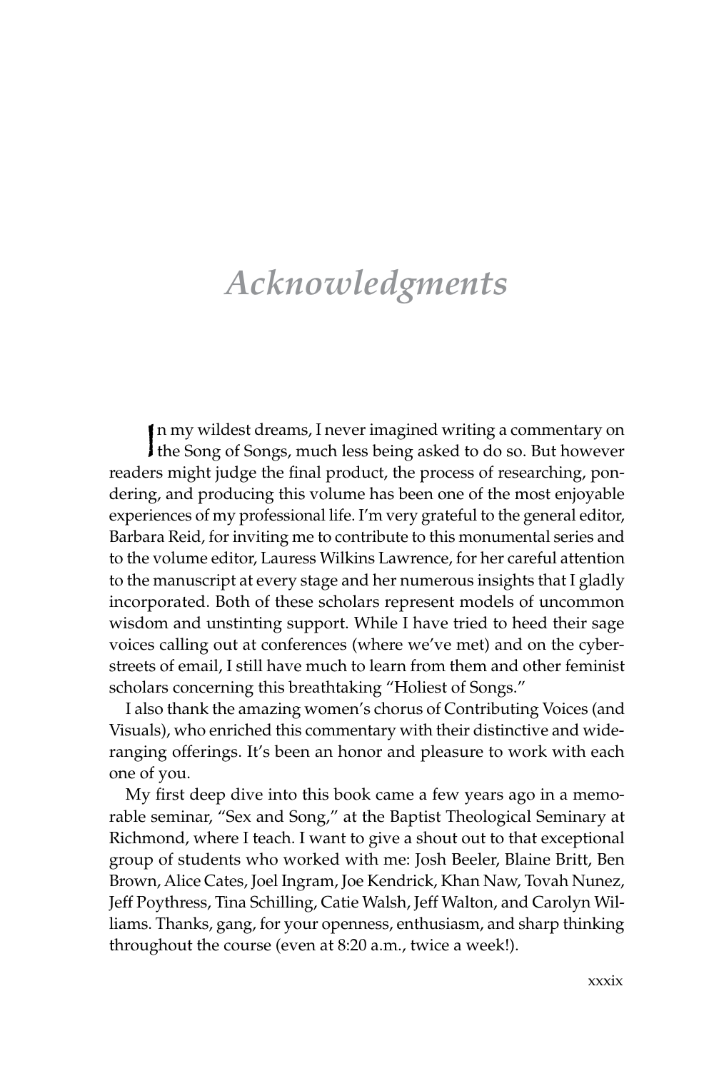# Acknowledgments

In my wildest dreams, I never imagined writing a commentary on the Song of Songs, much less being asked to do so. But however readers might judge the final product, the process of researching, pondering, and producing this volume has been one of the most enjoyable experiences of my professional life. I'm very grateful to the general editor, Barbara Reid, for inviting me to contribute to this monumental series and to the volume editor, Lauress Wilkins Lawrence, for her careful attention to the manuscript at every stage and her numerous insights that I gladly incorporated. Both of these scholars represent models of uncommon wisdom and unstinting support. While I have tried to heed their sage voices calling out at conferences (where we've met) and on the cyberstreets of email, I still have much to learn from them and other feminist scholars concerning this breathtaking "Holiest of Songs."

I also thank the amazing women's chorus of Contributing Voices (and Visuals), who enriched this commentary with their distinctive and wide-ranging offerings. It's been an honor and pleasure to work with each one of you.

My first deep dive into this book came a few years ago in a memorable seminar, "Sex and Song," at the Baptist Theological Seminary at Richmond, where I teach. I want to give a shout out to that exceptional group of students who worked with me: Josh Beeler, Blaine Britt, Ben Brown, Alice Cates, Joel Ingram, Joe Kendrick, Khan Naw, Tovah Nunez, Jeff Poythress, Tina Schilling, Catie Walsh, Jeff Walton, and Carolyn Williams. Thanks, gang, for your openness, enthusiasm, and sharp thinking throughout the course (even at 8:20 a.m., twice a week!).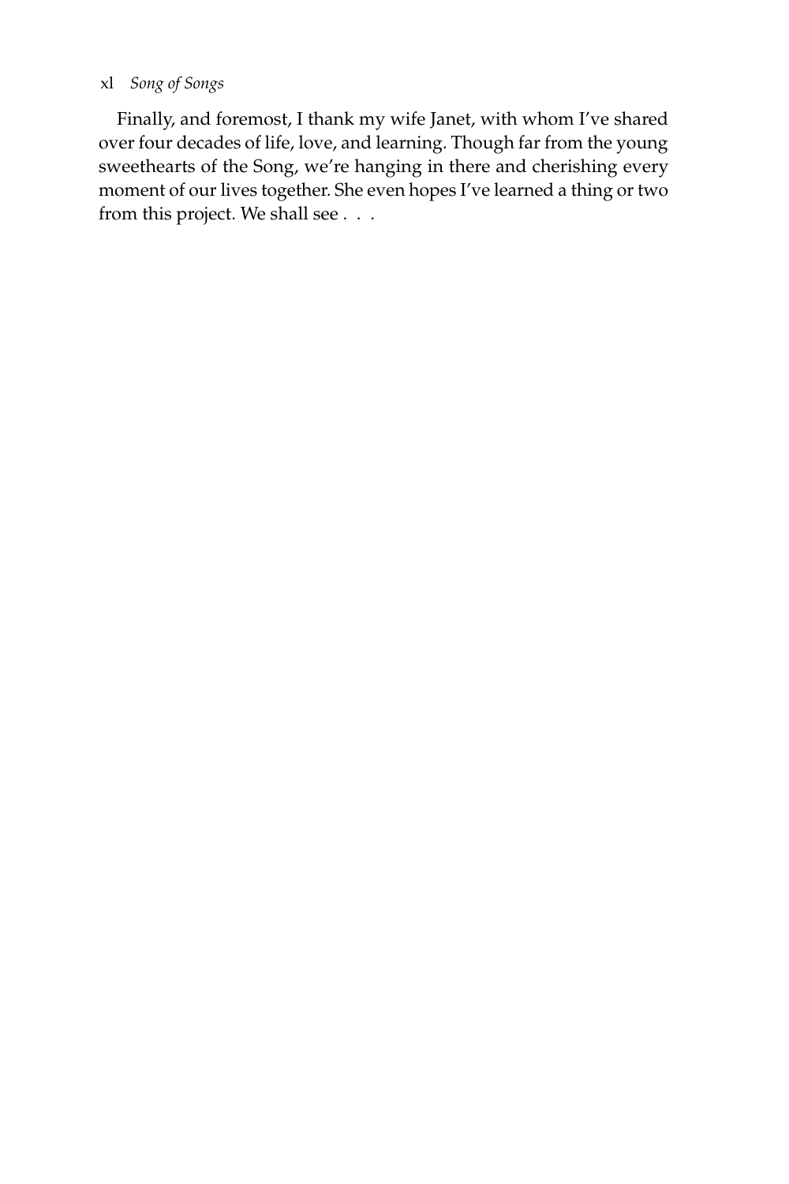Finally, and foremost, I thank my wife Janet, with whom I've shared over four decades of life, love, and learning. Though far from the young sweethearts of the Song, we're hanging in there and cherishing every moment of our lives together. She even hopes I've learned a thing or two from this project. We shall see . . .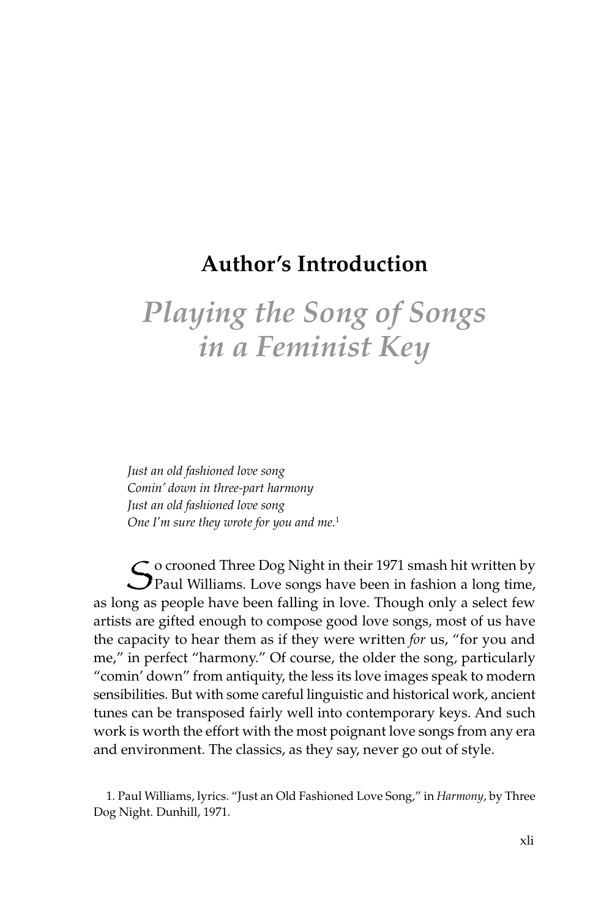# Author's Introduction

## *Playing the Song of Songs in a Feminist Key*

*Just an old fashioned love song*
*Comin' down in three-part harmony*
*Just an old fashioned love song*
*One I'm sure they wrote for you and me.*[1]

So crooned Three Dog Night in their 1971 smash hit written by Paul Williams. Love songs have been in fashion a long time, as long as people have been falling in love. Though only a select few artists are gifted enough to compose good love songs, most of us have the capacity to hear them as if they were written *for* us, "for you and me," in perfect "harmony." Of course, the older the song, particularly "comin' down" from antiquity, the less its love images speak to modern sensibilities. But with some careful linguistic and historical work, ancient tunes can be transposed fairly well into contemporary keys. And such work is worth the effort with the most poignant love songs from any era and environment. The classics, as they say, never go out of style.

1. Paul Williams, lyrics. "Just an Old Fashioned Love Song," in *Harmony*, by Three Dog Night. Dunhill, 1971.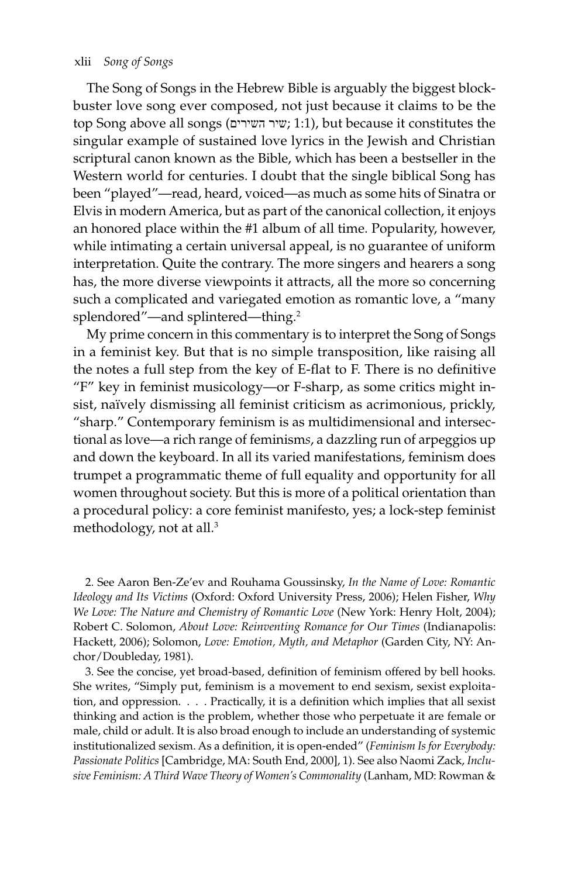The Song of Songs in the Hebrew Bible is arguably the biggest blockbuster love song ever composed, not just because it claims to be the top Song above all songs (שיר השירים; 1:1), but because it constitutes the singular example of sustained love lyrics in the Jewish and Christian scriptural canon known as the Bible, which has been a bestseller in the Western world for centuries. I doubt that the single biblical Song has been "played"—read, heard, voiced—as much as some hits of Sinatra or Elvis in modern America, but as part of the canonical collection, it enjoys an honored place within the #1 album of all time. Popularity, however, while intimating a certain universal appeal, is no guarantee of uniform interpretation. Quite the contrary. The more singers and hearers a song has, the more diverse viewpoints it attracts, all the more so concerning such a complicated and variegated emotion as romantic love, a "many splendored"—and splintered—thing.[2]

My prime concern in this commentary is to interpret the Song of Songs in a feminist key. But that is no simple transposition, like raising all the notes a full step from the key of E-flat to F. There is no definitive "F" key in feminist musicology—or F-sharp, as some critics might insist, naïvely dismissing all feminist criticism as acrimonious, prickly, "sharp." Contemporary feminism is as multidimensional and intersectional as love—a rich range of feminism*s*, a dazzling run of arpeggios up and down the keyboard. In all its varied manifestations, feminism does trumpet a programmatic theme of full equality and opportunity for all women throughout society. But this is more of a political orientation than a procedural policy: a core feminist manifesto, yes; a lock-step feminist methodology, not at all.[3]

2. See Aaron Ben-Ze'ev and Rouhama Goussinsky, *In the Name of Love: Romantic Ideology and Its Victims* (Oxford: Oxford University Press, 2006); Helen Fisher, *Why We Love: The Nature and Chemistry of Romantic Love* (New York: Henry Holt, 2004); Robert C. Solomon, *About Love: Reinventing Romance for Our Times* (Indianapolis: Hackett, 2006); Solomon, *Love: Emotion, Myth, and Metaphor* (Garden City, NY: Anchor/Doubleday, 1981).

3. See the concise, yet broad-based, definition of feminism offered by bell hooks. She writes, "Simply put, feminism is a movement to end sexism, sexist exploitation, and oppression. . . . Practically, it is a definition which implies that all sexist thinking and action is the problem, whether those who perpetuate it are female or male, child or adult. It is also broad enough to include an understanding of systemic institutionalized sexism. As a definition, it is open-ended" (*Feminism Is for Everybody: Passionate Politics* [Cambridge, MA: South End, 2000], 1). See also Naomi Zack, *Inclusive Feminism: A Third Wave Theory of Women's Commonality* (Lanham, MD: Rowman &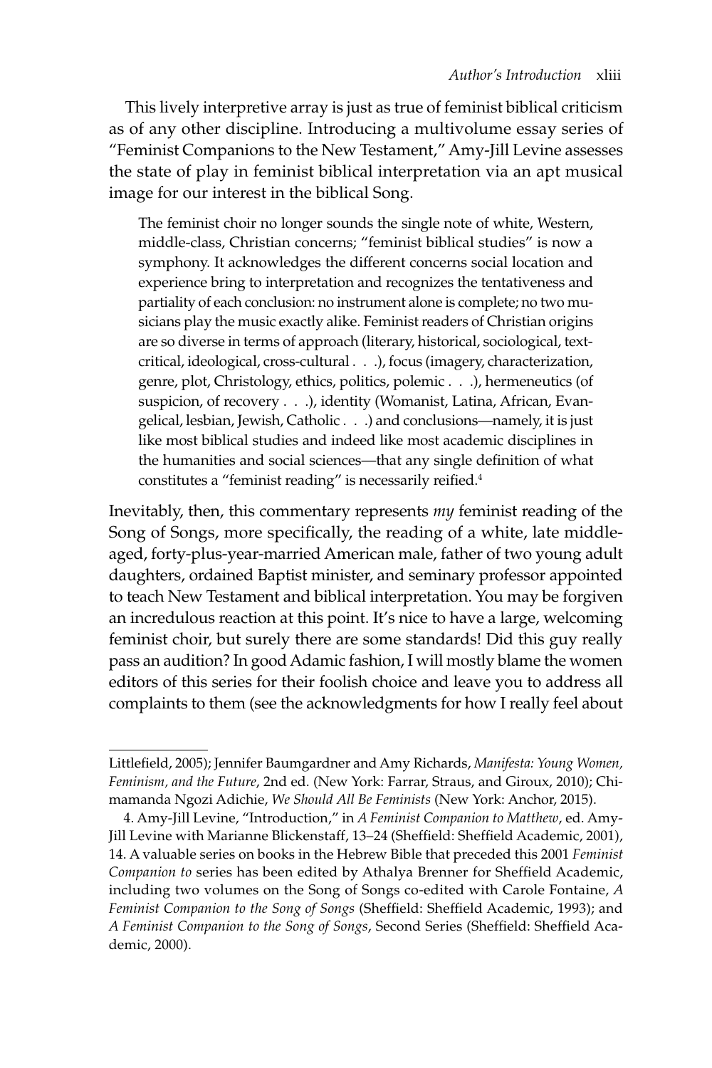This lively interpretive array is just as true of feminist biblical criticism as of any other discipline. Introducing a multivolume essay series of "Feminist Companions to the New Testament," Amy-Jill Levine assesses the state of play in feminist biblical interpretation via an apt musical image for our interest in the biblical Song.

> The feminist choir no longer sounds the single note of white, Western, middle-class, Christian concerns; "feminist biblical studies" is now a symphony. It acknowledges the different concerns social location and experience bring to interpretation and recognizes the tentativeness and partiality of each conclusion: no instrument alone is complete; no two musicians play the music exactly alike. Feminist readers of Christian origins are so diverse in terms of approach (literary, historical, sociological, text-critical, ideological, cross-cultural . . .), focus (imagery, characterization, genre, plot, Christology, ethics, politics, polemic . . .), hermeneutics (of suspicion, of recovery . . .), identity (Womanist, Latina, African, Evangelical, lesbian, Jewish, Catholic . . .) and conclusions—namely, it is just like most biblical studies and indeed like most academic disciplines in the humanities and social sciences—that any single definition of what constitutes a "feminist reading" is necessarily reified.[4]

Inevitably, then, this commentary represents *my* feminist reading of the Song of Songs, more specifically, the reading of a white, late middle-aged, forty-plus-year-married American male, father of two young adult daughters, ordained Baptist minister, and seminary professor appointed to teach New Testament and biblical interpretation. You may be forgiven an incredulous reaction at this point. It's nice to have a large, welcoming feminist choir, but surely there are some standards! Did this guy really pass an audition? In good Adamic fashion, I will mostly blame the women editors of this series for their foolish choice and leave you to address all complaints to them (see the acknowledgments for how I really feel about

---

Littlefield, 2005); Jennifer Baumgardner and Amy Richards, *Manifesta: Young Women, Feminism, and the Future*, 2nd ed. (New York: Farrar, Straus, and Giroux, 2010); Chimamanda Ngozi Adichie, *We Should All Be Feminists* (New York: Anchor, 2015).

4. Amy-Jill Levine, "Introduction," in *A Feminist Companion to Matthew*, ed. Amy-Jill Levine with Marianne Blickenstaff, 13–24 (Sheffield: Sheffield Academic, 2001), 14. A valuable series on books in the Hebrew Bible that preceded this 2001 *Feminist Companion to* series has been edited by Athalya Brenner for Sheffield Academic, including two volumes on the Song of Songs co-edited with Carole Fontaine, *A Feminist Companion to the Song of Songs* (Sheffield: Sheffield Academic, 1993); and *A Feminist Companion to the Song of Songs*, Second Series (Sheffield: Sheffield Academic, 2000).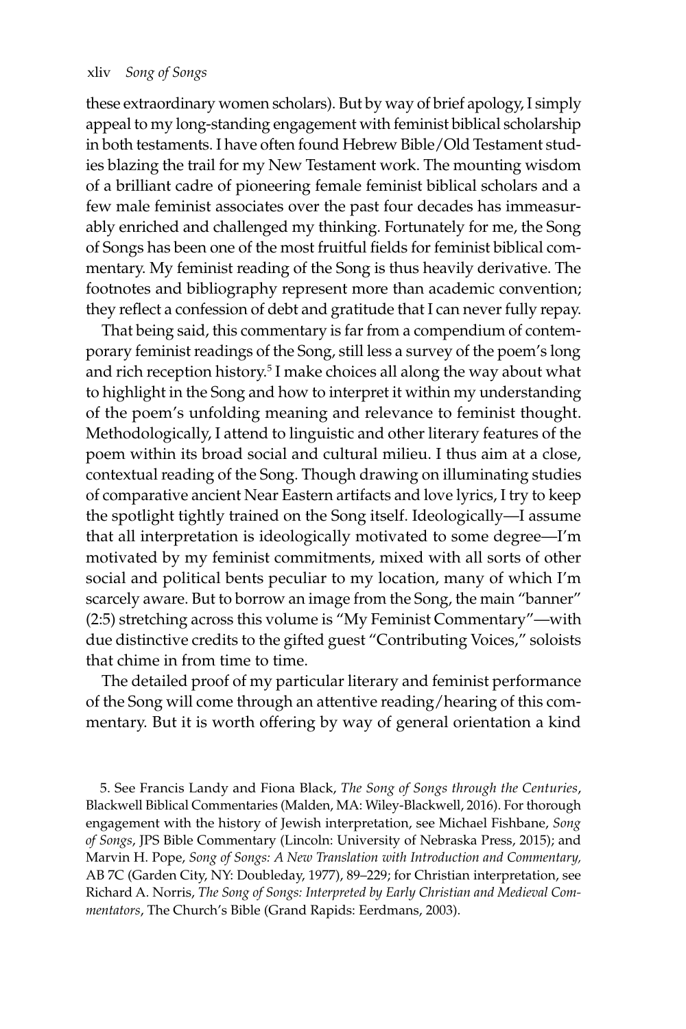these extraordinary women scholars). But by way of brief apology, I simply appeal to my long-standing engagement with feminist biblical scholarship in both testaments. I have often found Hebrew Bible/Old Testament studies blazing the trail for my New Testament work. The mounting wisdom of a brilliant cadre of pioneering female feminist biblical scholars and a few male feminist associates over the past four decades has immeasurably enriched and challenged my thinking. Fortunately for me, the Song of Songs has been one of the most fruitful fields for feminist biblical commentary. My feminist reading of the Song is thus heavily derivative. The footnotes and bibliography represent more than academic convention; they reflect a confession of debt and gratitude that I can never fully repay.

That being said, this commentary is far from a compendium of contemporary feminist readings of the Song, still less a survey of the poem's long and rich reception history.[5] I make choices all along the way about what to highlight in the Song and how to interpret it within my understanding of the poem's unfolding meaning and relevance to feminist thought. Methodologically, I attend to linguistic and other literary features of the poem within its broad social and cultural milieu. I thus aim at a close, contextual reading of the Song. Though drawing on illuminating studies of comparative ancient Near Eastern artifacts and love lyrics, I try to keep the spotlight tightly trained on the Song itself. Ideologically—I assume that all interpretation is ideologically motivated to some degree—I'm motivated by my feminist commitments, mixed with all sorts of other social and political bents peculiar to my location, many of which I'm scarcely aware. But to borrow an image from the Song, the main "banner" (2:5) stretching across this volume is "My Feminist Commentary"—with due distinctive credits to the gifted guest "Contributing Voices," soloists that chime in from time to time.

The detailed proof of my particular literary and feminist performance of the Song will come through an attentive reading/hearing of this commentary. But it is worth offering by way of general orientation a kind

5. See Francis Landy and Fiona Black, *The Song of Songs through the Centuries*, Blackwell Biblical Commentaries (Malden, MA: Wiley-Blackwell, 2016). For thorough engagement with the history of Jewish interpretation, see Michael Fishbane, *Song of Songs*, JPS Bible Commentary (Lincoln: University of Nebraska Press, 2015); and Marvin H. Pope, *Song of Songs: A New Translation with Introduction and Commentary,* AB 7C (Garden City, NY: Doubleday, 1977), 89–229; for Christian interpretation, see Richard A. Norris, *The Song of Songs: Interpreted by Early Christian and Medieval Commentators*, The Church's Bible (Grand Rapids: Eerdmans, 2003).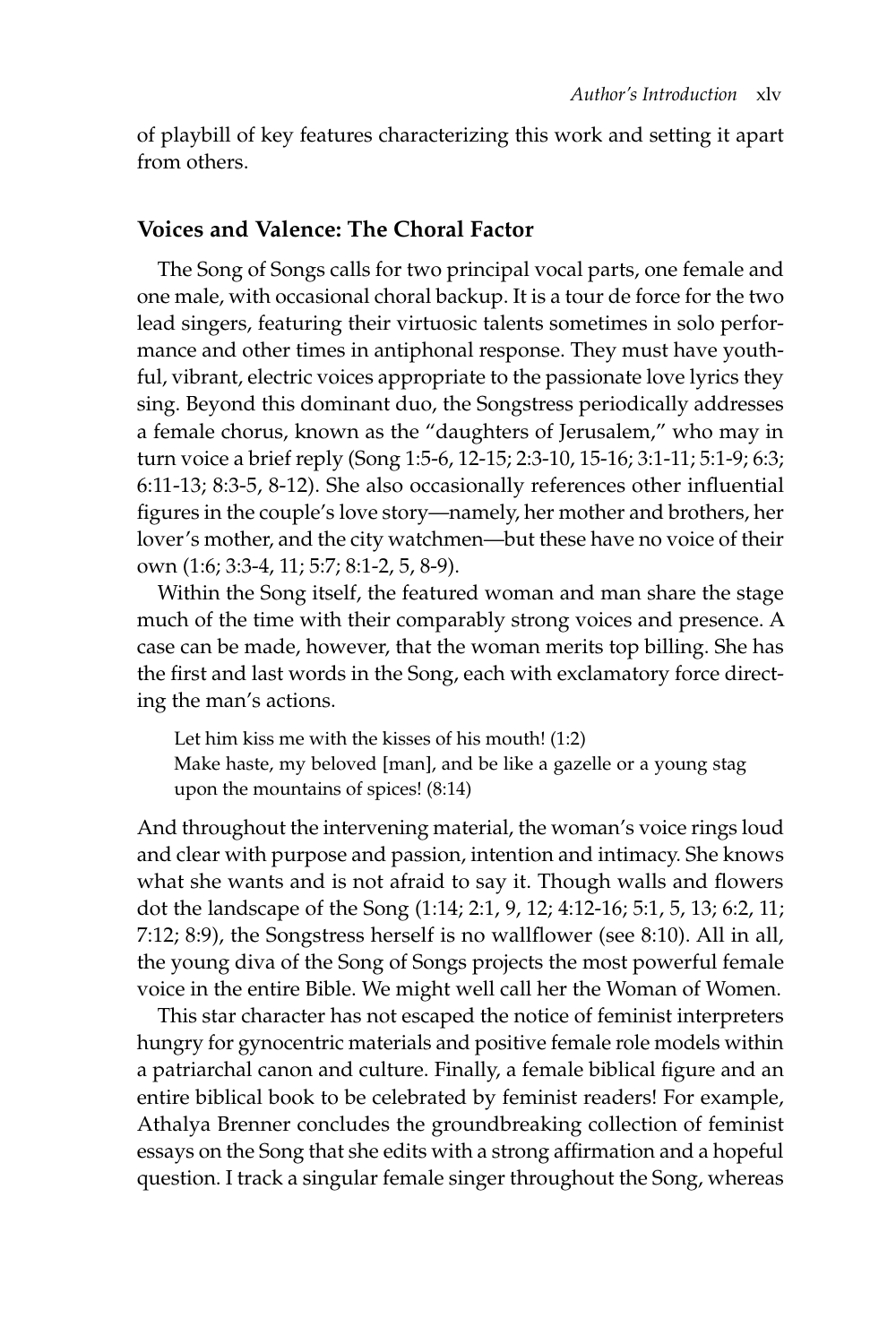of playbill of key features characterizing this work and setting it apart from others.

## Voices and Valence: The Choral Factor

The Song of Songs calls for two principal vocal parts, one female and one male, with occasional choral backup. It is a tour de force for the two lead singers, featuring their virtuosic talents sometimes in solo performance and other times in antiphonal response. They must have youthful, vibrant, electric voices appropriate to the passionate love lyrics they sing. Beyond this dominant duo, the Songstress periodically addresses a female chorus, known as the "daughters of Jerusalem," who may in turn voice a brief reply (Song 1:5-6, 12-15; 2:3-10, 15-16; 3:1-11; 5:1-9; 6:3; 6:11-13; 8:3-5, 8-12). She also occasionally references other influential figures in the couple's love story—namely, her mother and brothers, her lover's mother, and the city watchmen—but these have no voice of their own (1:6; 3:3-4, 11; 5:7; 8:1-2, 5, 8-9).

Within the Song itself, the featured woman and man share the stage much of the time with their comparably strong voices and presence. A case can be made, however, that the woman merits top billing. She has the first and last words in the Song, each with exclamatory force directing the man's actions.

> Let him kiss me with the kisses of his mouth! (1:2)
> Make haste, my beloved [man], and be like a gazelle or a young stag upon the mountains of spices! (8:14)

And throughout the intervening material, the woman's voice rings loud and clear with purpose and passion, intention and intimacy. She knows what she wants and is not afraid to say it. Though walls and flowers dot the landscape of the Song (1:14; 2:1, 9, 12; 4:12-16; 5:1, 5, 13; 6:2, 11; 7:12; 8:9), the Songstress herself is no wallflower (see 8:10). All in all, the young diva of the Song of Songs projects the most powerful female voice in the entire Bible. We might well call her the Woman of Women.

This star character has not escaped the notice of feminist interpreters hungry for gynocentric materials and positive female role models within a patriarchal canon and culture. Finally, a female biblical figure and an entire biblical book to be celebrated by feminist readers! For example, Athalya Brenner concludes the groundbreaking collection of feminist essays on the Song that she edits with a strong affirmation and a hopeful question. I track a singular female singer throughout the Song, whereas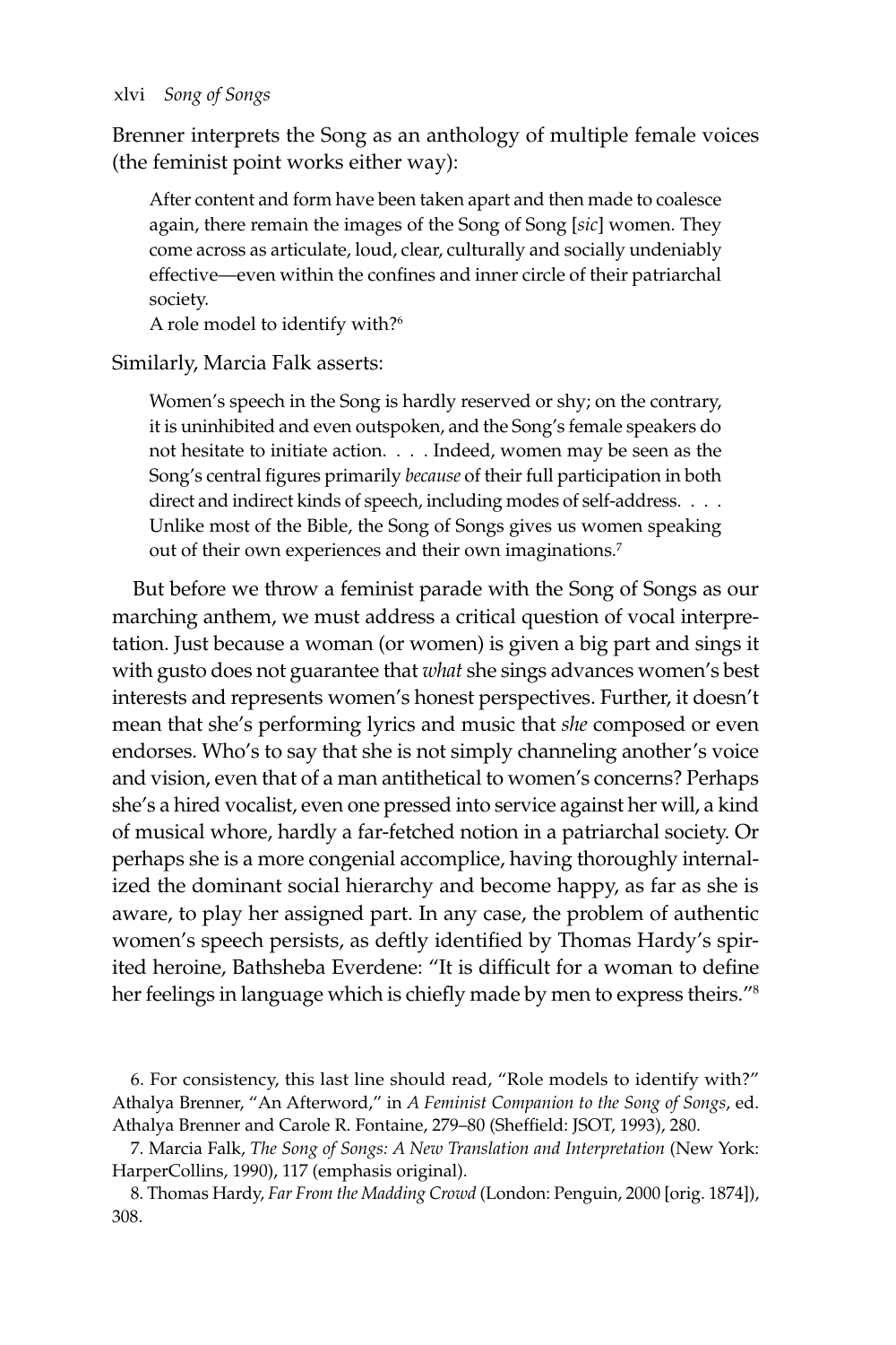Brenner interprets the Song as an anthology of multiple female voices (the feminist point works either way):

> After content and form have been taken apart and then made to coalesce again, there remain the images of the Song of Song [*sic*] women. They come across as articulate, loud, clear, culturally and socially undeniably effective—even within the confines and inner circle of their patriarchal society.
>
> A role model to identify with?[6]

Similarly, Marcia Falk asserts:

> Women's speech in the Song is hardly reserved or shy; on the contrary, it is uninhibited and even outspoken, and the Song's female speakers do not hesitate to initiate action. . . . Indeed, women may be seen as the Song's central figures primarily *because* of their full participation in both direct and indirect kinds of speech, including modes of self-address. . . . Unlike most of the Bible, the Song of Songs gives us women speaking out of their own experiences and their own imaginations.[7]

But before we throw a feminist parade with the Song of Songs as our marching anthem, we must address a critical question of vocal interpretation. Just because a woman (or women) is given a big part and sings it with gusto does not guarantee that *what* she sings advances women's best interests and represents women's honest perspectives. Further, it doesn't mean that she's performing lyrics and music that *she* composed or even endorses. Who's to say that she is not simply channeling another's voice and vision, even that of a man antithetical to women's concerns? Perhaps she's a hired vocalist, even one pressed into service against her will, a kind of musical whore, hardly a far-fetched notion in a patriarchal society. Or perhaps she is a more congenial accomplice, having thoroughly internalized the dominant social hierarchy and become happy, as far as she is aware, to play her assigned part. In any case, the problem of authentic women's speech persists, as deftly identified by Thomas Hardy's spirited heroine, Bathsheba Everdene: "It is difficult for a woman to define her feelings in language which is chiefly made by men to express theirs."[8]

---

6. For consistency, this last line should read, "Role models to identify with?" Athalya Brenner, "An Afterword," in *A Feminist Companion to the Song of Songs*, ed. Athalya Brenner and Carole R. Fontaine, 279–80 (Sheffield: JSOT, 1993), 280.

7. Marcia Falk, *The Song of Songs: A New Translation and Interpretation* (New York: HarperCollins, 1990), 117 (emphasis original).

8. Thomas Hardy, *Far From the Madding Crowd* (London: Penguin, 2000 [orig. 1874]), 308.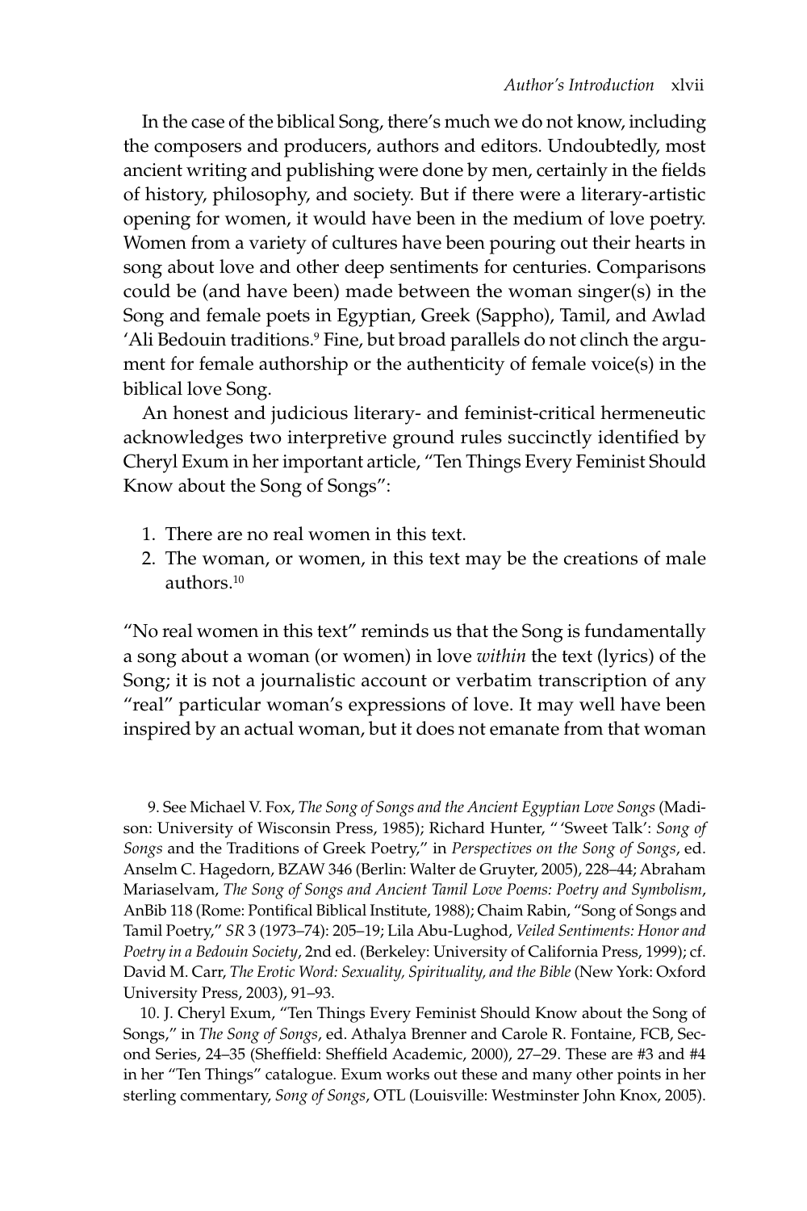In the case of the biblical Song, there's much we do not know, including the composers and producers, authors and editors. Undoubtedly, most ancient writing and publishing were done by men, certainly in the fields of history, philosophy, and society. But if there were a literary-artistic opening for women, it would have been in the medium of love poetry. Women from a variety of cultures have been pouring out their hearts in song about love and other deep sentiments for centuries. Comparisons could be (and have been) made between the woman singer(s) in the Song and female poets in Egyptian, Greek (Sappho), Tamil, and Awlad 'Ali Bedouin traditions.[9] Fine, but broad parallels do not clinch the argument for female authorship or the authenticity of female voice(s) in the biblical love Song.

An honest and judicious literary- and feminist-critical hermeneutic acknowledges two interpretive ground rules succinctly identified by Cheryl Exum in her important article, "Ten Things Every Feminist Should Know about the Song of Songs":

1. There are no real women in this text.
2. The woman, or women, in this text may be the creations of male authors.[10]

"No real women in this text" reminds us that the Song is fundamentally a song about a woman (or women) in love *within* the text (lyrics) of the Song; it is not a journalistic account or verbatim transcription of any "real" particular woman's expressions of love. It may well have been inspired by an actual woman, but it does not emanate from that woman

9. See Michael V. Fox, *The Song of Songs and the Ancient Egyptian Love Songs* (Madison: University of Wisconsin Press, 1985); Richard Hunter, " 'Sweet Talk': *Song of Songs* and the Traditions of Greek Poetry," in *Perspectives on the Song of Songs*, ed. Anselm C. Hagedorn, BZAW 346 (Berlin: Walter de Gruyter, 2005), 228–44; Abraham Mariaselvam, *The Song of Songs and Ancient Tamil Love Poems: Poetry and Symbolism*, AnBib 118 (Rome: Pontifical Biblical Institute, 1988); Chaim Rabin, "Song of Songs and Tamil Poetry," *SR* 3 (1973–74): 205–19; Lila Abu-Lughod, *Veiled Sentiments: Honor and Poetry in a Bedouin Society*, 2nd ed. (Berkeley: University of California Press, 1999); cf. David M. Carr, *The Erotic Word: Sexuality, Spirituality, and the Bible* (New York: Oxford University Press, 2003), 91–93.

10. J. Cheryl Exum, "Ten Things Every Feminist Should Know about the Song of Songs," in *The Song of Songs*, ed. Athalya Brenner and Carole R. Fontaine, FCB, Second Series, 24–35 (Sheffield: Sheffield Academic, 2000), 27–29. These are #3 and #4 in her "Ten Things" catalogue. Exum works out these and many other points in her sterling commentary, *Song of Songs*, OTL (Louisville: Westminster John Knox, 2005).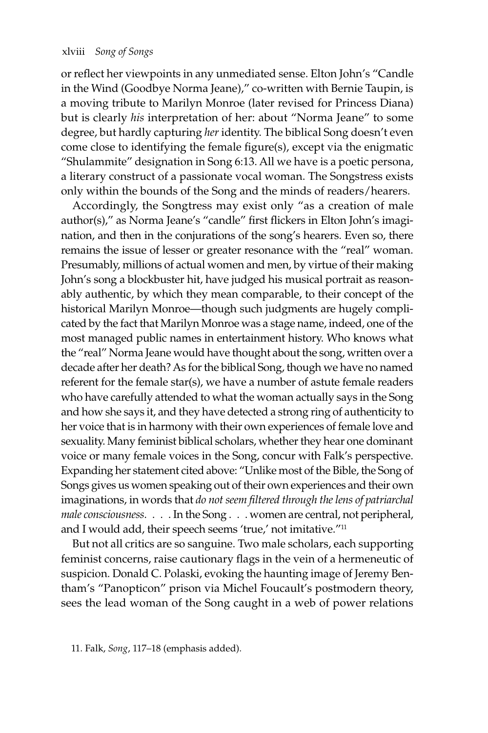or reflect her viewpoints in any unmediated sense. Elton John's "Candle in the Wind (Goodbye Norma Jeane)," co-written with Bernie Taupin, is a moving tribute to Marilyn Monroe (later revised for Princess Diana) but is clearly *his* interpretation of her: about "Norma Jeane" to some degree, but hardly capturing *her* identity. The biblical Song doesn't even come close to identifying the female figure(s), except via the enigmatic "Shulammite" designation in Song 6:13. All we have is a poetic persona, a literary construct of a passionate vocal woman. The Songstress exists only within the bounds of the Song and the minds of readers/hearers.

Accordingly, the Songtress may exist only "as a creation of male author(s)," as Norma Jeane's "candle" first flickers in Elton John's imagination, and then in the conjurations of the song's hearers. Even so, there remains the issue of lesser or greater resonance with the "real" woman. Presumably, millions of actual women and men, by virtue of their making John's song a blockbuster hit, have judged his musical portrait as reasonably authentic, by which they mean comparable, to their concept of the historical Marilyn Monroe—though such judgments are hugely complicated by the fact that Marilyn Monroe was a stage name, indeed, one of the most managed public names in entertainment history. Who knows what the "real" Norma Jeane would have thought about the song, written over a decade after her death? As for the biblical Song, though we have no named referent for the female star(s), we have a number of astute female readers who have carefully attended to what the woman actually says in the Song and how she says it, and they have detected a strong ring of authenticity to her voice that is in harmony with their own experiences of female love and sexuality. Many feminist biblical scholars, whether they hear one dominant voice or many female voices in the Song, concur with Falk's perspective. Expanding her statement cited above: "Unlike most of the Bible, the Song of Songs gives us women speaking out of their own experiences and their own imaginations, in words that *do not seem filtered through the lens of patriarchal male consciousness*. . . . In the Song . . . women are central, not peripheral, and I would add, their speech seems 'true,' not imitative."[11]

But not all critics are so sanguine. Two male scholars, each supporting feminist concerns, raise cautionary flags in the vein of a hermeneutic of suspicion. Donald C. Polaski, evoking the haunting image of Jeremy Bentham's "Panopticon" prison via Michel Foucault's postmodern theory, sees the lead woman of the Song caught in a web of power relations

11. Falk, *Song*, 117–18 (emphasis added).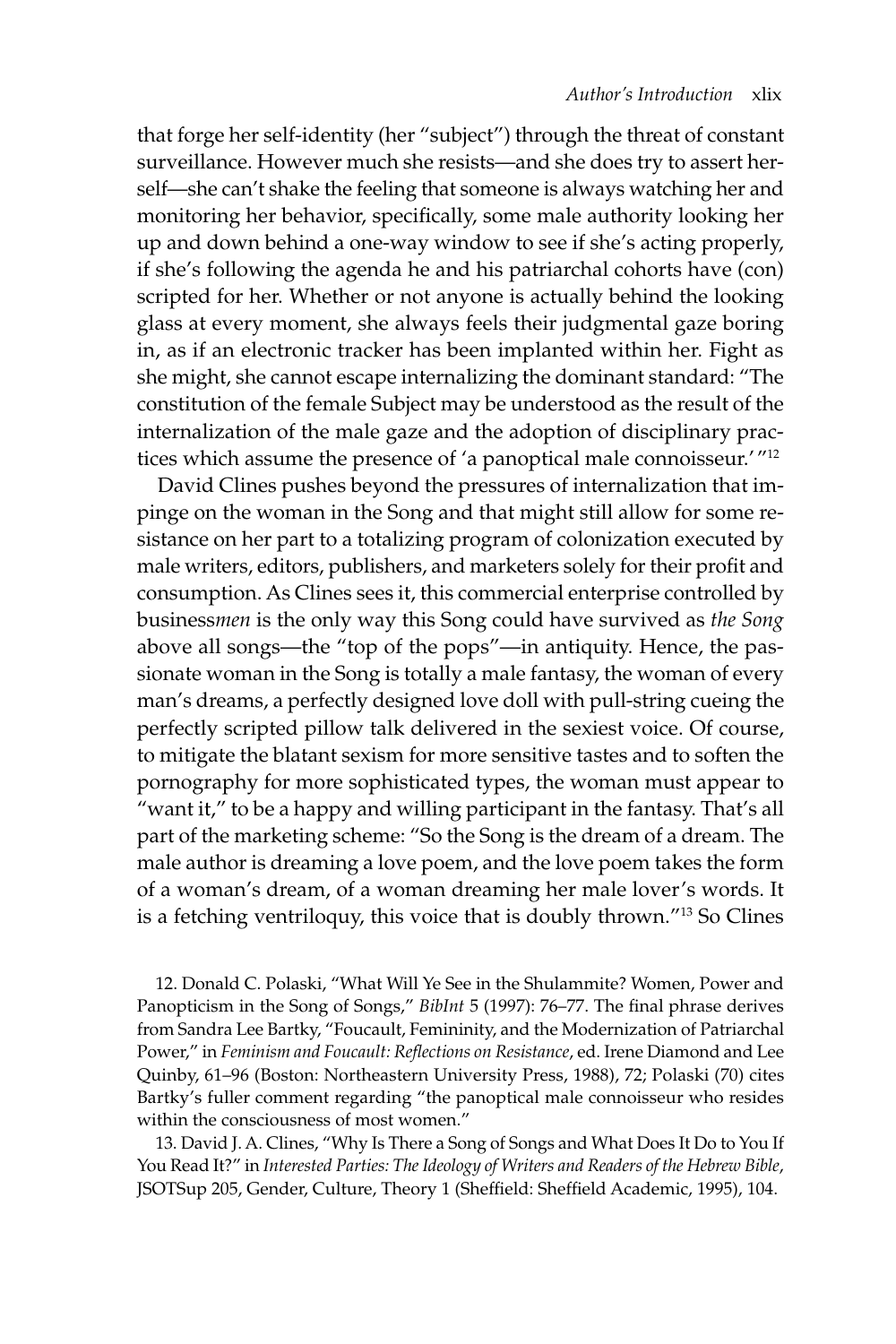that forge her self-identity (her "subject") through the threat of constant surveillance. However much she resists—and she does try to assert herself—she can't shake the feeling that someone is always watching her and monitoring her behavior, specifically, some male authority looking her up and down behind a one-way window to see if she's acting properly, if she's following the agenda he and his patriarchal cohorts have (con) scripted for her. Whether or not anyone is actually behind the looking glass at every moment, she always feels their judgmental gaze boring in, as if an electronic tracker has been implanted within her. Fight as she might, she cannot escape internalizing the dominant standard: "The constitution of the female Subject may be understood as the result of the internalization of the male gaze and the adoption of disciplinary practices which assume the presence of 'a panoptical male connoisseur.'"[12]

David Clines pushes beyond the pressures of internalization that impinge on the woman in the Song and that might still allow for some resistance on her part to a totalizing program of colonization executed by male writers, editors, publishers, and marketers solely for their profit and consumption. As Clines sees it, this commercial enterprise controlled by business*men* is the only way this Song could have survived as *the Song* above all songs—the "top of the pops"—in antiquity. Hence, the passionate woman in the Song is totally a male fantasy, the woman of every man's dreams, a perfectly designed love doll with pull-string cueing the perfectly scripted pillow talk delivered in the sexiest voice. Of course, to mitigate the blatant sexism for more sensitive tastes and to soften the pornography for more sophisticated types, the woman must appear to "want it," to be a happy and willing participant in the fantasy. That's all part of the marketing scheme: "So the Song is the dream of a dream. The male author is dreaming a love poem, and the love poem takes the form of a woman's dream, of a woman dreaming her male lover's words. It is a fetching ventriloquy, this voice that is doubly thrown."[13] So Clines

12. Donald C. Polaski, "What Will Ye See in the Shulammite? Women, Power and Panopticism in the Song of Songs," *BibInt* 5 (1997): 76–77. The final phrase derives from Sandra Lee Bartky, "Foucault, Femininity, and the Modernization of Patriarchal Power," in *Feminism and Foucault: Reflections on Resistance*, ed. Irene Diamond and Lee Quinby, 61–96 (Boston: Northeastern University Press, 1988), 72; Polaski (70) cites Bartky's fuller comment regarding "the panoptical male connoisseur who resides within the consciousness of most women."

13. David J. A. Clines, "Why Is There a Song of Songs and What Does It Do to You If You Read It?" in *Interested Parties: The Ideology of Writers and Readers of the Hebrew Bible*, JSOTSup 205, Gender, Culture, Theory 1 (Sheffield: Sheffield Academic, 1995), 104.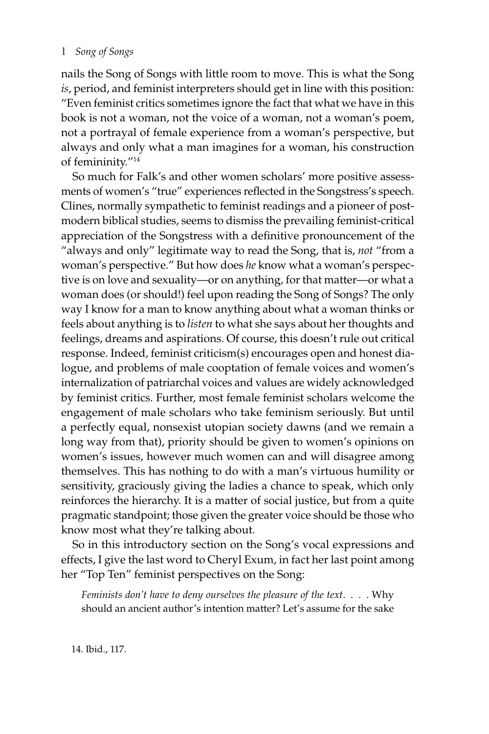nails the Song of Songs with little room to move. This is what the Song *is*, period, and feminist interpreters should get in line with this position: "Even feminist critics sometimes ignore the fact that what we have in this book is not a woman, not the voice of a woman, not a woman's poem, not a portrayal of female experience from a woman's perspective, but always and only what a man imagines for a woman, his construction of femininity."[14]

So much for Falk's and other women scholars' more positive assessments of women's "true" experiences reflected in the Songstress's speech. Clines, normally sympathetic to feminist readings and a pioneer of postmodern biblical studies, seems to dismiss the prevailing feminist-critical appreciation of the Songstress with a definitive pronouncement of the "always and only" legitimate way to read the Song, that is, *not* "from a woman's perspective." But how does *he* know what a woman's perspective is on love and sexuality—or on anything, for that matter—or what a woman does (or should!) feel upon reading the Song of Songs? The only way I know for a man to know anything about what a woman thinks or feels about anything is to *listen* to what she says about her thoughts and feelings, dreams and aspirations. Of course, this doesn't rule out critical response. Indeed, feminist criticism(s) encourages open and honest dialogue, and problems of male cooptation of female voices and women's internalization of patriarchal voices and values are widely acknowledged by feminist critics. Further, most female feminist scholars welcome the engagement of male scholars who take feminism seriously. But until a perfectly equal, nonsexist utopian society dawns (and we remain a long way from that), priority should be given to women's opinions on women's issues, however much women can and will disagree among themselves. This has nothing to do with a man's virtuous humility or sensitivity, graciously giving the ladies a chance to speak, which only reinforces the hierarchy. It is a matter of social justice, but from a quite pragmatic standpoint; those given the greater voice should be those who know most what they're talking about.

So in this introductory section on the Song's vocal expressions and effects, I give the last word to Cheryl Exum, in fact her last point among her "Top Ten" feminist perspectives on the Song:

> *Feminists don't have to deny ourselves the pleasure of the text*. . . . Why should an ancient author's intention matter? Let's assume for the sake

14. Ibid., 117.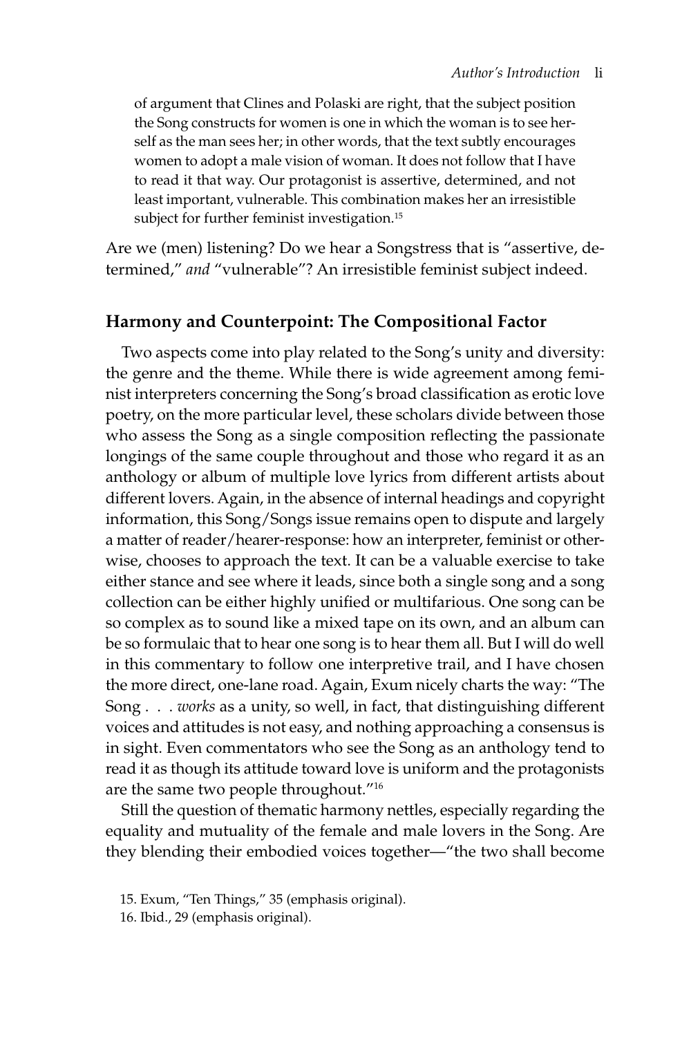> of argument that Clines and Polaski are right, that the subject position the Song constructs for women is one in which the woman is to see herself as the man sees her; in other words, that the text subtly encourages women to adopt a male vision of woman. It does not follow that I have to read it that way. Our protagonist is assertive, determined, and not least important, vulnerable. This combination makes her an irresistible subject for further feminist investigation.[15]

Are we (men) listening? Do we hear a Songstress that is "assertive, determined," *and* "vulnerable"? An irresistible feminist subject indeed.

## Harmony and Counterpoint: The Compositional Factor

Two aspects come into play related to the Song's unity and diversity: the genre and the theme. While there is wide agreement among feminist interpreters concerning the Song's broad classification as erotic love poetry, on the more particular level, these scholars divide between those who assess the Song as a single composition reflecting the passionate longings of the same couple throughout and those who regard it as an anthology or album of multiple love lyrics from different artists about different lovers. Again, in the absence of internal headings and copyright information, this Song/Songs issue remains open to dispute and largely a matter of reader/hearer-response: how an interpreter, feminist or otherwise, chooses to approach the text. It can be a valuable exercise to take either stance and see where it leads, since both a single song and a song collection can be either highly unified or multifarious. One song can be so complex as to sound like a mixed tape on its own, and an album can be so formulaic that to hear one song is to hear them all. But I will do well in this commentary to follow one interpretive trail, and I have chosen the more direct, one-lane road. Again, Exum nicely charts the way: "The Song . . . *works* as a unity, so well, in fact, that distinguishing different voices and attitudes is not easy, and nothing approaching a consensus is in sight. Even commentators who see the Song as an anthology tend to read it as though its attitude toward love is uniform and the protagonists are the same two people throughout."[16]

Still the question of thematic harmony nettles, especially regarding the equality and mutuality of the female and male lovers in the Song. Are they blending their embodied voices together—"the two shall become

15. Exum, "Ten Things," 35 (emphasis original).

16. Ibid., 29 (emphasis original).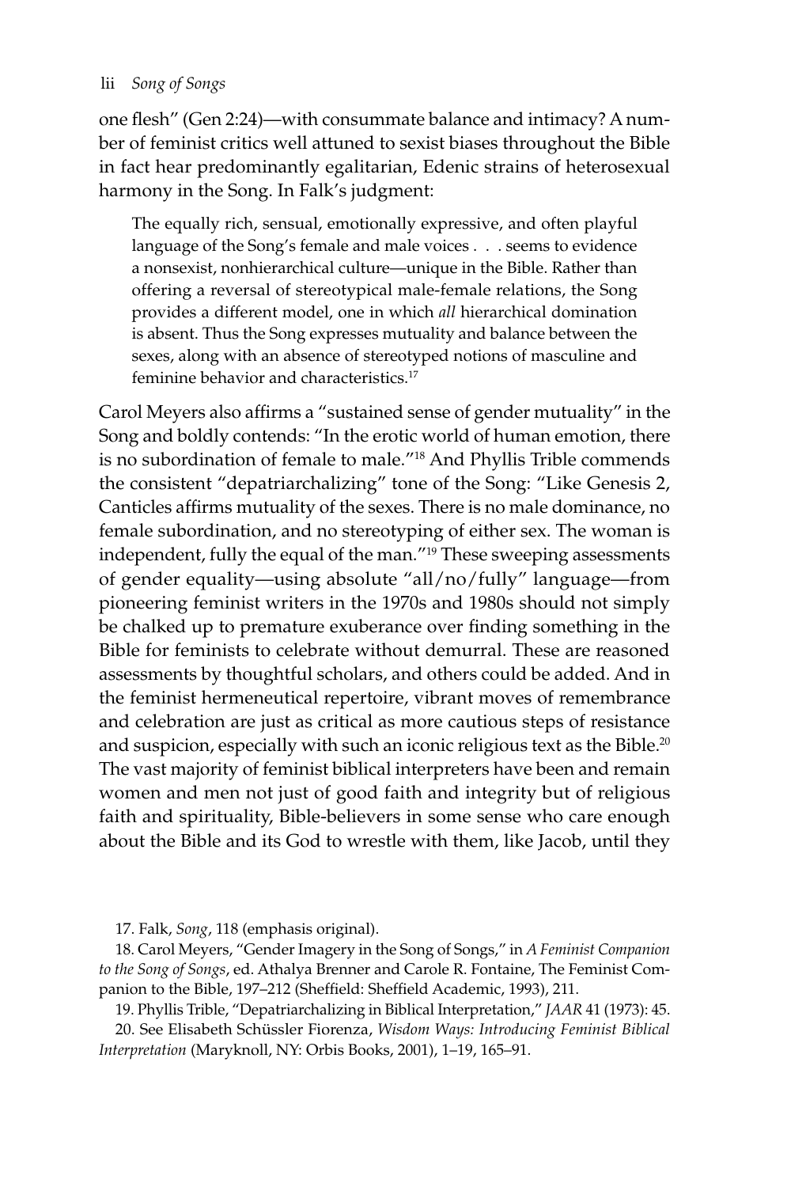one flesh" (Gen 2:24)—with consummate balance and intimacy? A number of feminist critics well attuned to sexist biases throughout the Bible in fact hear predominantly egalitarian, Edenic strains of heterosexual harmony in the Song. In Falk's judgment:

> The equally rich, sensual, emotionally expressive, and often playful language of the Song's female and male voices . . . seems to evidence a nonsexist, nonhierarchical culture—unique in the Bible. Rather than offering a reversal of stereotypical male-female relations, the Song provides a different model, one in which *all* hierarchical domination is absent. Thus the Song expresses mutuality and balance between the sexes, along with an absence of stereotyped notions of masculine and feminine behavior and characteristics.[17]

Carol Meyers also affirms a "sustained sense of gender mutuality" in the Song and boldly contends: "In the erotic world of human emotion, there is no subordination of female to male."[18] And Phyllis Trible commends the consistent "depatriarchalizing" tone of the Song: "Like Genesis 2, Canticles affirms mutuality of the sexes. There is no male dominance, no female subordination, and no stereotyping of either sex. The woman is independent, fully the equal of the man."[19] These sweeping assessments of gender equality—using absolute "all/no/fully" language—from pioneering feminist writers in the 1970s and 1980s should not simply be chalked up to premature exuberance over finding something in the Bible for feminists to celebrate without demurral. These are reasoned assessments by thoughtful scholars, and others could be added. And in the feminist hermeneutical repertoire, vibrant moves of remembrance and celebration are just as critical as more cautious steps of resistance and suspicion, especially with such an iconic religious text as the Bible.[20] The vast majority of feminist biblical interpreters have been and remain women and men not just of good faith and integrity but of religious faith and spirituality, Bible-believers in some sense who care enough about the Bible and its God to wrestle with them, like Jacob, until they

17. Falk, *Song*, 118 (emphasis original).

18. Carol Meyers, "Gender Imagery in the Song of Songs," in *A Feminist Companion to the Song of Songs*, ed. Athalya Brenner and Carole R. Fontaine, The Feminist Companion to the Bible, 197–212 (Sheffield: Sheffield Academic, 1993), 211.

19. Phyllis Trible, "Depatriarchalizing in Biblical Interpretation," *JAAR* 41 (1973): 45.

20. See Elisabeth Schüssler Fiorenza, *Wisdom Ways: Introducing Feminist Biblical Interpretation* (Maryknoll, NY: Orbis Books, 2001), 1–19, 165–91.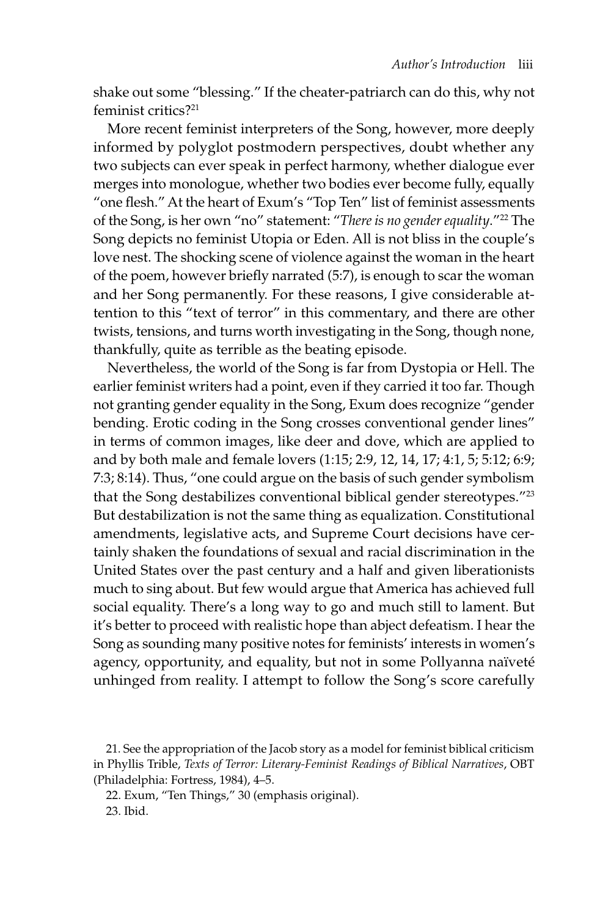shake out some "blessing." If the cheater-patriarch can do this, why not feminist critics?[21]

More recent feminist interpreters of the Song, however, more deeply informed by polyglot postmodern perspectives, doubt whether any two subjects can ever speak in perfect harmony, whether dialogue ever merges into monologue, whether two bodies ever become fully, equally "one flesh." At the heart of Exum's "Top Ten" list of feminist assessments of the Song, is her own "no" statement: "*There is no gender equality*."[22] The Song depicts no feminist Utopia or Eden. All is not bliss in the couple's love nest. The shocking scene of violence against the woman in the heart of the poem, however briefly narrated (5:7), is enough to scar the woman and her Song permanently. For these reasons, I give considerable attention to this "text of terror" in this commentary, and there are other twists, tensions, and turns worth investigating in the Song, though none, thankfully, quite as terrible as the beating episode.

Nevertheless, the world of the Song is far from Dystopia or Hell. The earlier feminist writers had a point, even if they carried it too far. Though not granting gender equality in the Song, Exum does recognize "gender bending. Erotic coding in the Song crosses conventional gender lines" in terms of common images, like deer and dove, which are applied to and by both male and female lovers (1:15; 2:9, 12, 14, 17; 4:1, 5; 5:12; 6:9; 7:3; 8:14). Thus, "one could argue on the basis of such gender symbolism that the Song destabilizes conventional biblical gender stereotypes."[23] But destabilization is not the same thing as equalization. Constitutional amendments, legislative acts, and Supreme Court decisions have certainly shaken the foundations of sexual and racial discrimination in the United States over the past century and a half and given liberationists much to sing about. But few would argue that America has achieved full social equality. There's a long way to go and much still to lament. But it's better to proceed with realistic hope than abject defeatism. I hear the Song as sounding many positive notes for feminists' interests in women's agency, opportunity, and equality, but not in some Pollyanna naïveté unhinged from reality. I attempt to follow the Song's score carefully

21. See the appropriation of the Jacob story as a model for feminist biblical criticism in Phyllis Trible, *Texts of Terror: Literary-Feminist Readings of Biblical Narratives*, OBT (Philadelphia: Fortress, 1984), 4–5.

22. Exum, "Ten Things," 30 (emphasis original).

23. Ibid.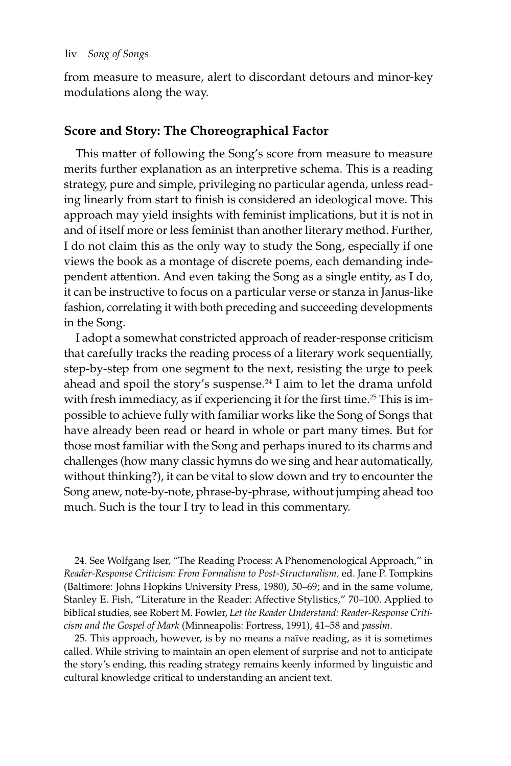from measure to measure, alert to discordant detours and minor-key modulations along the way.

## Score and Story: The Choreographical Factor

This matter of following the Song's score from measure to measure merits further explanation as an interpretive schema. This is a reading strategy, pure and simple, privileging no particular agenda, unless reading linearly from start to finish is considered an ideological move. This approach may yield insights with feminist implications, but it is not in and of itself more or less feminist than another literary method. Further, I do not claim this as the only way to study the Song, especially if one views the book as a montage of discrete poems, each demanding independent attention. And even taking the Song as a single entity, as I do, it can be instructive to focus on a particular verse or stanza in Janus-like fashion, correlating it with both preceding and succeeding developments in the Song.

I adopt a somewhat constricted approach of reader-response criticism that carefully tracks the reading process of a literary work sequentially, step-by-step from one segment to the next, resisting the urge to peek ahead and spoil the story's suspense.[24] I aim to let the drama unfold with fresh immediacy, as if experiencing it for the first time.[25] This is impossible to achieve fully with familiar works like the Song of Songs that have already been read or heard in whole or part many times. But for those most familiar with the Song and perhaps inured to its charms and challenges (how many classic hymns do we sing and hear automatically, without thinking?), it can be vital to slow down and try to encounter the Song anew, note-by-note, phrase-by-phrase, without jumping ahead too much. Such is the tour I try to lead in this commentary.

24. See Wolfgang Iser, "The Reading Process: A Phenomenological Approach," in *Reader-Response Criticism: From Formalism to Post-Structuralism*, ed. Jane P. Tompkins (Baltimore: Johns Hopkins University Press, 1980), 50–69; and in the same volume, Stanley E. Fish, "Literature in the Reader: Affective Stylistics," 70–100. Applied to biblical studies, see Robert M. Fowler, *Let the Reader Understand: Reader-Response Criticism and the Gospel of Mark* (Minneapolis: Fortress, 1991), 41–58 and *passim*.

25. This approach, however, is by no means a naïve reading, as it is sometimes called. While striving to maintain an open element of surprise and not to anticipate the story's ending, this reading strategy remains keenly informed by linguistic and cultural knowledge critical to understanding an ancient text.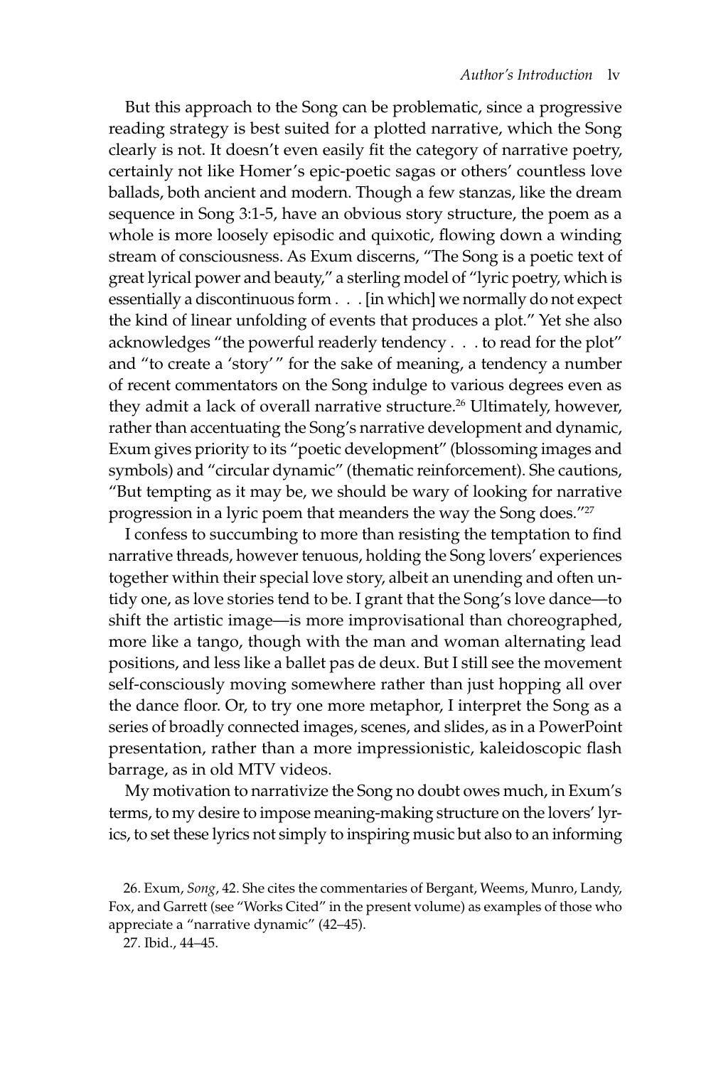But this approach to the Song can be problematic, since a progressive reading strategy is best suited for a plotted narrative, which the Song clearly is not. It doesn't even easily fit the category of narrative poetry, certainly not like Homer's epic-poetic sagas or others' countless love ballads, both ancient and modern. Though a few stanzas, like the dream sequence in Song 3:1-5, have an obvious story structure, the poem as a whole is more loosely episodic and quixotic, flowing down a winding stream of consciousness. As Exum discerns, "The Song is a poetic text of great lyrical power and beauty," a sterling model of "lyric poetry, which is essentially a discontinuous form . . . [in which] we normally do not expect the kind of linear unfolding of events that produces a plot." Yet she also acknowledges "the powerful readerly tendency . . . to read for the plot" and "to create a 'story'" for the sake of meaning, a tendency a number of recent commentators on the Song indulge to various degrees even as they admit a lack of overall narrative structure.[26] Ultimately, however, rather than accentuating the Song's narrative development and dynamic, Exum gives priority to its "poetic development" (blossoming images and symbols) and "circular dynamic" (thematic reinforcement). She cautions, "But tempting as it may be, we should be wary of looking for narrative progression in a lyric poem that meanders the way the Song does."[27]

I confess to succumbing to more than resisting the temptation to find narrative threads, however tenuous, holding the Song lovers' experiences together within their special love story, albeit an unending and often untidy one, as love stories tend to be. I grant that the Song's love dance—to shift the artistic image—is more improvisational than choreographed, more like a tango, though with the man and woman alternating lead positions, and less like a ballet pas de deux. But I still see the movement self-consciously moving somewhere rather than just hopping all over the dance floor. Or, to try one more metaphor, I interpret the Song as a series of broadly connected images, scenes, and slides, as in a PowerPoint presentation, rather than a more impressionistic, kaleidoscopic flash barrage, as in old MTV videos.

My motivation to narrativize the Song no doubt owes much, in Exum's terms, to my desire to impose meaning-making structure on the lovers' lyrics, to set these lyrics not simply to inspiring music but also to an informing

26. Exum, *Song*, 42. She cites the commentaries of Bergant, Weems, Munro, Landy, Fox, and Garrett (see "Works Cited" in the present volume) as examples of those who appreciate a "narrative dynamic" (42–45).

27. Ibid., 44–45.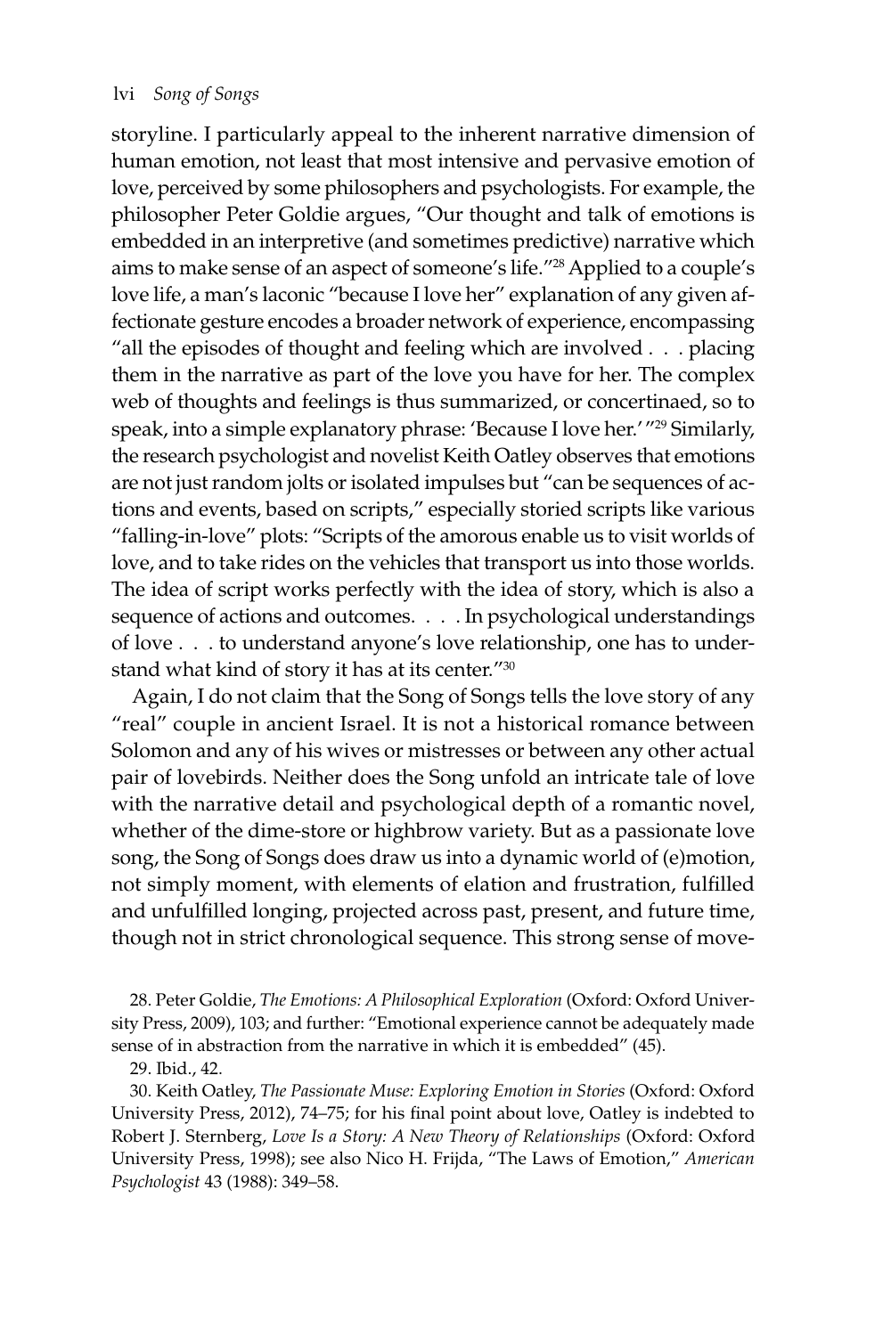storyline. I particularly appeal to the inherent narrative dimension of human emotion, not least that most intensive and pervasive emotion of love, perceived by some philosophers and psychologists. For example, the philosopher Peter Goldie argues, "Our thought and talk of emotions is embedded in an interpretive (and sometimes predictive) narrative which aims to make sense of an aspect of someone's life."[28] Applied to a couple's love life, a man's laconic "because I love her" explanation of any given affectionate gesture encodes a broader network of experience, encompassing "all the episodes of thought and feeling which are involved . . . placing them in the narrative as part of the love you have for her. The complex web of thoughts and feelings is thus summarized, or concertinaed, so to speak, into a simple explanatory phrase: 'Because I love her.'"[29] Similarly, the research psychologist and novelist Keith Oatley observes that emotions are not just random jolts or isolated impulses but "can be sequences of actions and events, based on scripts," especially storied scripts like various "falling-in-love" plots: "Scripts of the amorous enable us to visit worlds of love, and to take rides on the vehicles that transport us into those worlds. The idea of script works perfectly with the idea of story, which is also a sequence of actions and outcomes. . . . In psychological understandings of love . . . to understand anyone's love relationship, one has to understand what kind of story it has at its center."[30]

Again, I do not claim that the Song of Songs tells the love story of any "real" couple in ancient Israel. It is not a historical romance between Solomon and any of his wives or mistresses or between any other actual pair of lovebirds. Neither does the Song unfold an intricate tale of love with the narrative detail and psychological depth of a romantic novel, whether of the dime-store or highbrow variety. But as a passionate love song, the Song of Songs does draw us into a dynamic world of (e)motion, not simply moment, with elements of elation and frustration, fulfilled and unfulfilled longing, projected across past, present, and future time, though not in strict chronological sequence. This strong sense of move-

28. Peter Goldie, *The Emotions: A Philosophical Exploration* (Oxford: Oxford University Press, 2009), 103; and further: "Emotional experience cannot be adequately made sense of in abstraction from the narrative in which it is embedded" (45).

29. Ibid., 42.

30. Keith Oatley, *The Passionate Muse: Exploring Emotion in Stories* (Oxford: Oxford University Press, 2012), 74–75; for his final point about love, Oatley is indebted to Robert J. Sternberg, *Love Is a Story: A New Theory of Relationships* (Oxford: Oxford University Press, 1998); see also Nico H. Frijda, "The Laws of Emotion," *American Psychologist* 43 (1988): 349–58.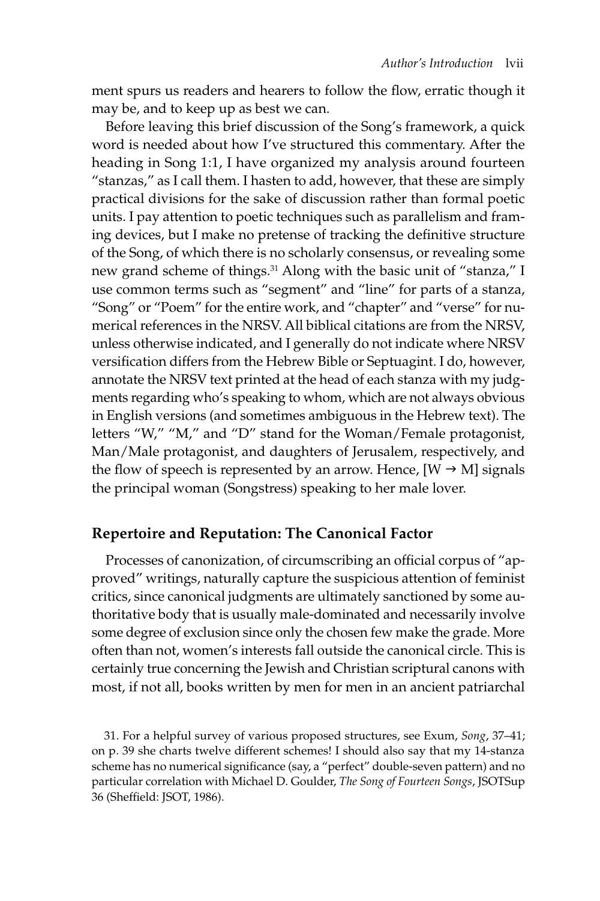ment spurs us readers and hearers to follow the flow, erratic though it may be, and to keep up as best we can.

Before leaving this brief discussion of the Song's framework, a quick word is needed about how I've structured this commentary. After the heading in Song 1:1, I have organized my analysis around fourteen "stanzas," as I call them. I hasten to add, however, that these are simply practical divisions for the sake of discussion rather than formal poetic units. I pay attention to poetic techniques such as parallelism and framing devices, but I make no pretense of tracking the definitive structure of the Song, of which there is no scholarly consensus, or revealing some new grand scheme of things.[31] Along with the basic unit of "stanza," I use common terms such as "segment" and "line" for parts of a stanza, "Song" or "Poem" for the entire work, and "chapter" and "verse" for numerical references in the NRSV. All biblical citations are from the NRSV, unless otherwise indicated, and I generally do not indicate where NRSV versification differs from the Hebrew Bible or Septuagint. I do, however, annotate the NRSV text printed at the head of each stanza with my judgments regarding who's speaking to whom, which are not always obvious in English versions (and sometimes ambiguous in the Hebrew text). The letters "W," "M," and "D" stand for the Woman/Female protagonist, Man/Male protagonist, and daughters of Jerusalem, respectively, and the flow of speech is represented by an arrow. Hence, [W → M] signals the principal woman (Songstress) speaking to her male lover.

## Repertoire and Reputation: The Canonical Factor

Processes of canonization, of circumscribing an official corpus of "approved" writings, naturally capture the suspicious attention of feminist critics, since canonical judgments are ultimately sanctioned by some authoritative body that is usually male-dominated and necessarily involve some degree of exclusion since only the chosen few make the grade. More often than not, women's interests fall outside the canonical circle. This is certainly true concerning the Jewish and Christian scriptural canons with most, if not all, books written by men for men in an ancient patriarchal

31. For a helpful survey of various proposed structures, see Exum, *Song*, 37–41; on p. 39 she charts twelve different schemes! I should also say that my 14-stanza scheme has no numerical significance (say, a "perfect" double-seven pattern) and no particular correlation with Michael D. Goulder, *The Song of Fourteen Songs*, JSOTSup 36 (Sheffield: JSOT, 1986).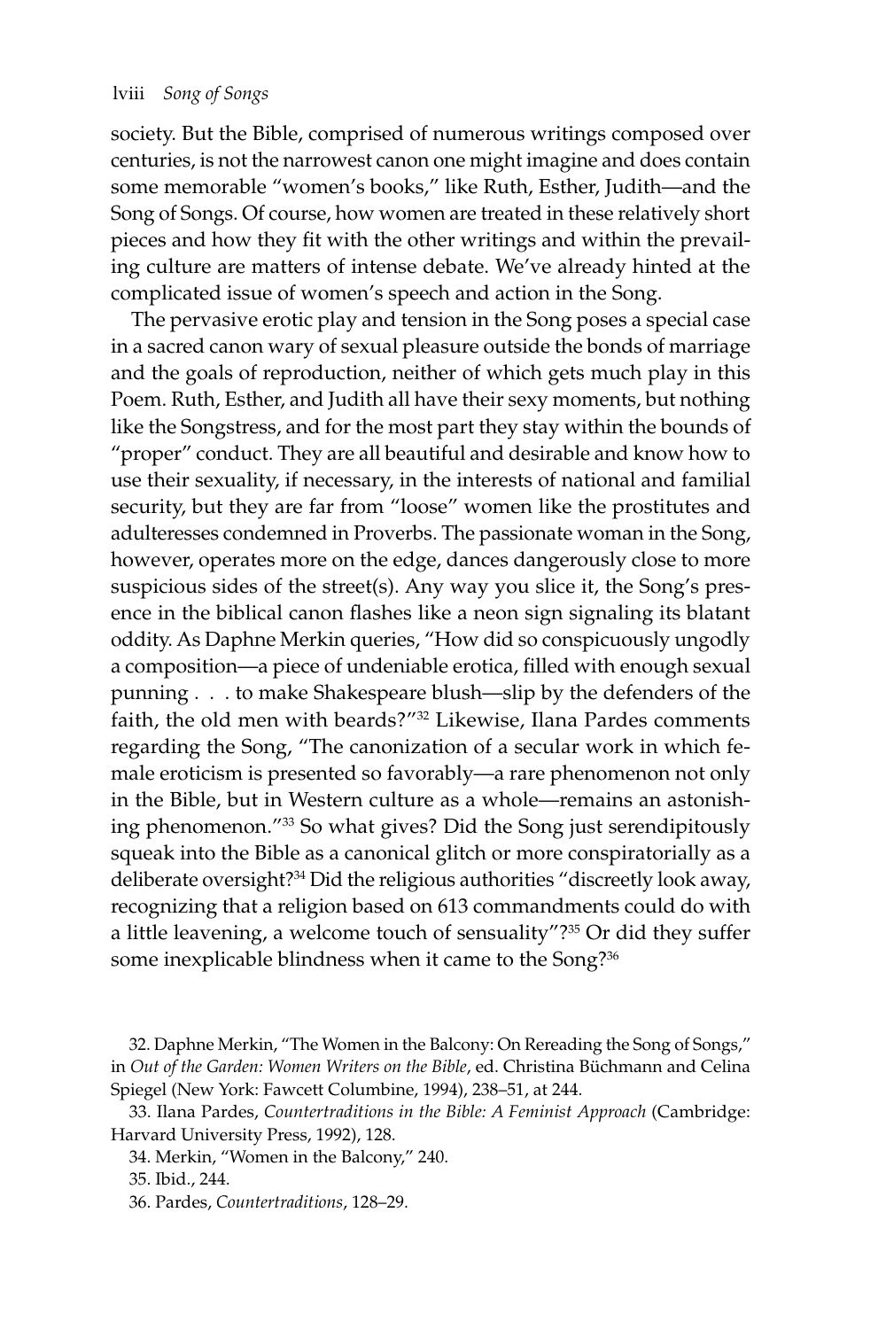society. But the Bible, comprised of numerous writings composed over centuries, is not the narrowest canon one might imagine and does contain some memorable "women's books," like Ruth, Esther, Judith—and the Song of Songs. Of course, how women are treated in these relatively short pieces and how they fit with the other writings and within the prevailing culture are matters of intense debate. We've already hinted at the complicated issue of women's speech and action in the Song.

The pervasive erotic play and tension in the Song poses a special case in a sacred canon wary of sexual pleasure outside the bonds of marriage and the goals of reproduction, neither of which gets much play in this Poem. Ruth, Esther, and Judith all have their sexy moments, but nothing like the Songstress, and for the most part they stay within the bounds of "proper" conduct. They are all beautiful and desirable and know how to use their sexuality, if necessary, in the interests of national and familial security, but they are far from "loose" women like the prostitutes and adulteresses condemned in Proverbs. The passionate woman in the Song, however, operates more on the edge, dances dangerously close to more suspicious sides of the street(s). Any way you slice it, the Song's presence in the biblical canon flashes like a neon sign signaling its blatant oddity. As Daphne Merkin queries, "How did so conspicuously ungodly a composition—a piece of undeniable erotica, filled with enough sexual punning . . . to make Shakespeare blush—slip by the defenders of the faith, the old men with beards?"[32] Likewise, Ilana Pardes comments regarding the Song, "The canonization of a secular work in which female eroticism is presented so favorably—a rare phenomenon not only in the Bible, but in Western culture as a whole—remains an astonishing phenomenon."[33] So what gives? Did the Song just serendipitously squeak into the Bible as a canonical glitch or more conspiratorially as a deliberate oversight?[34] Did the religious authorities "discreetly look away, recognizing that a religion based on 613 commandments could do with a little leavening, a welcome touch of sensuality"?[35] Or did they suffer some inexplicable blindness when it came to the Song?[36]

32. Daphne Merkin, "The Women in the Balcony: On Rereading the Song of Songs," in *Out of the Garden: Women Writers on the Bible*, ed. Christina Büchmann and Celina Spiegel (New York: Fawcett Columbine, 1994), 238–51, at 244.

33. Ilana Pardes, *Countertraditions in the Bible: A Feminist Approach* (Cambridge: Harvard University Press, 1992), 128.

34. Merkin, "Women in the Balcony," 240.

35. Ibid., 244.

36. Pardes, *Countertraditions*, 128–29.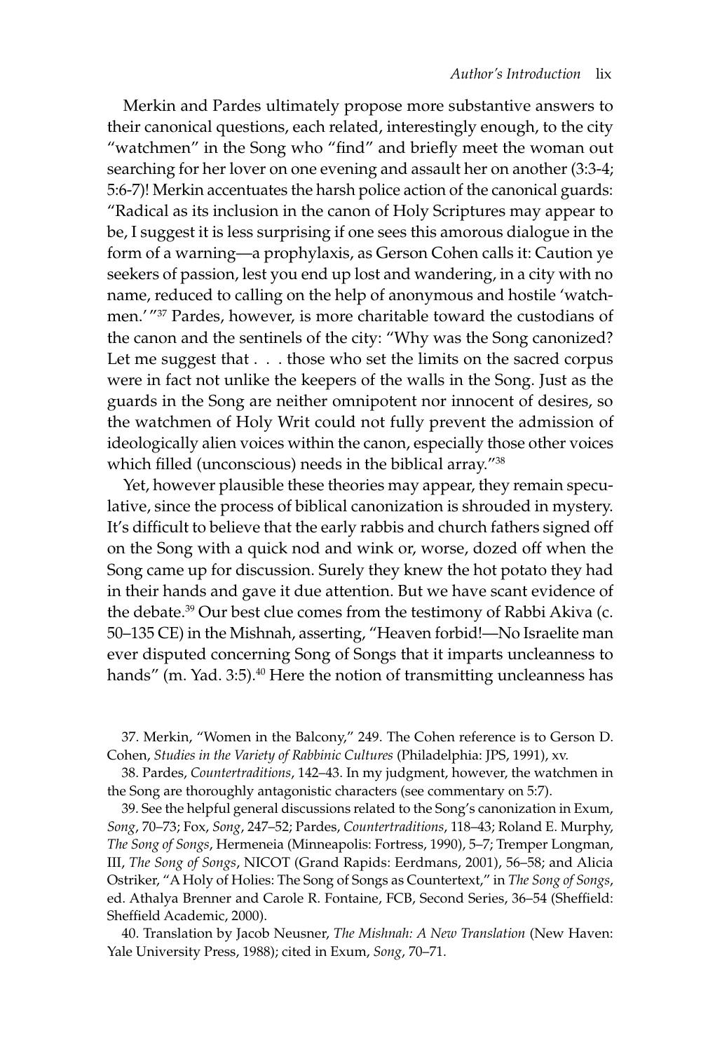Merkin and Pardes ultimately propose more substantive answers to their canonical questions, each related, interestingly enough, to the city "watchmen" in the Song who "find" and briefly meet the woman out searching for her lover on one evening and assault her on another (3:3-4; 5:6-7)! Merkin accentuates the harsh police action of the canonical guards: "Radical as its inclusion in the canon of Holy Scriptures may appear to be, I suggest it is less surprising if one sees this amorous dialogue in the form of a warning—a prophylaxis, as Gerson Cohen calls it: Caution ye seekers of passion, lest you end up lost and wandering, in a city with no name, reduced to calling on the help of anonymous and hostile 'watchmen.'"[37] Pardes, however, is more charitable toward the custodians of the canon and the sentinels of the city: "Why was the Song canonized? Let me suggest that . . . those who set the limits on the sacred corpus were in fact not unlike the keepers of the walls in the Song. Just as the guards in the Song are neither omnipotent nor innocent of desires, so the watchmen of Holy Writ could not fully prevent the admission of ideologically alien voices within the canon, especially those other voices which filled (unconscious) needs in the biblical array."[38]

Yet, however plausible these theories may appear, they remain speculative, since the process of biblical canonization is shrouded in mystery. It's difficult to believe that the early rabbis and church fathers signed off on the Song with a quick nod and wink or, worse, dozed off when the Song came up for discussion. Surely they knew the hot potato they had in their hands and gave it due attention. But we have scant evidence of the debate.[39] Our best clue comes from the testimony of Rabbi Akiva (c. 50–135 CE) in the Mishnah, asserting, "Heaven forbid!—No Israelite man ever disputed concerning Song of Songs that it imparts uncleanness to hands" (m. Yad. 3:5).[40] Here the notion of transmitting uncleanness has

37. Merkin, "Women in the Balcony," 249. The Cohen reference is to Gerson D. Cohen, *Studies in the Variety of Rabbinic Cultures* (Philadelphia: JPS, 1991), xv.

38. Pardes, *Countertraditions*, 142–43. In my judgment, however, the watchmen in the Song are thoroughly antagonistic characters (see commentary on 5:7).

39. See the helpful general discussions related to the Song's canonization in Exum, *Song*, 70–73; Fox, *Song*, 247–52; Pardes, *Countertraditions*, 118–43; Roland E. Murphy, *The Song of Songs*, Hermeneia (Minneapolis: Fortress, 1990), 5–7; Tremper Longman, III, *The Song of Songs*, NICOT (Grand Rapids: Eerdmans, 2001), 56–58; and Alicia Ostriker, "A Holy of Holies: The Song of Songs as Countertext," in *The Song of Songs*, ed. Athalya Brenner and Carole R. Fontaine, FCB, Second Series, 36–54 (Sheffield: Sheffield Academic, 2000).

40. Translation by Jacob Neusner, *The Mishnah: A New Translation* (New Haven: Yale University Press, 1988); cited in Exum, *Song*, 70–71.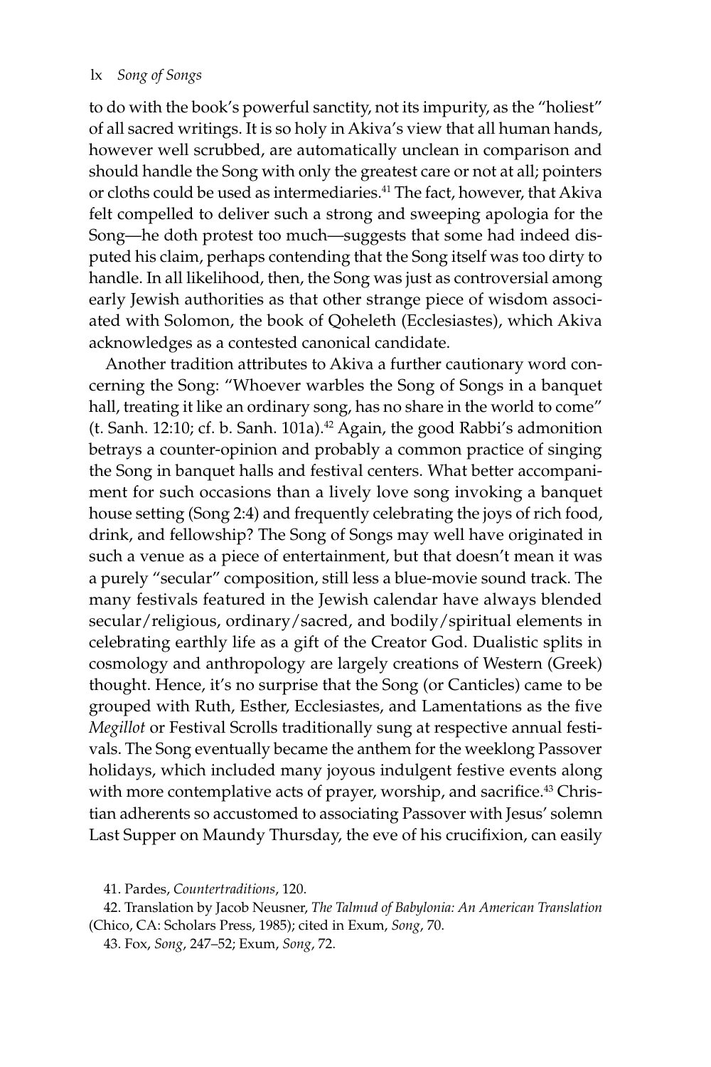to do with the book's powerful sanctity, not its impurity, as the "holiest" of all sacred writings. It is so holy in Akiva's view that all human hands, however well scrubbed, are automatically unclean in comparison and should handle the Song with only the greatest care or not at all; pointers or cloths could be used as intermediaries.[41] The fact, however, that Akiva felt compelled to deliver such a strong and sweeping apologia for the Song—he doth protest too much—suggests that some had indeed disputed his claim, perhaps contending that the Song itself was too dirty to handle. In all likelihood, then, the Song was just as controversial among early Jewish authorities as that other strange piece of wisdom associated with Solomon, the book of Qoheleth (Ecclesiastes), which Akiva acknowledges as a contested canonical candidate.

Another tradition attributes to Akiva a further cautionary word concerning the Song: "Whoever warbles the Song of Songs in a banquet hall, treating it like an ordinary song, has no share in the world to come" (t. Sanh. 12:10; cf. b. Sanh. 101a).[42] Again, the good Rabbi's admonition betrays a counter-opinion and probably a common practice of singing the Song in banquet halls and festival centers. What better accompaniment for such occasions than a lively love song invoking a banquet house setting (Song 2:4) and frequently celebrating the joys of rich food, drink, and fellowship? The Song of Songs may well have originated in such a venue as a piece of entertainment, but that doesn't mean it was a purely "secular" composition, still less a blue-movie sound track. The many festivals featured in the Jewish calendar have always blended secular/religious, ordinary/sacred, and bodily/spiritual elements in celebrating earthly life as a gift of the Creator God. Dualistic splits in cosmology and anthropology are largely creations of Western (Greek) thought. Hence, it's no surprise that the Song (or Canticles) came to be grouped with Ruth, Esther, Ecclesiastes, and Lamentations as the five *Megillot* or Festival Scrolls traditionally sung at respective annual festivals. The Song eventually became the anthem for the weeklong Passover holidays, which included many joyous indulgent festive events along with more contemplative acts of prayer, worship, and sacrifice.[43] Christian adherents so accustomed to associating Passover with Jesus' solemn Last Supper on Maundy Thursday, the eve of his crucifixion, can easily

41. Pardes, *Countertraditions*, 120.

42. Translation by Jacob Neusner, *The Talmud of Babylonia: An American Translation* (Chico, CA: Scholars Press, 1985); cited in Exum, *Song*, 70.

43. Fox, *Song*, 247–52; Exum, *Song*, 72.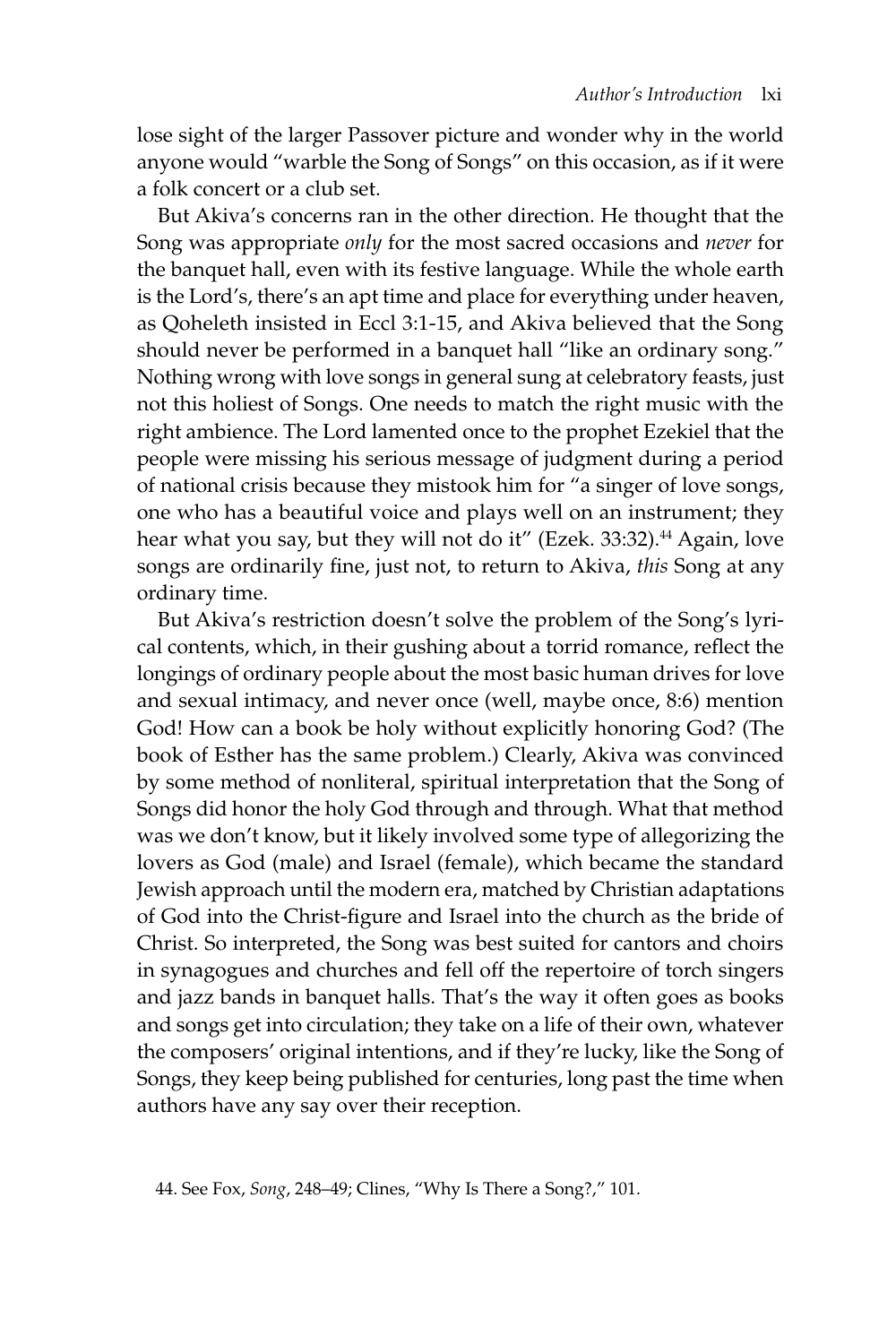lose sight of the larger Passover picture and wonder why in the world anyone would "warble the Song of Songs" on this occasion, as if it were a folk concert or a club set.

But Akiva's concerns ran in the other direction. He thought that the Song was appropriate *only* for the most sacred occasions and *never* for the banquet hall, even with its festive language. While the whole earth is the Lord's, there's an apt time and place for everything under heaven, as Qoheleth insisted in Eccl 3:1-15, and Akiva believed that the Song should never be performed in a banquet hall "like an ordinary song." Nothing wrong with love songs in general sung at celebratory feasts, just not this holiest of Songs. One needs to match the right music with the right ambience. The Lord lamented once to the prophet Ezekiel that the people were missing his serious message of judgment during a period of national crisis because they mistook him for "a singer of love songs, one who has a beautiful voice and plays well on an instrument; they hear what you say, but they will not do it" (Ezek. 33:32).[44] Again, love songs are ordinarily fine, just not, to return to Akiva, *this* Song at any ordinary time.

But Akiva's restriction doesn't solve the problem of the Song's lyrical contents, which, in their gushing about a torrid romance, reflect the longings of ordinary people about the most basic human drives for love and sexual intimacy, and never once (well, maybe once, 8:6) mention God! How can a book be holy without explicitly honoring God? (The book of Esther has the same problem.) Clearly, Akiva was convinced by some method of nonliteral, spiritual interpretation that the Song of Songs did honor the holy God through and through. What that method was we don't know, but it likely involved some type of allegorizing the lovers as God (male) and Israel (female), which became the standard Jewish approach until the modern era, matched by Christian adaptations of God into the Christ-figure and Israel into the church as the bride of Christ. So interpreted, the Song was best suited for cantors and choirs in synagogues and churches and fell off the repertoire of torch singers and jazz bands in banquet halls. That's the way it often goes as books and songs get into circulation; they take on a life of their own, whatever the composers' original intentions, and if they're lucky, like the Song of Songs, they keep being published for centuries, long past the time when authors have any say over their reception.

44. See Fox, *Song*, 248–49; Clines, "Why Is There a Song?," 101.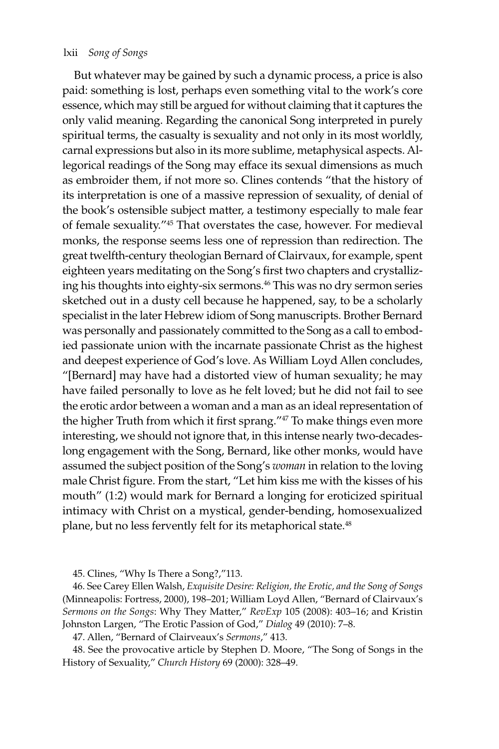But whatever may be gained by such a dynamic process, a price is also paid: something is lost, perhaps even something vital to the work's core essence, which may still be argued for without claiming that it captures the only valid meaning. Regarding the canonical Song interpreted in purely spiritual terms, the casualty is sexuality and not only in its most worldly, carnal expressions but also in its more sublime, metaphysical aspects. Allegorical readings of the Song may efface its sexual dimensions as much as embroider them, if not more so. Clines contends "that the history of its interpretation is one of a massive repression of sexuality, of denial of the book's ostensible subject matter, a testimony especially to male fear of female sexuality."[45] That overstates the case, however. For medieval monks, the response seems less one of repression than redirection. The great twelfth-century theologian Bernard of Clairvaux, for example, spent eighteen years meditating on the Song's first two chapters and crystallizing his thoughts into eighty-six sermons.[46] This was no dry sermon series sketched out in a dusty cell because he happened, say, to be a scholarly specialist in the later Hebrew idiom of Song manuscripts. Brother Bernard was personally and passionately committed to the Song as a call to embodied passionate union with the incarnate passionate Christ as the highest and deepest experience of God's love. As William Loyd Allen concludes, "[Bernard] may have had a distorted view of human sexuality; he may have failed personally to love as he felt loved; but he did not fail to see the erotic ardor between a woman and a man as an ideal representation of the higher Truth from which it first sprang."[47] To make things even more interesting, we should not ignore that, in this intense nearly two-decades-long engagement with the Song, Bernard, like other monks, would have assumed the subject position of the Song's *woman* in relation to the loving male Christ figure. From the start, "Let him kiss me with the kisses of his mouth" (1:2) would mark for Bernard a longing for eroticized spiritual intimacy with Christ on a mystical, gender-bending, homosexualized plane, but no less fervently felt for its metaphorical state.[48]

45. Clines, "Why Is There a Song?,"113.

46. See Carey Ellen Walsh, *Exquisite Desire: Religion, the Erotic, and the Song of Songs* (Minneapolis: Fortress, 2000), 198–201; William Loyd Allen, "Bernard of Clairvaux's *Sermons on the Songs*: Why They Matter," *RevExp* 105 (2008): 403–16; and Kristin Johnston Largen, "The Erotic Passion of God," *Dialog* 49 (2010): 7–8.

47. Allen, "Bernard of Clairveaux's *Sermons*," 413.

48. See the provocative article by Stephen D. Moore, "The Song of Songs in the History of Sexuality," *Church History* 69 (2000): 328–49.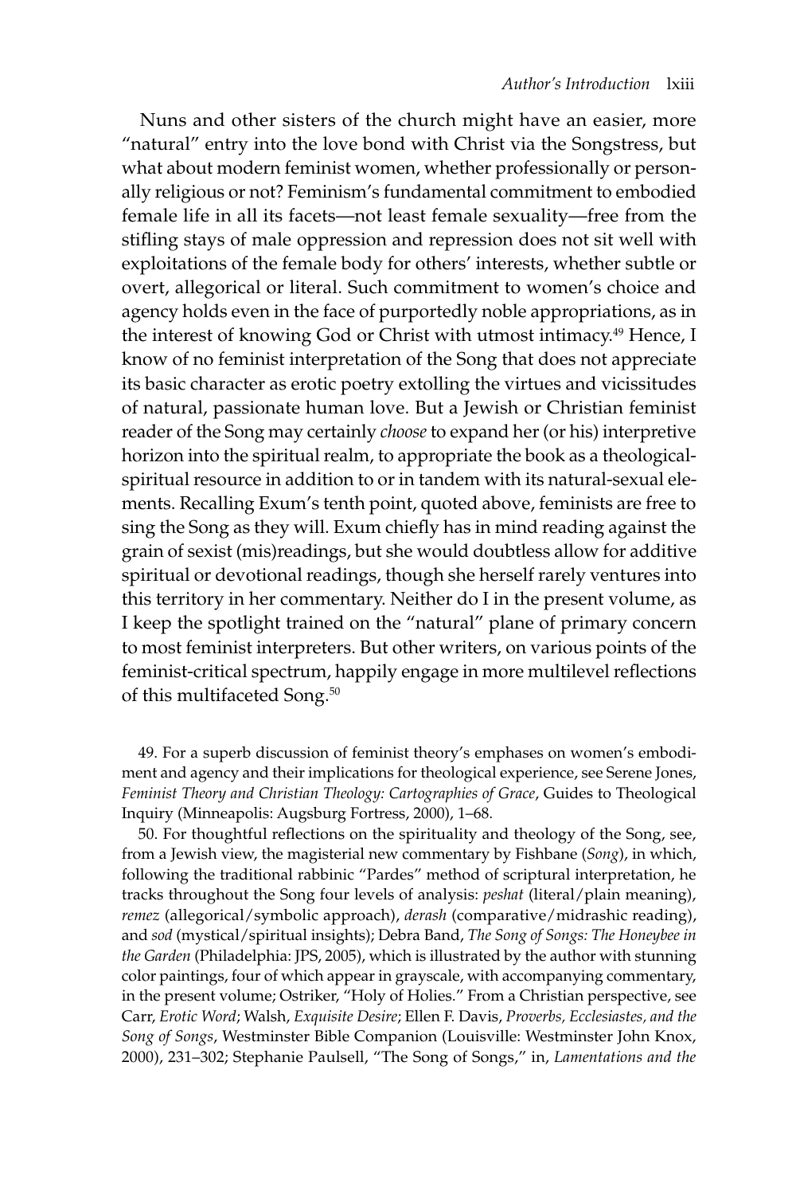Nuns and other sisters of the church might have an easier, more "natural" entry into the love bond with Christ via the Songstress, but what about modern feminist women, whether professionally or personally religious or not? Feminism's fundamental commitment to embodied female life in all its facets—not least female sexuality—free from the stifling stays of male oppression and repression does not sit well with exploitations of the female body for others' interests, whether subtle or overt, allegorical or literal. Such commitment to women's choice and agency holds even in the face of purportedly noble appropriations, as in the interest of knowing God or Christ with utmost intimacy.[49] Hence, I know of no feminist interpretation of the Song that does not appreciate its basic character as erotic poetry extolling the virtues and vicissitudes of natural, passionate human love. But a Jewish or Christian feminist reader of the Song may certainly *choose* to expand her (or his) interpretive horizon into the spiritual realm, to appropriate the book as a theological-spiritual resource in addition to or in tandem with its natural-sexual elements. Recalling Exum's tenth point, quoted above, feminists are free to sing the Song as they will. Exum chiefly has in mind reading against the grain of sexist (mis)readings, but she would doubtless allow for additive spiritual or devotional readings, though she herself rarely ventures into this territory in her commentary. Neither do I in the present volume, as I keep the spotlight trained on the "natural" plane of primary concern to most feminist interpreters. But other writers, on various points of the feminist-critical spectrum, happily engage in more multilevel reflections of this multifaceted Song.[50]

49. For a superb discussion of feminist theory's emphases on women's embodiment and agency and their implications for theological experience, see Serene Jones, *Feminist Theory and Christian Theology: Cartographies of Grace*, Guides to Theological Inquiry (Minneapolis: Augsburg Fortress, 2000), 1–68.

50. For thoughtful reflections on the spirituality and theology of the Song, see, from a Jewish view, the magisterial new commentary by Fishbane (*Song*), in which, following the traditional rabbinic "Pardes" method of scriptural interpretation, he tracks throughout the Song four levels of analysis: *peshat* (literal/plain meaning), *remez* (allegorical/symbolic approach), *derash* (comparative/midrashic reading), and *sod* (mystical/spiritual insights); Debra Band, *The Song of Songs: The Honeybee in the Garden* (Philadelphia: JPS, 2005), which is illustrated by the author with stunning color paintings, four of which appear in grayscale, with accompanying commentary, in the present volume; Ostriker, "Holy of Holies." From a Christian perspective, see Carr, *Erotic Word*; Walsh, *Exquisite Desire*; Ellen F. Davis, *Proverbs, Ecclesiastes, and the Song of Songs*, Westminster Bible Companion (Louisville: Westminster John Knox, 2000), 231–302; Stephanie Paulsell, "The Song of Songs," in, *Lamentations and the*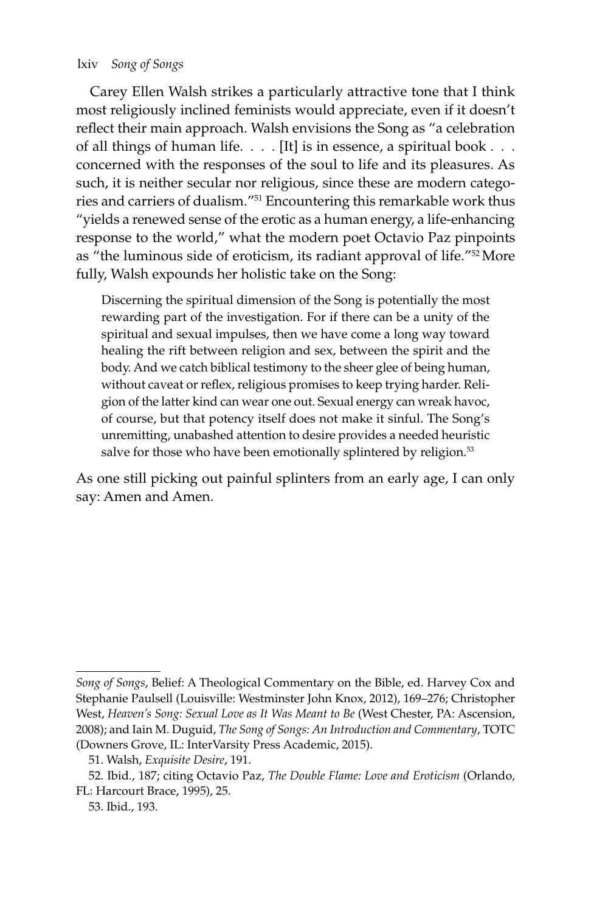Carey Ellen Walsh strikes a particularly attractive tone that I think most religiously inclined feminists would appreciate, even if it doesn't reflect their main approach. Walsh envisions the Song as "a celebration of all things of human life. . . . [It] is in essence, a spiritual book . . . concerned with the responses of the soul to life and its pleasures. As such, it is neither secular nor religious, since these are modern categories and carriers of dualism."[51] Encountering this remarkable work thus "yields a renewed sense of the erotic as a human energy, a life-enhancing response to the world," what the modern poet Octavio Paz pinpoints as "the luminous side of eroticism, its radiant approval of life."[52] More fully, Walsh expounds her holistic take on the Song:

> Discerning the spiritual dimension of the Song is potentially the most rewarding part of the investigation. For if there can be a unity of the spiritual and sexual impulses, then we have come a long way toward healing the rift between religion and sex, between the spirit and the body. And we catch biblical testimony to the sheer glee of being human, without caveat or reflex, religious promises to keep trying harder. Religion of the latter kind can wear one out. Sexual energy can wreak havoc, of course, but that potency itself does not make it sinful. The Song's unremitting, unabashed attention to desire provides a needed heuristic salve for those who have been emotionally splintered by religion.[53]

As one still picking out painful splinters from an early age, I can only say: Amen and Amen.

---

*Song of Songs*, Belief: A Theological Commentary on the Bible, ed. Harvey Cox and Stephanie Paulsell (Louisville: Westminster John Knox, 2012), 169–276; Christopher West, *Heaven's Song: Sexual Love as It Was Meant to Be* (West Chester, PA: Ascension, 2008); and Iain M. Duguid, *The Song of Songs: An Introduction and Commentary*, TOTC (Downers Grove, IL: InterVarsity Press Academic, 2015).

51. Walsh, *Exquisite Desire*, 191.

52. Ibid., 187; citing Octavio Paz, *The Double Flame: Love and Eroticism* (Orlando, FL: Harcourt Brace, 1995), 25.

53. Ibid., 193.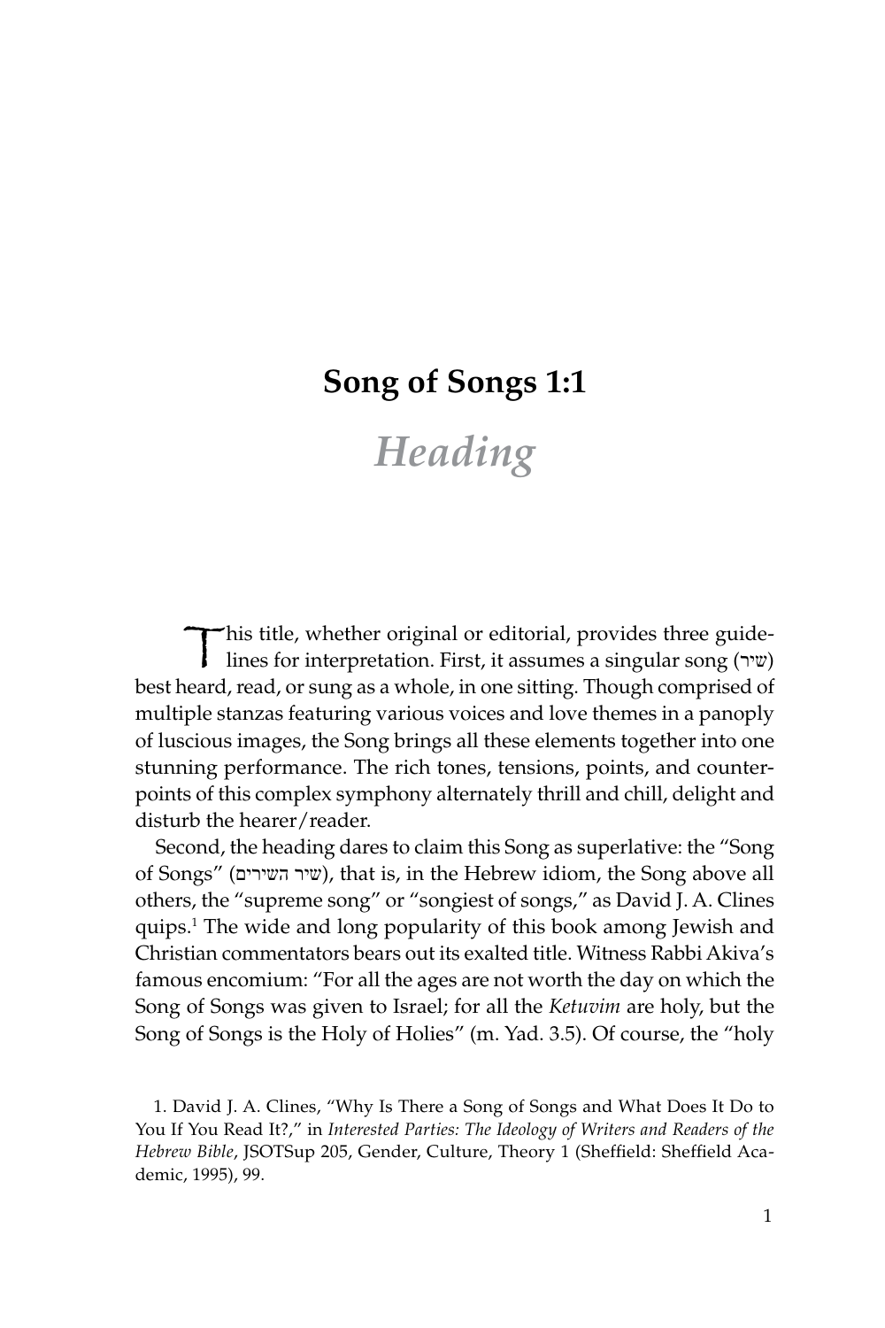# Song of Songs 1:1

## *Heading*

This title, whether original or editorial, provides three guidelines for interpretation. First, it assumes a singular song (שיר) best heard, read, or sung as a whole, in one sitting. Though comprised of multiple stanzas featuring various voices and love themes in a panoply of luscious images, the Song brings all these elements together into one stunning performance. The rich tones, tensions, points, and counterpoints of this complex symphony alternately thrill and chill, delight and disturb the hearer/reader.

Second, the heading dares to claim this Song as superlative: the "Song of Songs" (שיר השירים), that is, in the Hebrew idiom, the Song above all others, the "supreme song" or "songiest of songs," as David J. A. Clines quips.[1] The wide and long popularity of this book among Jewish and Christian commentators bears out its exalted title. Witness Rabbi Akiva's famous encomium: "For all the ages are not worth the day on which the Song of Songs was given to Israel; for all the *Ketuvim* are holy, but the Song of Songs is the Holy of Holies" (m. Yad. 3.5). Of course, the "holy

1. David J. A. Clines, "Why Is There a Song of Songs and What Does It Do to You If You Read It?," in *Interested Parties: The Ideology of Writers and Readers of the Hebrew Bible*, JSOTSup 205, Gender, Culture, Theory 1 (Sheffield: Sheffield Academic, 1995), 99.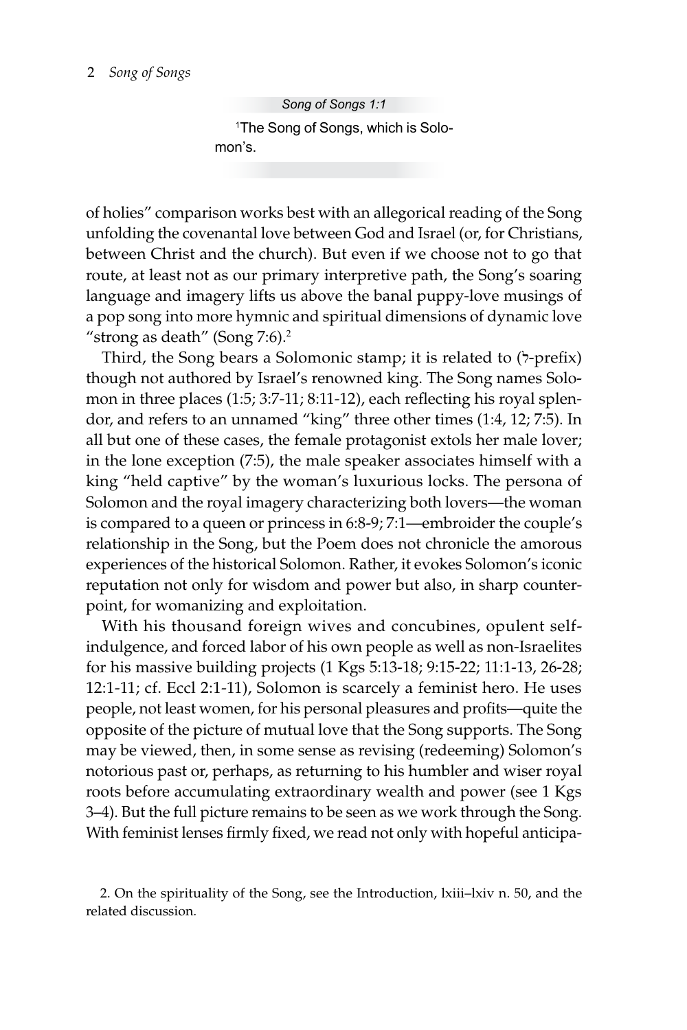*Song of Songs 1:1*

[1]The Song of Songs, which is Solomon's.

of holies" comparison works best with an allegorical reading of the Song unfolding the covenantal love between God and Israel (or, for Christians, between Christ and the church). But even if we choose not to go that route, at least not as our primary interpretive path, the Song's soaring language and imagery lifts us above the banal puppy-love musings of a pop song into more hymnic and spiritual dimensions of dynamic love "strong as death" (Song 7:6).[2]

Third, the Song bears a Solomonic stamp; it is related to (ל-prefix) though not authored by Israel's renowned king. The Song names Solomon in three places (1:5; 3:7-11; 8:11-12), each reflecting his royal splendor, and refers to an unnamed "king" three other times (1:4, 12; 7:5). In all but one of these cases, the female protagonist extols her male lover; in the lone exception (7:5), the male speaker associates himself with a king "held captive" by the woman's luxurious locks. The persona of Solomon and the royal imagery characterizing both lovers—the woman is compared to a queen or princess in 6:8-9; 7:1—embroider the couple's relationship in the Song, but the Poem does not chronicle the amorous experiences of the historical Solomon. Rather, it evokes Solomon's iconic reputation not only for wisdom and power but also, in sharp counterpoint, for womanizing and exploitation.

With his thousand foreign wives and concubines, opulent self-indulgence, and forced labor of his own people as well as non-Israelites for his massive building projects (1 Kgs 5:13-18; 9:15-22; 11:1-13, 26-28; 12:1-11; cf. Eccl 2:1-11), Solomon is scarcely a feminist hero. He uses people, not least women, for his personal pleasures and profits—quite the opposite of the picture of mutual love that the Song supports. The Song may be viewed, then, in some sense as revising (redeeming) Solomon's notorious past or, perhaps, as returning to his humbler and wiser royal roots before accumulating extraordinary wealth and power (see 1 Kgs 3–4). But the full picture remains to be seen as we work through the Song. With feminist lenses firmly fixed, we read not only with hopeful anticipa-

2. On the spirituality of the Song, see the Introduction, lxiii–lxiv n. 50, and the related discussion.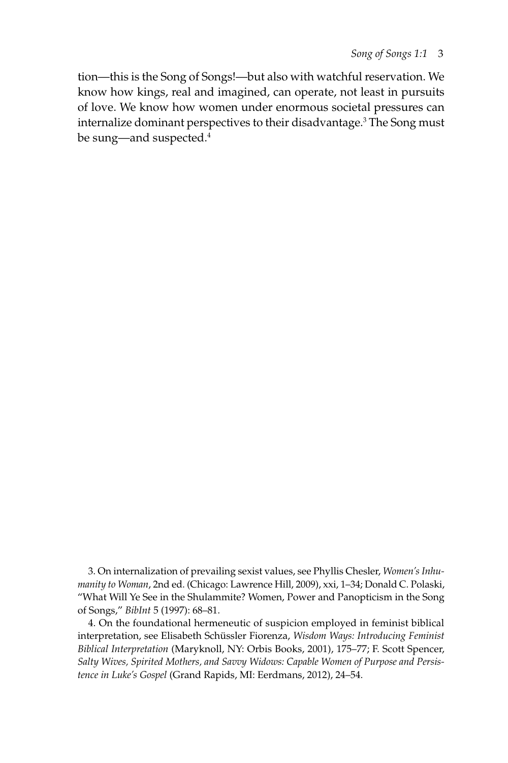tion—this is the Song of Songs!—but also with watchful reservation. We know how kings, real and imagined, can operate, not least in pursuits of love. We know how women under enormous societal pressures can internalize dominant perspectives to their disadvantage.[3] The Song must be sung—and suspected.[4]

3. On internalization of prevailing sexist values, see Phyllis Chesler, *Women's Inhumanity to Woman*, 2nd ed. (Chicago: Lawrence Hill, 2009), xxi, 1–34; Donald C. Polaski, "What Will Ye See in the Shulammite? Women, Power and Panopticism in the Song of Songs," *BibInt* 5 (1997): 68–81.

4. On the foundational hermeneutic of suspicion employed in feminist biblical interpretation, see Elisabeth Schüssler Fiorenza, *Wisdom Ways: Introducing Feminist Biblical Interpretation* (Maryknoll, NY: Orbis Books, 2001), 175–77; F. Scott Spencer, *Salty Wives, Spirited Mothers, and Savvy Widows: Capable Women of Purpose and Persistence in Luke's Gospel* (Grand Rapids, MI: Eerdmans, 2012), 24–54.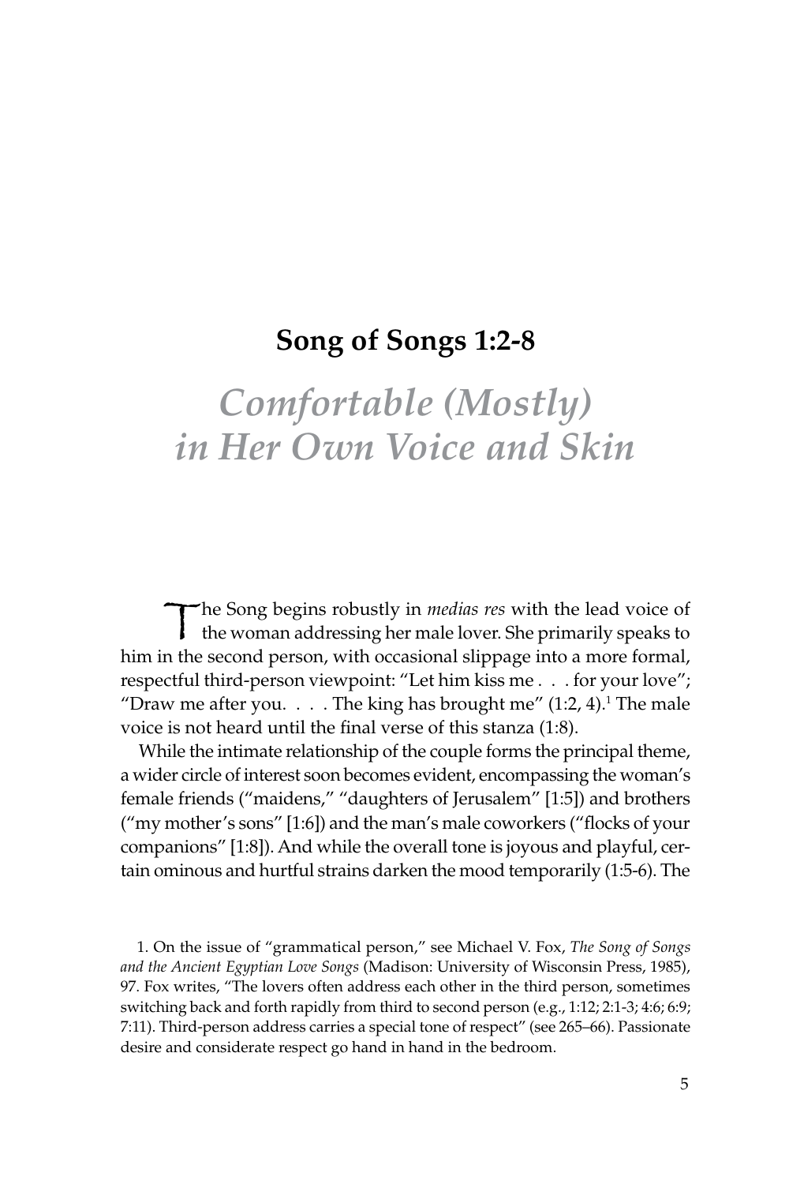## Song of Songs 1:2-8

# *Comfortable (Mostly) in Her Own Voice and Skin*

The Song begins robustly in *medias res* with the lead voice of the woman addressing her male lover. She primarily speaks to him in the second person, with occasional slippage into a more formal, respectful third-person viewpoint: "Let him kiss me . . . for your love"; "Draw me after you. . . . The king has brought me" (1:2, 4).[1] The male voice is not heard until the final verse of this stanza (1:8).

While the intimate relationship of the couple forms the principal theme, a wider circle of interest soon becomes evident, encompassing the woman's female friends ("maidens," "daughters of Jerusalem" [1:5]) and brothers ("my mother's sons" [1:6]) and the man's male coworkers ("flocks of your companions" [1:8]). And while the overall tone is joyous and playful, certain ominous and hurtful strains darken the mood temporarily (1:5-6). The

1. On the issue of "grammatical person," see Michael V. Fox, *The Song of Songs and the Ancient Egyptian Love Songs* (Madison: University of Wisconsin Press, 1985), 97. Fox writes, "The lovers often address each other in the third person, sometimes switching back and forth rapidly from third to second person (e.g., 1:12; 2:1-3; 4:6; 6:9; 7:11). Third-person address carries a special tone of respect" (see 265–66). Passionate desire and considerate respect go hand in hand in the bedroom.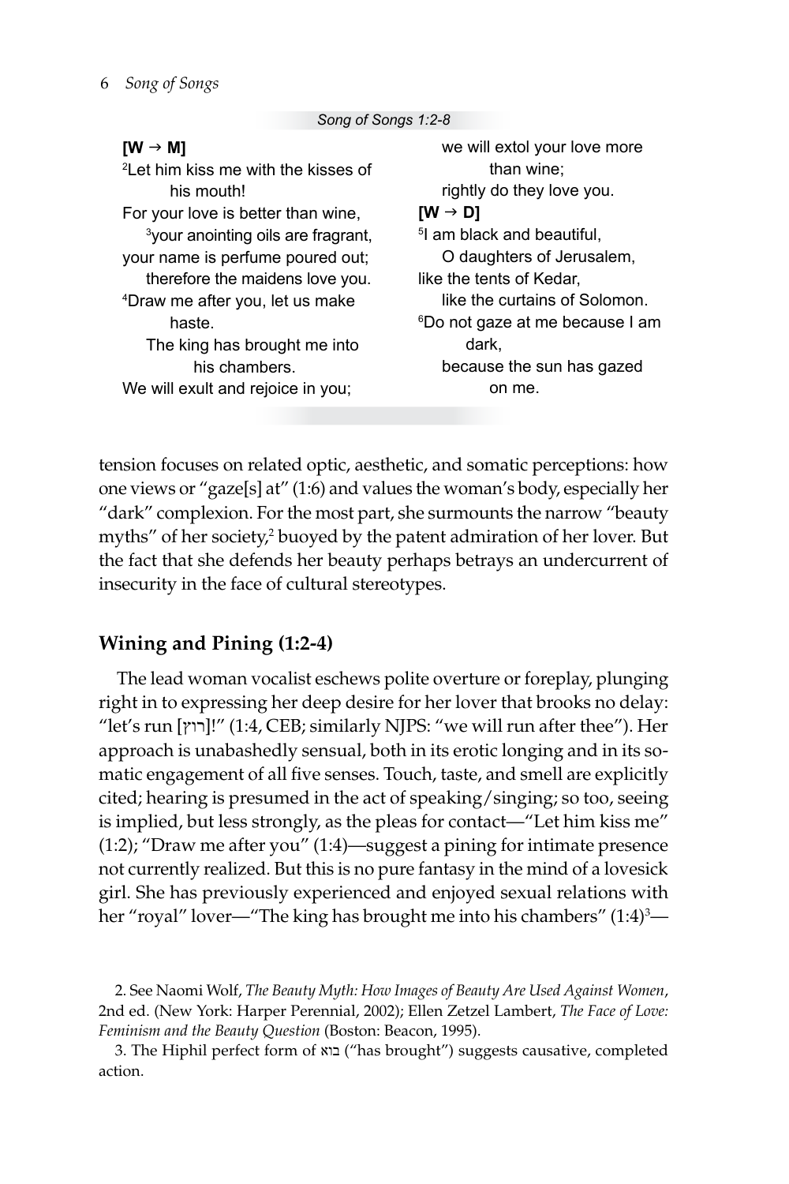*Song of Songs 1:2-8*

**[W → M]**
[2]Let him kiss me with the kisses of his mouth!
For your love is better than wine,
[3]your anointing oils are fragrant,
your name is perfume poured out;
therefore the maidens love you.
[4]Draw me after you, let us make haste.
The king has brought me into his chambers.
We will exult and rejoice in you;
we will extol your love more than wine;
rightly do they love you.

**[W → D]**
[5]I am black and beautiful,
O daughters of Jerusalem,
like the tents of Kedar,
like the curtains of Solomon.
[6]Do not gaze at me because I am dark,
because the sun has gazed on me.

tension focuses on related optic, aesthetic, and somatic perceptions: how one views or "gaze[s] at" (1:6) and values the woman's body, especially her "dark" complexion. For the most part, she surmounts the narrow "beauty myths" of her society,[2] buoyed by the patent admiration of her lover. But the fact that she defends her beauty perhaps betrays an undercurrent of insecurity in the face of cultural stereotypes.

## Wining and Pining (1:2-4)

The lead woman vocalist eschews polite overture or foreplay, plunging right in to expressing her deep desire for her lover that brooks no delay: "let's run [נרוצה]!" (1:4, CEB; similarly NJPS: "we will run after thee"). Her approach is unabashedly sensual, both in its erotic longing and in its somatic engagement of all five senses. Touch, taste, and smell are explicitly cited; hearing is presumed in the act of speaking/singing; so too, seeing is implied, but less strongly, as the pleas for contact—"Let him kiss me" (1:2); "Draw me after you" (1:4)—suggest a pining for intimate presence not currently realized. But this is no pure fantasy in the mind of a lovesick girl. She has previously experienced and enjoyed sexual relations with her "royal" lover—"The king has brought me into his chambers" (1:4)[3]—

2. See Naomi Wolf, *The Beauty Myth: How Images of Beauty Are Used Against Women*, 2nd ed. (New York: Harper Perennial, 2002); Ellen Zetzel Lambert, *The Face of Love: Feminism and the Beauty Question* (Boston: Beacon, 1995).

3. The Hiphil perfect form of בוא ("has brought") suggests causative, completed action.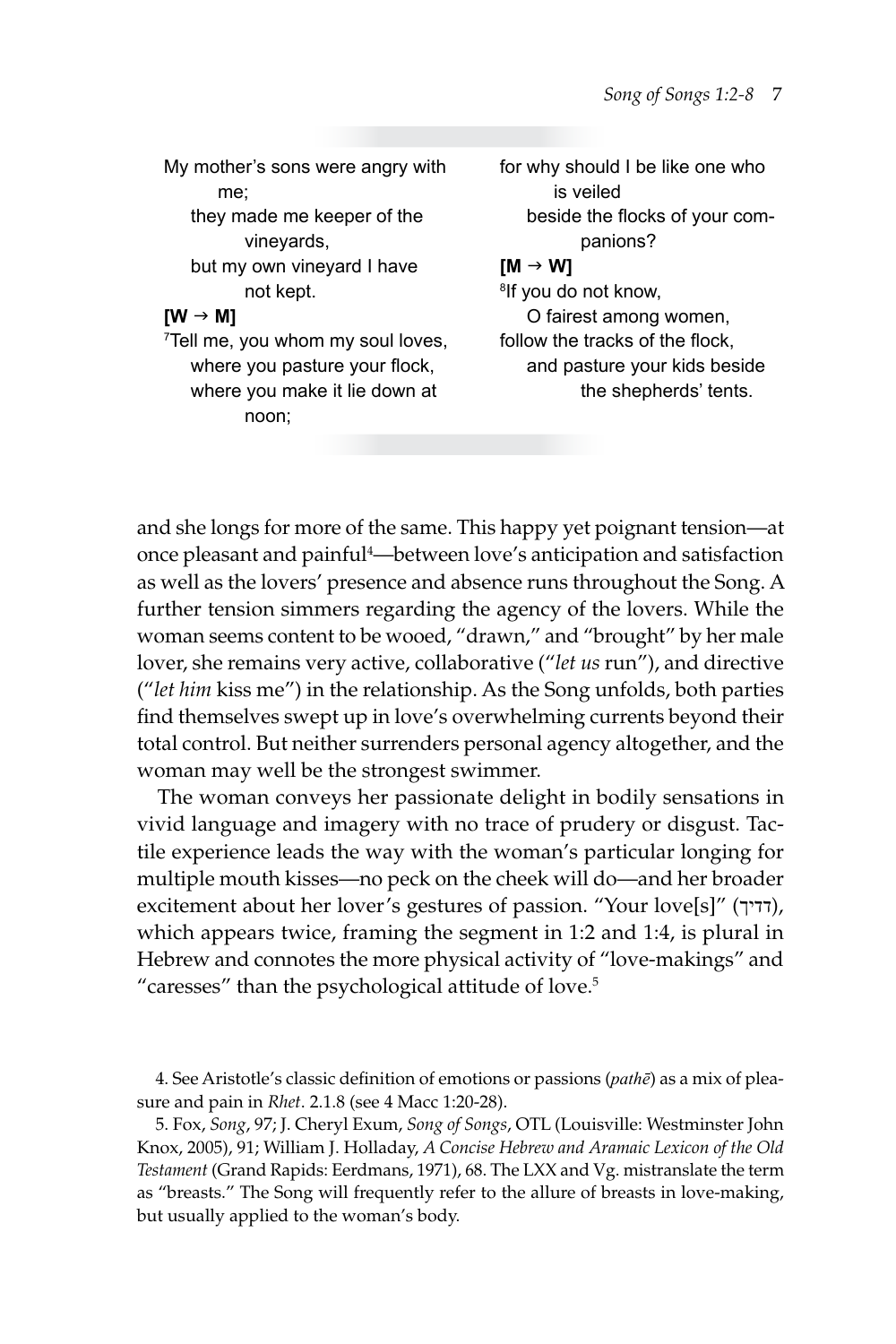My mother's sons were angry with me;
 they made me keeper of the vineyards,
 but my own vineyard I have not kept.

**[W → M]**

[7]Tell me, you whom my soul loves,
 where you pasture your flock,
 where you make it lie down at noon;
for why should I be like one who is veiled
 beside the flocks of your companions?

**[M → W]**

[8]If you do not know,
 O fairest among women,
follow the tracks of the flock,
 and pasture your kids beside the shepherds' tents.

and she longs for more of the same. This happy yet poignant tension—at once pleasant and painful[4]—between love's anticipation and satisfaction as well as the lovers' presence and absence runs throughout the Song. A further tension simmers regarding the agency of the lovers. While the woman seems content to be wooed, "drawn," and "brought" by her male lover, she remains very active, collaborative ("*let us* run"), and directive ("*let him* kiss me") in the relationship. As the Song unfolds, both parties find themselves swept up in love's overwhelming currents beyond their total control. But neither surrenders personal agency altogether, and the woman may well be the strongest swimmer.

The woman conveys her passionate delight in bodily sensations in vivid language and imagery with no trace of prudery or disgust. Tactile experience leads the way with the woman's particular longing for multiple mouth kisses—no peck on the cheek will do—and her broader excitement about her lover's gestures of passion. "Your love[s]" (דדיך), which appears twice, framing the segment in 1:2 and 1:4, is plural in Hebrew and connotes the more physical activity of "love-makings" and "caresses" than the psychological attitude of love.[5]

4. See Aristotle's classic definition of emotions or passions (*pathē*) as a mix of pleasure and pain in *Rhet*. 2.1.8 (see 4 Macc 1:20-28).

5. Fox, *Song*, 97; J. Cheryl Exum, *Song of Songs*, OTL (Louisville: Westminster John Knox, 2005), 91; William J. Holladay, *A Concise Hebrew and Aramaic Lexicon of the Old Testament* (Grand Rapids: Eerdmans, 1971), 68. The LXX and Vg. mistranslate the term as "breasts." The Song will frequently refer to the allure of breasts in love-making, but usually applied to the woman's body.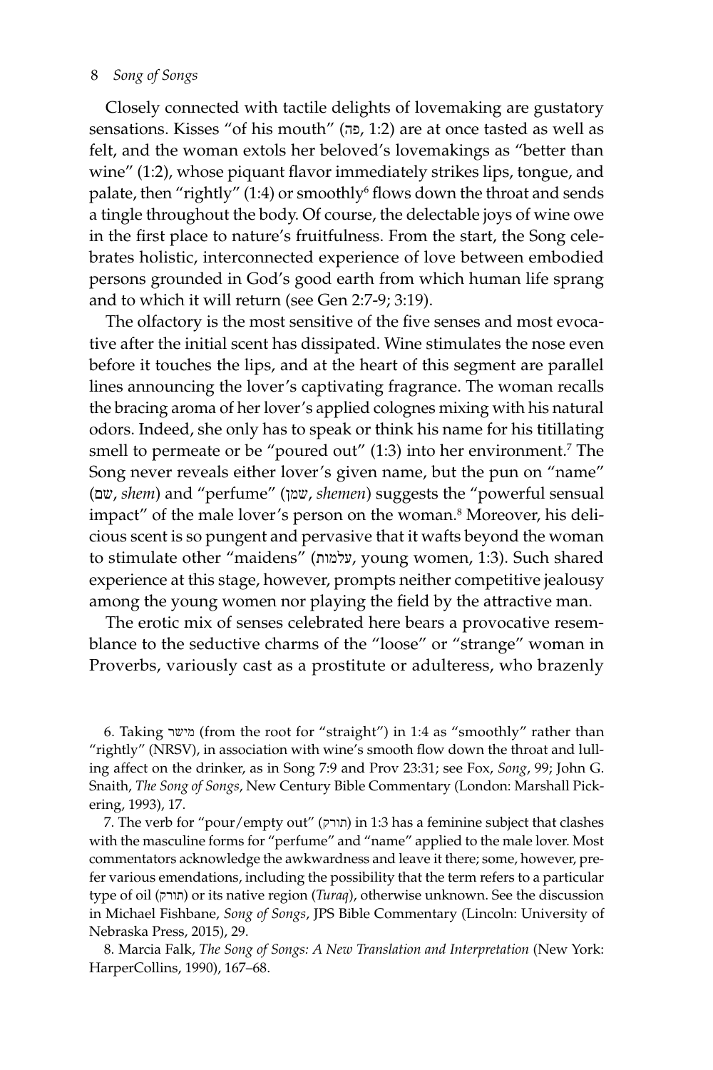Closely connected with tactile delights of lovemaking are gustatory sensations. Kisses "of his mouth" (פה, 1:2) are at once tasted as well as felt, and the woman extols her beloved's lovemakings as "better than wine" (1:2), whose piquant flavor immediately strikes lips, tongue, and palate, then "rightly" (1:4) or smoothly[6] flows down the throat and sends a tingle throughout the body. Of course, the delectable joys of wine owe in the first place to nature's fruitfulness. From the start, the Song celebrates holistic, interconnected experience of love between embodied persons grounded in God's good earth from which human life sprang and to which it will return (see Gen 2:7-9; 3:19).

The olfactory is the most sensitive of the five senses and most evocative after the initial scent has dissipated. Wine stimulates the nose even before it touches the lips, and at the heart of this segment are parallel lines announcing the lover's captivating fragrance. The woman recalls the bracing aroma of her lover's applied colognes mixing with his natural odors. Indeed, she only has to speak or think his name for his titillating smell to permeate or be "poured out" (1:3) into her environment.[7] The Song never reveals either lover's given name, but the pun on "name" (שם, *shem*) and "perfume" (שמן, *shemen*) suggests the "powerful sensual impact" of the male lover's person on the woman.[8] Moreover, his delicious scent is so pungent and pervasive that it wafts beyond the woman to stimulate other "maidens" (עלמות, young women, 1:3). Such shared experience at this stage, however, prompts neither competitive jealousy among the young women nor playing the field by the attractive man.

The erotic mix of senses celebrated here bears a provocative resemblance to the seductive charms of the "loose" or "strange" woman in Proverbs, variously cast as a prostitute or adulteress, who brazenly

6. Taking מישר (from the root for "straight") in 1:4 as "smoothly" rather than "rightly" (NRSV), in association with wine's smooth flow down the throat and lulling affect on the drinker, as in Song 7:9 and Prov 23:31; see Fox, *Song*, 99; John G. Snaith, *The Song of Songs*, New Century Bible Commentary (London: Marshall Pickering, 1993), 17.

7. The verb for "pour/empty out" (תורק) in 1:3 has a feminine subject that clashes with the masculine forms for "perfume" and "name" applied to the male lover. Most commentators acknowledge the awkwardness and leave it there; some, however, prefer various emendations, including the possibility that the term refers to a particular type of oil (תורק) or its native region (*Turaq*), otherwise unknown. See the discussion in Michael Fishbane, *Song of Songs*, JPS Bible Commentary (Lincoln: University of Nebraska Press, 2015), 29.

8. Marcia Falk, *The Song of Songs: A New Translation and Interpretation* (New York: HarperCollins, 1990), 167–68.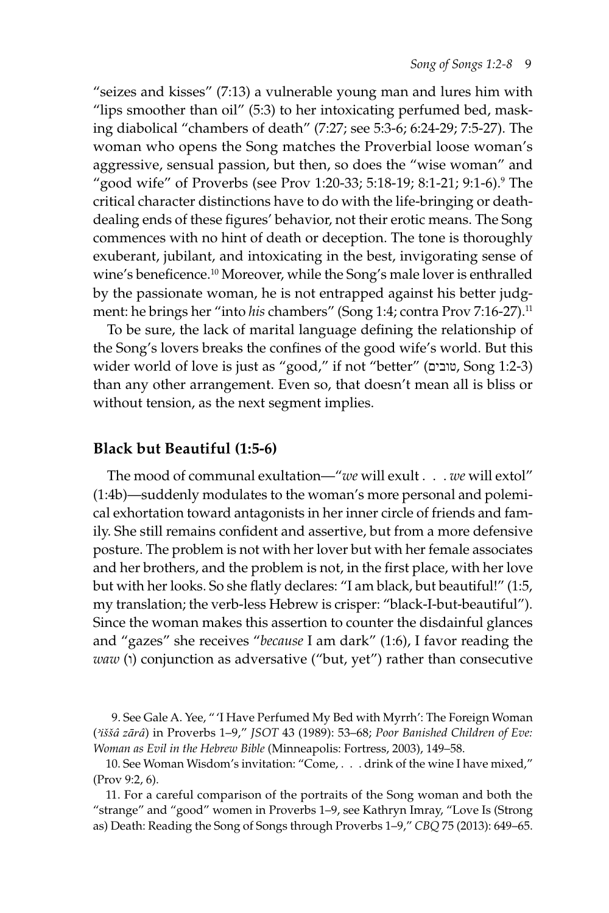"seizes and kisses" (7:13) a vulnerable young man and lures him with "lips smoother than oil" (5:3) to her intoxicating perfumed bed, masking diabolical "chambers of death" (7:27; see 5:3-6; 6:24-29; 7:5-27). The woman who opens the Song matches the Proverbial loose woman's aggressive, sensual passion, but then, so does the "wise woman" and "good wife" of Proverbs (see Prov 1:20-33; 5:18-19; 8:1-21; 9:1-6).[9] The critical character distinctions have to do with the life-bringing or death-dealing ends of these figures' behavior, not their erotic means. The Song commences with no hint of death or deception. The tone is thoroughly exuberant, jubilant, and intoxicating in the best, invigorating sense of wine's beneficence.[10] Moreover, while the Song's male lover is enthralled by the passionate woman, he is not entrapped against his better judgment: he brings her "into *his* chambers" (Song 1:4; contra Prov 7:16-27).[11]

To be sure, the lack of marital language defining the relationship of the Song's lovers breaks the confines of the good wife's world. But this wider world of love is just as "good," if not "better" (טובים, Song 1:2-3) than any other arrangement. Even so, that doesn't mean all is bliss or without tension, as the next segment implies.

## Black but Beautiful (1:5-6)

The mood of communal exultation—"*we* will exult . . . *we* will extol" (1:4b)—suddenly modulates to the woman's more personal and polemical exhortation toward antagonists in her inner circle of friends and family. She still remains confident and assertive, but from a more defensive posture. The problem is not with her lover but with her female associates and her brothers, and the problem is not, in the first place, with her love but with her looks. So she flatly declares: "I am black, but beautiful!" (1:5, my translation; the verb-less Hebrew is crisper: "black-I-but-beautiful"). Since the woman makes this assertion to counter the disdainful glances and "gazes" she receives "*because* I am dark" (1:6), I favor reading the *waw* (ו) conjunction as adversative ("but, yet") rather than consecutive

9. See Gale A. Yee, "'I Have Perfumed My Bed with Myrrh': The Foreign Woman (*ʾiššâ zārâ*) in Proverbs 1–9," *JSOT* 43 (1989): 53–68; *Poor Banished Children of Eve: Woman as Evil in the Hebrew Bible* (Minneapolis: Fortress, 2003), 149–58.

10. See Woman Wisdom's invitation: "Come, . . . drink of the wine I have mixed," (Prov 9:2, 6).

11. For a careful comparison of the portraits of the Song woman and both the "strange" and "good" women in Proverbs 1–9, see Kathryn Imray, "Love Is (Strong as) Death: Reading the Song of Songs through Proverbs 1–9," *CBQ* 75 (2013): 649–65.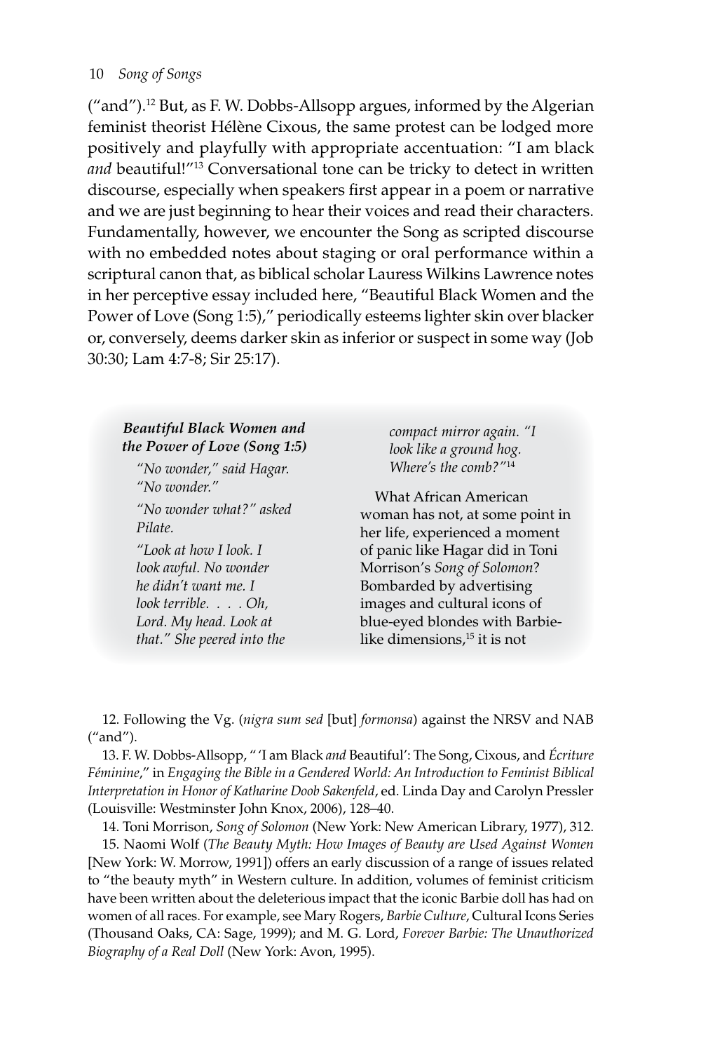("and").[12] But, as F. W. Dobbs-Allsopp argues, informed by the Algerian feminist theorist Hélène Cixous, the same protest can be lodged more positively and playfully with appropriate accentuation: "I am black *and* beautiful!"[13] Conversational tone can be tricky to detect in written discourse, especially when speakers first appear in a poem or narrative and we are just beginning to hear their voices and read their characters. Fundamentally, however, we encounter the Song as scripted discourse with no embedded notes about staging or oral performance within a scriptural canon that, as biblical scholar Lauress Wilkins Lawrence notes in her perceptive essay included here, "Beautiful Black Women and the Power of Love (Song 1:5)," periodically esteems lighter skin over blacker or, conversely, deems darker skin as inferior or suspect in some way (Job 30:30; Lam 4:7-8; Sir 25:17).

***Beautiful Black Women and the Power of Love (Song 1:5)***

> *"No wonder," said Hagar. "No wonder."*
>
> *"No wonder what?" asked Pilate.*
>
> *"Look at how I look. I look awful. No wonder he didn't want me. I look terrible. . . . Oh, Lord. My head. Look at that." She peered into the compact mirror again. "I look like a ground hog. Where's the comb?"*[14]

What African American woman has not, at some point in her life, experienced a moment of panic like Hagar did in Toni Morrison's *Song of Solomon*? Bombarded by advertising images and cultural icons of blue-eyed blondes with Barbie-like dimensions,[15] it is not

12. Following the Vg. (*nigra sum sed* [but] *formonsa*) against the NRSV and NAB ("and").

13. F. W. Dobbs-Allsopp, "'I am Black *and* Beautiful': The Song, Cixous, and *Écriture Féminine*," in *Engaging the Bible in a Gendered World: An Introduction to Feminist Biblical Interpretation in Honor of Katharine Doob Sakenfeld*, ed. Linda Day and Carolyn Pressler (Louisville: Westminster John Knox, 2006), 128–40.

14. Toni Morrison, *Song of Solomon* (New York: New American Library, 1977), 312.

15. Naomi Wolf (*The Beauty Myth: How Images of Beauty are Used Against Women* [New York: W. Morrow, 1991]) offers an early discussion of a range of issues related to "the beauty myth" in Western culture. In addition, volumes of feminist criticism have been written about the deleterious impact that the iconic Barbie doll has had on women of all races. For example, see Mary Rogers, *Barbie Culture*, Cultural Icons Series (Thousand Oaks, CA: Sage, 1999); and M. G. Lord, *Forever Barbie: The Unauthorized Biography of a Real Doll* (New York: Avon, 1995).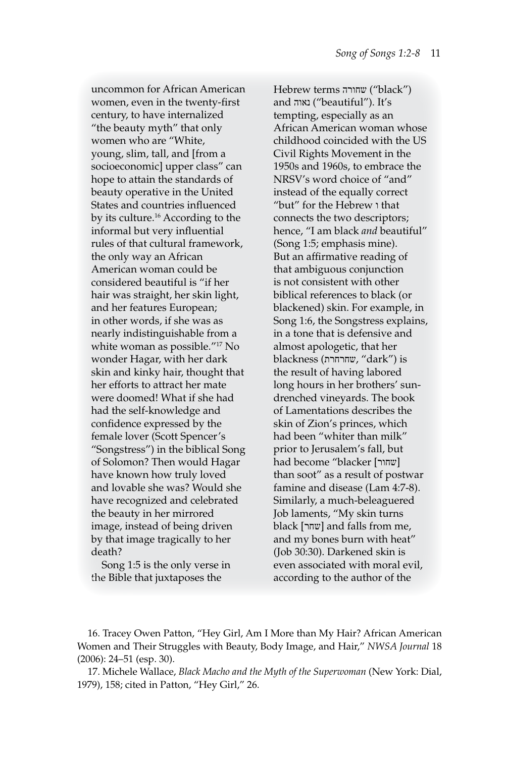uncommon for African American women, even in the twenty-first century, to have internalized "the beauty myth" that only women who are "White, young, slim, tall, and [from a socioeconomic] upper class" can hope to attain the standards of beauty operative in the United States and countries influenced by its culture.[16] According to the informal but very influential rules of that cultural framework, the only way an African American woman could be considered beautiful is "if her hair was straight, her skin light, and her features European; in other words, if she was as nearly indistinguishable from a white woman as possible."[17] No wonder Hagar, with her dark skin and kinky hair, thought that her efforts to attract her mate were doomed! What if she had had the self-knowledge and confidence expressed by the female lover (Scott Spencer's "Songstress") in the biblical Song of Solomon? Then would Hagar have known how truly loved and lovable she was? Would she have recognized and celebrated the beauty in her mirrored image, instead of being driven by that image tragically to her death?

Song 1:5 is the only verse in the Bible that juxtaposes the Hebrew terms שחורה ("black") and נאוה ("beautiful"). It's tempting, especially as an African American woman whose childhood coincided with the US Civil Rights Movement in the 1950s and 1960s, to embrace the NRSV's word choice of "and" instead of the equally correct "but" for the Hebrew ו that connects the two descriptors; hence, "I am black *and* beautiful" (Song 1:5; emphasis mine). But an affirmative reading of that ambiguous conjunction is not consistent with other biblical references to black (or blackened) skin. For example, in Song 1:6, the Songstress explains, in a tone that is defensive and almost apologetic, that her blackness (שחרחרת, "dark") is the result of having labored long hours in her brothers' sun-drenched vineyards. The book of Lamentations describes the skin of Zion's princes, which had been "whiter than milk" prior to Jerusalem's fall, but had become "blacker [שחור] than soot" as a result of postwar famine and disease (Lam 4:7-8). Similarly, a much-beleaguered Job laments, "My skin turns black [שחר] and falls from me, and my bones burn with heat" (Job 30:30). Darkened skin is even associated with moral evil, according to the author of the

16. Tracey Owen Patton, "Hey Girl, Am I More than My Hair? African American Women and Their Struggles with Beauty, Body Image, and Hair," *NWSA Journal* 18 (2006): 24–51 (esp. 30).

17. Michele Wallace, *Black Macho and the Myth of the Superwoman* (New York: Dial, 1979), 158; cited in Patton, "Hey Girl," 26.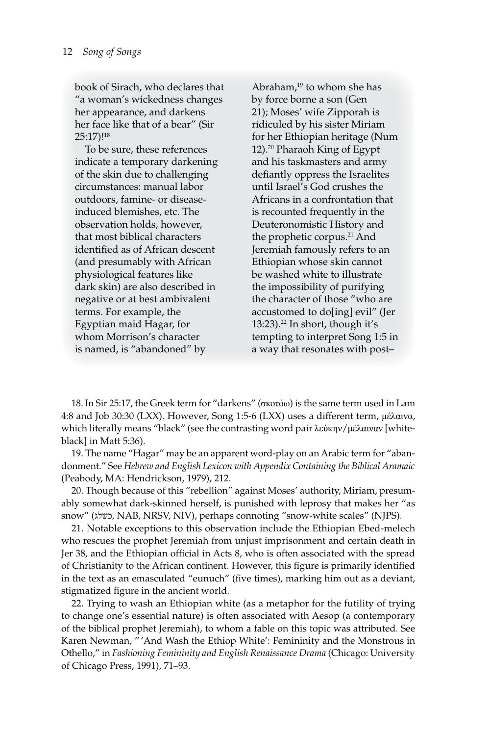book of Sirach, who declares that "a woman's wickedness changes her appearance, and darkens her face like that of a bear" (Sir 25:17)![18]

To be sure, these references indicate a temporary darkening of the skin due to challenging circumstances: manual labor outdoors, famine- or disease-induced blemishes, etc. The observation holds, however, that most biblical characters identified as of African descent (and presumably with African physiological features like dark skin) are also described in negative or at best ambivalent terms. For example, the Egyptian maid Hagar, for whom Morrison's character is named, is "abandoned" by Abraham,[19] to whom she has by force borne a son (Gen 21); Moses' wife Zipporah is ridiculed by his sister Miriam for her Ethiopian heritage (Num 12).[20] Pharaoh King of Egypt and his taskmasters and army defiantly oppress the Israelites until Israel's God crushes the Africans in a confrontation that is recounted frequently in the Deuteronomistic History and the prophetic corpus.[21] And Jeremiah famously refers to an Ethiopian whose skin cannot be washed white to illustrate the impossibility of purifying the character of those "who are accustomed to do[ing] evil" (Jer 13:23).[22] In short, though it's tempting to interpret Song 1:5 in a way that resonates with post–

18. In Sir 25:17, the Greek term for "darkens" (σκοτόω) is the same term used in Lam 4:8 and Job 30:30 (LXX). However, Song 1:5-6 (LXX) uses a different term, μέλαινα, which literally means "black" (see the contrasting word pair λεύκην/μέλαιναν [white-black] in Matt 5:36).

19. The name "Hagar" may be an apparent word-play on an Arabic term for "abandonment." See *Hebrew and English Lexicon with Appendix Containing the Biblical Aramaic* (Peabody, MA: Hendrickson, 1979), 212.

20. Though because of this "rebellion" against Moses' authority, Miriam, presumably somewhat dark-skinned herself, is punished with leprosy that makes her "as snow" (כשלג, NAB, NRSV, NIV), perhaps connoting "snow-white scales" (NJPS).

21. Notable exceptions to this observation include the Ethiopian Ebed-melech who rescues the prophet Jeremiah from unjust imprisonment and certain death in Jer 38, and the Ethiopian official in Acts 8, who is often associated with the spread of Christianity to the African continent. However, this figure is primarily identified in the text as an emasculated "eunuch" (five times), marking him out as a deviant, stigmatized figure in the ancient world.

22. Trying to wash an Ethiopian white (as a metaphor for the futility of trying to change one's essential nature) is often associated with Aesop (a contemporary of the biblical prophet Jeremiah), to whom a fable on this topic was attributed. See Karen Newman, " 'And Wash the Ethiop White': Femininity and the Monstrous in Othello," in *Fashioning Femininity and English Renaissance Drama* (Chicago: University of Chicago Press, 1991), 71–93.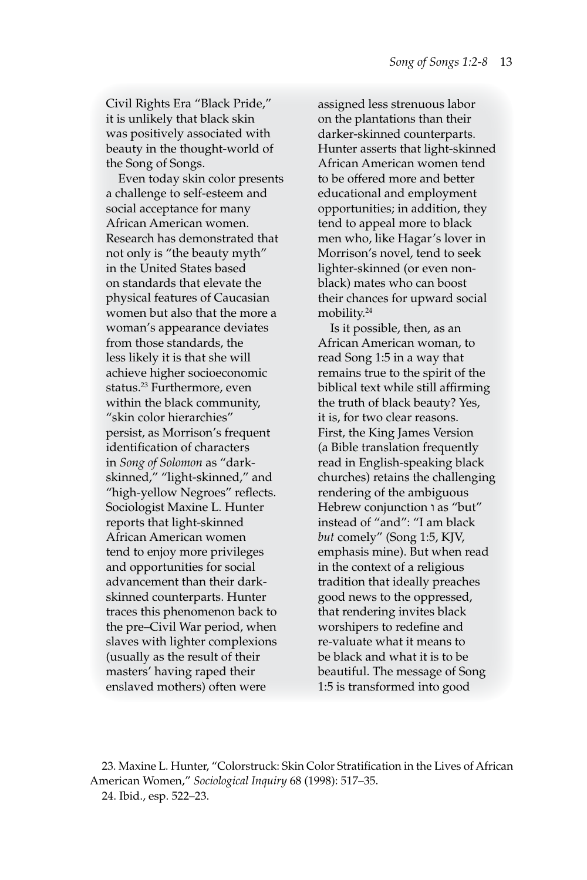Civil Rights Era "Black Pride," it is unlikely that black skin was positively associated with beauty in the thought-world of the Song of Songs.

Even today skin color presents a challenge to self-esteem and social acceptance for many African American women. Research has demonstrated that not only is "the beauty myth" in the United States based on standards that elevate the physical features of Caucasian women but also that the more a woman's appearance deviates from those standards, the less likely it is that she will achieve higher socioeconomic status.[23] Furthermore, even within the black community, "skin color hierarchies" persist, as Morrison's frequent identification of characters in *Song of Solomon* as "dark-skinned," "light-skinned," and "high-yellow Negroes" reflects. Sociologist Maxine L. Hunter reports that light-skinned African American women tend to enjoy more privileges and opportunities for social advancement than their dark-skinned counterparts. Hunter traces this phenomenon back to the pre–Civil War period, when slaves with lighter complexions (usually as the result of their masters' having raped their enslaved mothers) often were assigned less strenuous labor on the plantations than their darker-skinned counterparts. Hunter asserts that light-skinned African American women tend to be offered more and better educational and employment opportunities; in addition, they tend to appeal more to black men who, like Hagar's lover in Morrison's novel, tend to seek lighter-skinned (or even non-black) mates who can boost their chances for upward social mobility.[24]

Is it possible, then, as an African American woman, to read Song 1:5 in a way that remains true to the spirit of the biblical text while still affirming the truth of black beauty? Yes, it is, for two clear reasons. First, the King James Version (a Bible translation frequently read in English-speaking black churches) retains the challenging rendering of the ambiguous Hebrew conjunction ו as "but" instead of "and": "I am black *but* comely" (Song 1:5, KJV, emphasis mine). But when read in the context of a religious tradition that ideally preaches good news to the oppressed, that rendering invites black worshipers to redefine and re-valuate what it means to be black and what it is to be beautiful. The message of Song 1:5 is transformed into good

23. Maxine L. Hunter, "Colorstruck: Skin Color Stratification in the Lives of African American Women," *Sociological Inquiry* 68 (1998): 517–35.

24. Ibid., esp. 522–23.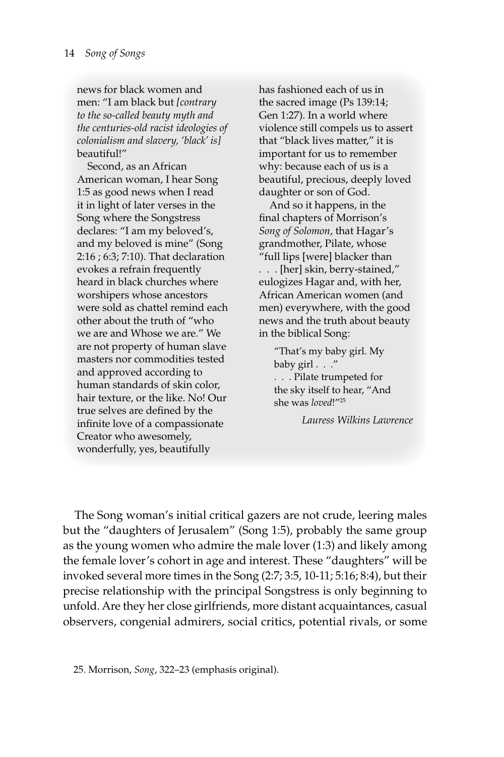news for black women and men: "I am black but *[contrary to the so-called beauty myth and the centuries-old racist ideologies of colonialism and slavery, 'black' is]* beautiful!"

Second, as an African American woman, I hear Song 1:5 as good news when I read it in light of later verses in the Song where the Songstress declares: "I am my beloved's, and my beloved is mine" (Song 2:16 ; 6:3; 7:10). That declaration evokes a refrain frequently heard in black churches where worshipers whose ancestors were sold as chattel remind each other about the truth of "who we are and Whose we are." We are not property of human slave masters nor commodities tested and approved according to human standards of skin color, hair texture, or the like. No! Our true selves are defined by the infinite love of a compassionate Creator who awesomely, wonderfully, yes, beautifully has fashioned each of us in the sacred image (Ps 139:14; Gen 1:27). In a world where violence still compels us to assert that "black lives matter," it is important for us to remember why: because each of us is a beautiful, precious, deeply loved daughter or son of God.

And so it happens, in the final chapters of Morrison's *Song of Solomon*, that Hagar's grandmother, Pilate, whose "full lips [were] blacker than . . . [her] skin, berry-stained," eulogizes Hagar and, with her, African American women (and men) everywhere, with the good news and the truth about beauty in the biblical Song:

> "That's my baby girl. My baby girl . . ."
> . . . Pilate trumpeted for the sky itself to hear, "And she was *loved*!"[25]

*Lauress Wilkins Lawrence*

The Song woman's initial critical gazers are not crude, leering males but the "daughters of Jerusalem" (Song 1:5), probably the same group as the young women who admire the male lover (1:3) and likely among the female lover's cohort in age and interest. These "daughters" will be invoked several more times in the Song (2:7; 3:5, 10-11; 5:16; 8:4), but their precise relationship with the principal Songstress is only beginning to unfold. Are they her close girlfriends, more distant acquaintances, casual observers, congenial admirers, social critics, potential rivals, or some

25. Morrison, *Song*, 322–23 (emphasis original).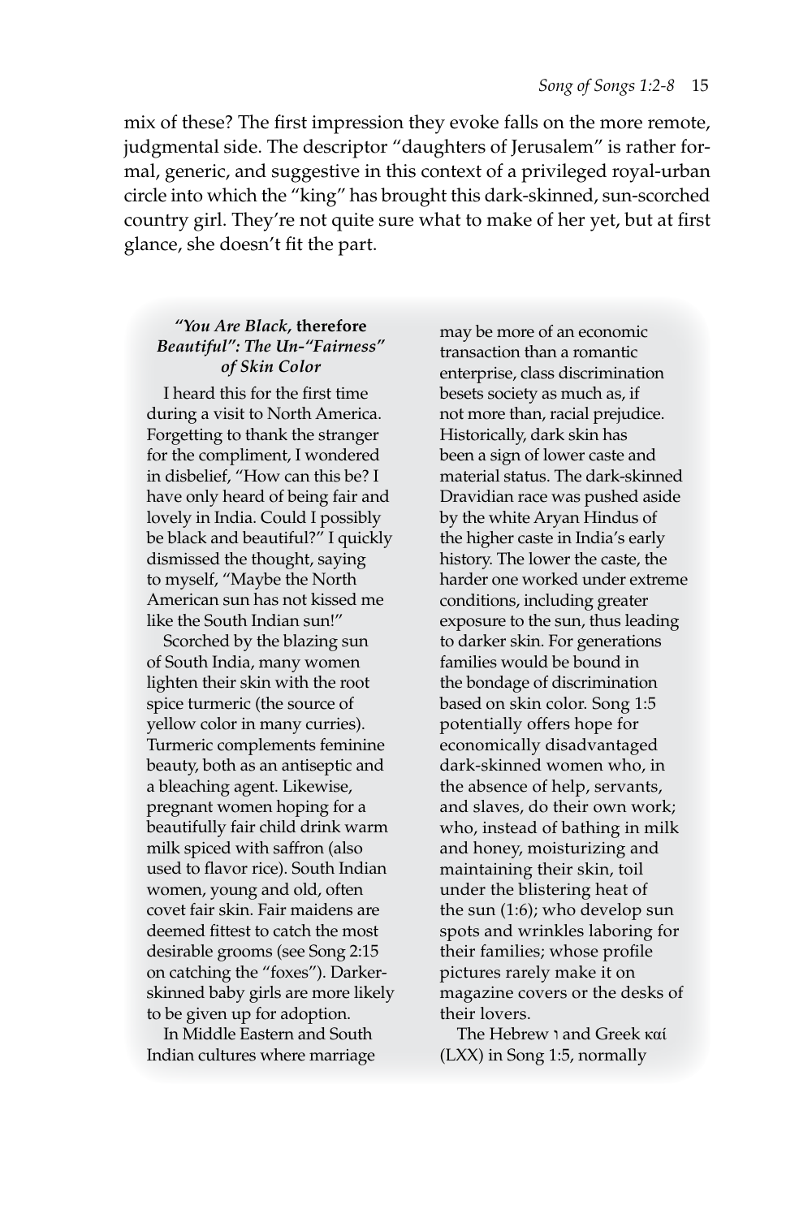mix of these? The first impression they evoke falls on the more remote, judgmental side. The descriptor "daughters of Jerusalem" is rather formal, generic, and suggestive in this context of a privileged royal-urban circle into which the "king" has brought this dark-skinned, sun-scorched country girl. They're not quite sure what to make of her yet, but at first glance, she doesn't fit the part.

### *"You Are Black,* therefore *Beautiful": The Un-"Fairness" of Skin Color*

I heard this for the first time during a visit to North America. Forgetting to thank the stranger for the compliment, I wondered in disbelief, "How can this be? I have only heard of being fair and lovely in India. Could I possibly be black and beautiful?" I quickly dismissed the thought, saying to myself, "Maybe the North American sun has not kissed me like the South Indian sun!"

Scorched by the blazing sun of South India, many women lighten their skin with the root spice turmeric (the source of yellow color in many curries). Turmeric complements feminine beauty, both as an antiseptic and a bleaching agent. Likewise, pregnant women hoping for a beautifully fair child drink warm milk spiced with saffron (also used to flavor rice). South Indian women, young and old, often covet fair skin. Fair maidens are deemed fittest to catch the most desirable grooms (see Song 2:15 on catching the "foxes"). Darker-skinned baby girls are more likely to be given up for adoption.

In Middle Eastern and South Indian cultures where marriage may be more of an economic transaction than a romantic enterprise, class discrimination besets society as much as, if not more than, racial prejudice. Historically, dark skin has been a sign of lower caste and material status. The dark-skinned Dravidian race was pushed aside by the white Aryan Hindus of the higher caste in India's early history. The lower the caste, the harder one worked under extreme conditions, including greater exposure to the sun, thus leading to darker skin. For generations families would be bound in the bondage of discrimination based on skin color. Song 1:5 potentially offers hope for economically disadvantaged dark-skinned women who, in the absence of help, servants, and slaves, do their own work; who, instead of bathing in milk and honey, moisturizing and maintaining their skin, toil under the blistering heat of the sun (1:6); who develop sun spots and wrinkles laboring for their families; whose profile pictures rarely make it on magazine covers or the desks of their lovers.

The Hebrew ו and Greek καί (LXX) in Song 1:5, normally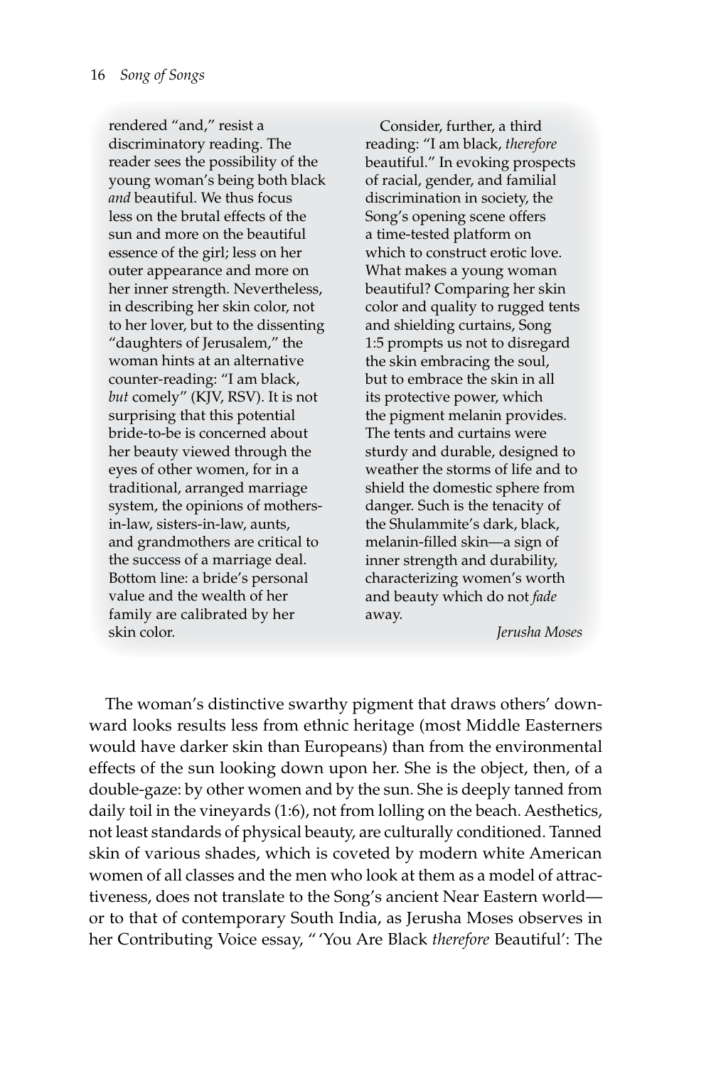rendered "and," resist a discriminatory reading. The reader sees the possibility of the young woman's being both black *and* beautiful. We thus focus less on the brutal effects of the sun and more on the beautiful essence of the girl; less on her outer appearance and more on her inner strength. Nevertheless, in describing her skin color, not to her lover, but to the dissenting "daughters of Jerusalem," the woman hints at an alternative counter-reading: "I am black, *but* comely" (KJV, RSV). It is not surprising that this potential bride-to-be is concerned about her beauty viewed through the eyes of other women, for in a traditional, arranged marriage system, the opinions of mothers-in-law, sisters-in-law, aunts, and grandmothers are critical to the success of a marriage deal. Bottom line: a bride's personal value and the wealth of her family are calibrated by her skin color.

Consider, further, a third reading: "I am black, *therefore* beautiful." In evoking prospects of racial, gender, and familial discrimination in society, the Song's opening scene offers a time-tested platform on which to construct erotic love. What makes a young woman beautiful? Comparing her skin color and quality to rugged tents and shielding curtains, Song 1:5 prompts us not to disregard the skin embracing the soul, but to embrace the skin in all its protective power, which the pigment melanin provides. The tents and curtains were sturdy and durable, designed to weather the storms of life and to shield the domestic sphere from danger. Such is the tenacity of the Shulammite's dark, black, melanin-filled skin—a sign of inner strength and durability, characterizing women's worth and beauty which do not *fade* away.

*Jerusha Moses*

The woman's distinctive swarthy pigment that draws others' downward looks results less from ethnic heritage (most Middle Easterners would have darker skin than Europeans) than from the environmental effects of the sun looking down upon her. She is the object, then, of a double-gaze: by other women and by the sun. She is deeply tanned from daily toil in the vineyards (1:6), not from lolling on the beach. Aesthetics, not least standards of physical beauty, are culturally conditioned. Tanned skin of various shades, which is coveted by modern white American women of all classes and the men who look at them as a model of attractiveness, does not translate to the Song's ancient Near Eastern world—or to that of contemporary South India, as Jerusha Moses observes in her Contributing Voice essay, "'You Are Black *therefore* Beautiful': The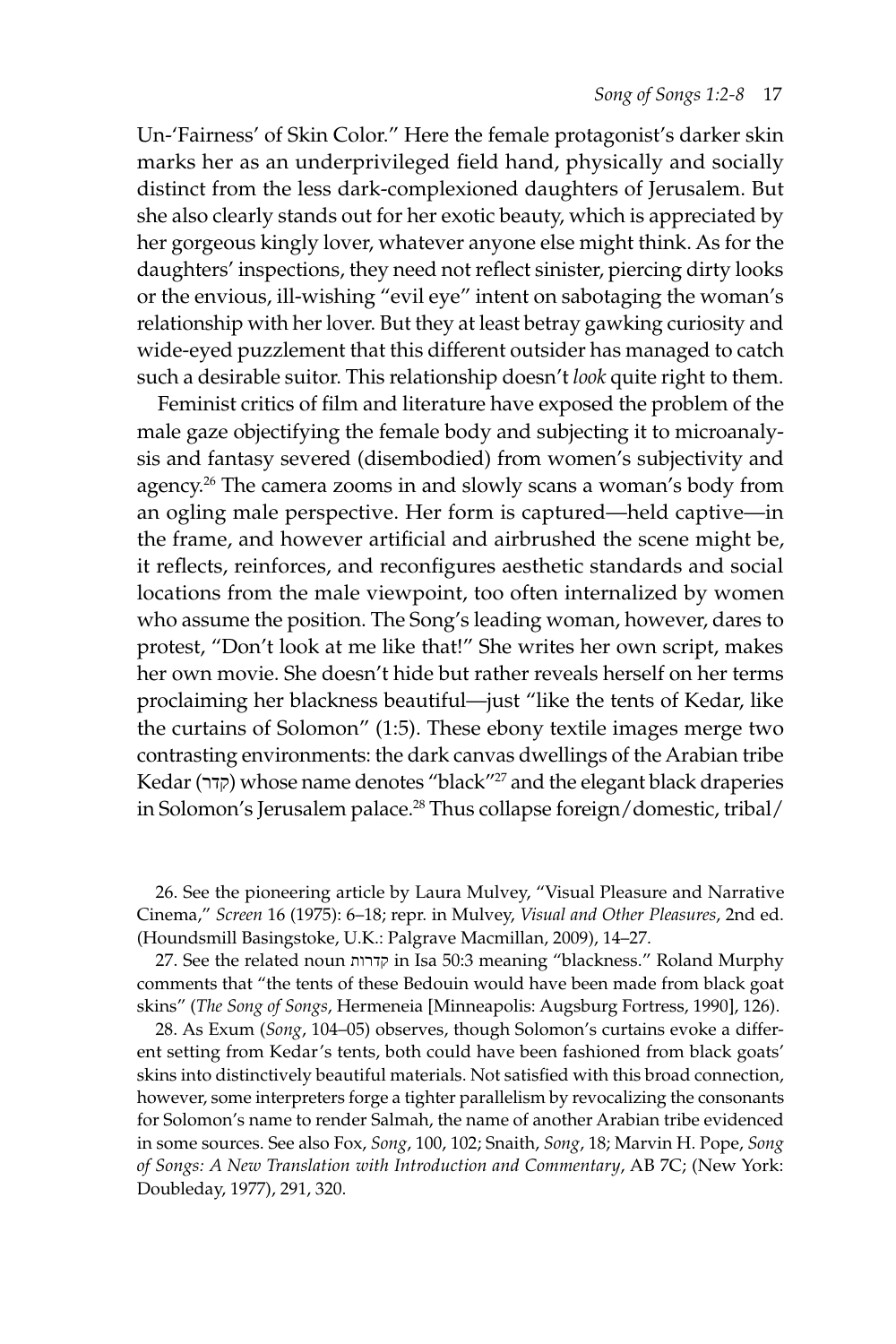Un-'Fairness' of Skin Color." Here the female protagonist's darker skin marks her as an underprivileged field hand, physically and socially distinct from the less dark-complexioned daughters of Jerusalem. But she also clearly stands out for her exotic beauty, which is appreciated by her gorgeous kingly lover, whatever anyone else might think. As for the daughters' inspections, they need not reflect sinister, piercing dirty looks or the envious, ill-wishing "evil eye" intent on sabotaging the woman's relationship with her lover. But they at least betray gawking curiosity and wide-eyed puzzlement that this different outsider has managed to catch such a desirable suitor. This relationship doesn't *look* quite right to them.

Feminist critics of film and literature have exposed the problem of the male gaze objectifying the female body and subjecting it to microanalysis and fantasy severed (disembodied) from women's subjectivity and agency.[26] The camera zooms in and slowly scans a woman's body from an ogling male perspective. Her form is captured—held captive—in the frame, and however artificial and airbrushed the scene might be, it reflects, reinforces, and reconfigures aesthetic standards and social locations from the male viewpoint, too often internalized by women who assume the position. The Song's leading woman, however, dares to protest, "Don't look at me like that!" She writes her own script, makes her own movie. She doesn't hide but rather reveals herself on her terms proclaiming her blackness beautiful—just "like the tents of Kedar, like the curtains of Solomon" (1:5). These ebony textile images merge two contrasting environments: the dark canvas dwellings of the Arabian tribe Kedar (קדר) whose name denotes "black"[27] and the elegant black draperies in Solomon's Jerusalem palace.[28] Thus collapse foreign/domestic, tribal/

26. See the pioneering article by Laura Mulvey, "Visual Pleasure and Narrative Cinema," *Screen* 16 (1975): 6–18; repr. in Mulvey, *Visual and Other Pleasures*, 2nd ed. (Houndsmill Basingstoke, U.K.: Palgrave Macmillan, 2009), 14–27.

27. See the related noun קדרות in Isa 50:3 meaning "blackness." Roland Murphy comments that "the tents of these Bedouin would have been made from black goat skins" (*The Song of Songs*, Hermeneia [Minneapolis: Augsburg Fortress, 1990], 126).

28. As Exum (*Song*, 104–05) observes, though Solomon's curtains evoke a different setting from Kedar's tents, both could have been fashioned from black goats' skins into distinctively beautiful materials. Not satisfied with this broad connection, however, some interpreters forge a tighter parallelism by revocalizing the consonants for Solomon's name to render Salmah, the name of another Arabian tribe evidenced in some sources. See also Fox, *Song*, 100, 102; Snaith, *Song*, 18; Marvin H. Pope, *Song of Songs: A New Translation with Introduction and Commentary*, AB 7C; (New York: Doubleday, 1977), 291, 320.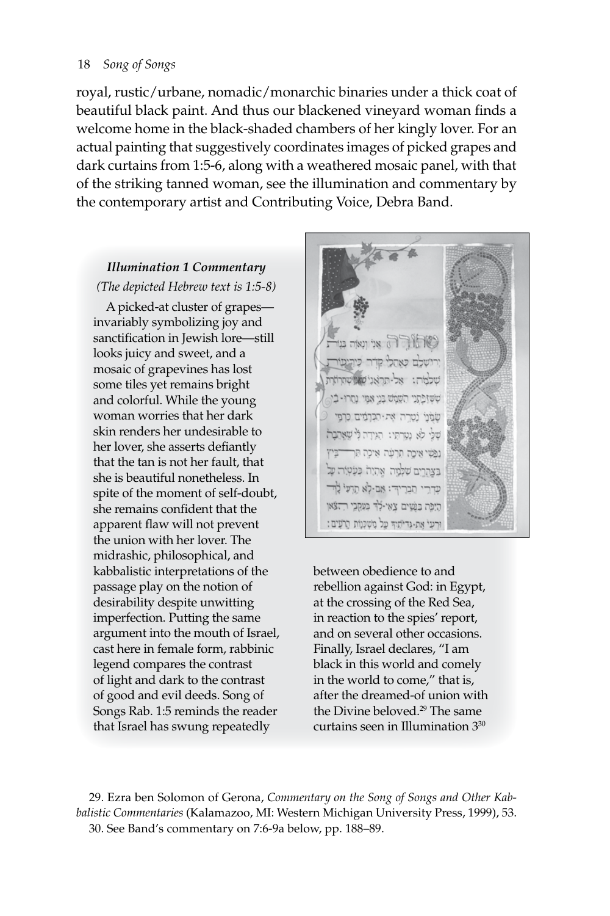royal, rustic/urbane, nomadic/monarchic binaries under a thick coat of beautiful black paint. And thus our blackened vineyard woman finds a welcome home in the black-shaded chambers of her kingly lover. For an actual painting that suggestively coordinates images of picked grapes and dark curtains from 1:5-6, along with a weathered mosaic panel, with that of the striking tanned woman, see the illumination and commentary by the contemporary artist and Contributing Voice, Debra Band.

### *Illumination 1 Commentary*

*(The depicted Hebrew text is 1:5-8)*

A picked-at cluster of grapes—invariably symbolizing joy and sanctification in Jewish lore—still looks juicy and sweet, and a mosaic of grapevines has lost some tiles yet remains bright and colorful. While the young woman worries that her dark skin renders her undesirable to her lover, she asserts defiantly that the tan is not her fault, that she is beautiful nonetheless. In spite of the moment of self-doubt, she remains confident that the apparent flaw will not prevent the union with her lover. The midrashic, philosophical, and kabbalistic interpretations of the passage play on the notion of desirability despite unwitting imperfection. Putting the same argument into the mouth of Israel, cast here in female form, rabbinic legend compares the contrast of light and dark to the contrast of good and evil deeds. Song of Songs Rab. 1:5 reminds the reader that Israel has swung repeatedly between obedience to and rebellion against God: in Egypt, at the crossing of the Red Sea, in reaction to the spies' report, and on several other occasions. Finally, Israel declares, "I am black in this world and comely in the world to come," that is, after the dreamed-of union with the Divine beloved.[29] The same curtains seen in Illumination 3[30]

29. Ezra ben Solomon of Gerona, *Commentary on the Song of Songs and Other Kabbalistic Commentaries* (Kalamazoo, MI: Western Michigan University Press, 1999), 53.

30. See Band's commentary on 7:6-9a below, pp. 188–89.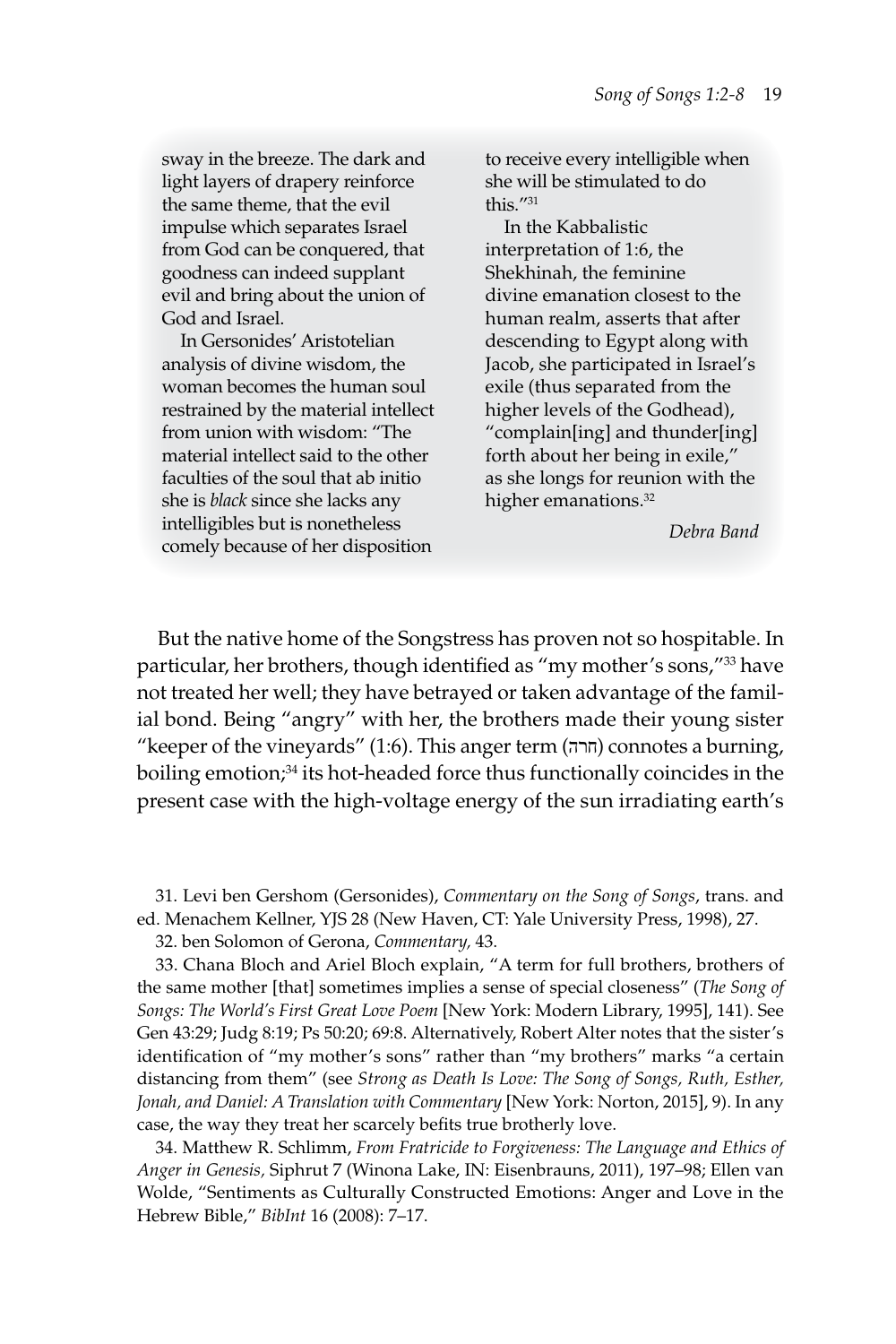sway in the breeze. The dark and light layers of drapery reinforce the same theme, that the evil impulse which separates Israel from God can be conquered, that goodness can indeed supplant evil and bring about the union of God and Israel.

In Gersonides' Aristotelian analysis of divine wisdom, the woman becomes the human soul restrained by the material intellect from union with wisdom: "The material intellect said to the other faculties of the soul that ab initio she is *black* since she lacks any intelligibles but is nonetheless comely because of her disposition to receive every intelligible when she will be stimulated to do this."[31]

In the Kabbalistic interpretation of 1:6, the Shekhinah, the feminine divine emanation closest to the human realm, asserts that after descending to Egypt along with Jacob, she participated in Israel's exile (thus separated from the higher levels of the Godhead), "complain[ing] and thunder[ing] forth about her being in exile," as she longs for reunion with the higher emanations.[32]

*Debra Band*

But the native home of the Songstress has proven not so hospitable. In particular, her brothers, though identified as "my mother's sons,"[33] have not treated her well; they have betrayed or taken advantage of the familial bond. Being "angry" with her, the brothers made their young sister "keeper of the vineyards" (1:6). This anger term (חרה) connotes a burning, boiling emotion;[34] its hot-headed force thus functionally coincides in the present case with the high-voltage energy of the sun irradiating earth's

31. Levi ben Gershom (Gersonides), *Commentary on the Song of Songs*, trans. and ed. Menachem Kellner, YJS 28 (New Haven, CT: Yale University Press, 1998), 27.

32. ben Solomon of Gerona, *Commentary,* 43.

33. Chana Bloch and Ariel Bloch explain, "A term for full brothers, brothers of the same mother [that] sometimes implies a sense of special closeness" (*The Song of Songs: The World's First Great Love Poem* [New York: Modern Library, 1995], 141). See Gen 43:29; Judg 8:19; Ps 50:20; 69:8. Alternatively, Robert Alter notes that the sister's identification of "my mother's sons" rather than "my brothers" marks "a certain distancing from them" (see *Strong as Death Is Love: The Song of Songs, Ruth, Esther, Jonah, and Daniel: A Translation with Commentary* [New York: Norton, 2015], 9). In any case, the way they treat her scarcely befits true brotherly love.

34. Matthew R. Schlimm, *From Fratricide to Forgiveness: The Language and Ethics of Anger in Genesis,* Siphrut 7 (Winona Lake, IN: Eisenbrauns, 2011), 197–98; Ellen van Wolde, "Sentiments as Culturally Constructed Emotions: Anger and Love in the Hebrew Bible," *BibInt* 16 (2008): 7–17.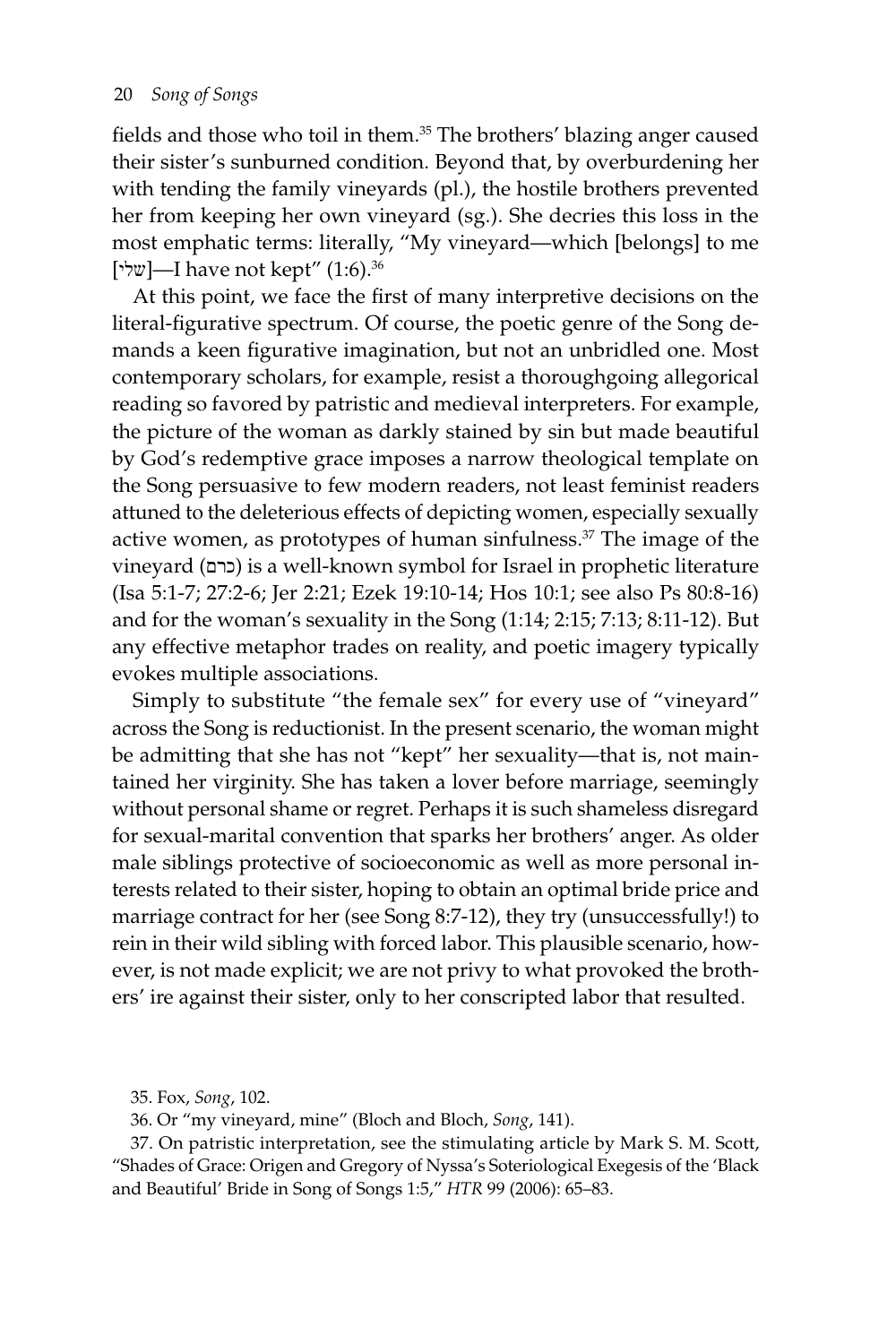fields and those who toil in them.[35] The brothers' blazing anger caused their sister's sunburned condition. Beyond that, by overburdening her with tending the family vineyards (pl.), the hostile brothers prevented her from keeping her own vineyard (sg.). She decries this loss in the most emphatic terms: literally, "My vineyard—which [belongs] to me [שלי]—I have not kept" (1:6).[36]

At this point, we face the first of many interpretive decisions on the literal-figurative spectrum. Of course, the poetic genre of the Song demands a keen figurative imagination, but not an unbridled one. Most contemporary scholars, for example, resist a thoroughgoing allegorical reading so favored by patristic and medieval interpreters. For example, the picture of the woman as darkly stained by sin but made beautiful by God's redemptive grace imposes a narrow theological template on the Song persuasive to few modern readers, not least feminist readers attuned to the deleterious effects of depicting women, especially sexually active women, as prototypes of human sinfulness.[37] The image of the vineyard (כרם) is a well-known symbol for Israel in prophetic literature (Isa 5:1-7; 27:2-6; Jer 2:21; Ezek 19:10-14; Hos 10:1; see also Ps 80:8-16) and for the woman's sexuality in the Song (1:14; 2:15; 7:13; 8:11-12). But any effective metaphor trades on reality, and poetic imagery typically evokes multiple associations.

Simply to substitute "the female sex" for every use of "vineyard" across the Song is reductionist. In the present scenario, the woman might be admitting that she has not "kept" her sexuality—that is, not maintained her virginity. She has taken a lover before marriage, seemingly without personal shame or regret. Perhaps it is such shameless disregard for sexual-marital convention that sparks her brothers' anger. As older male siblings protective of socioeconomic as well as more personal interests related to their sister, hoping to obtain an optimal bride price and marriage contract for her (see Song 8:7-12), they try (unsuccessfully!) to rein in their wild sibling with forced labor. This plausible scenario, however, is not made explicit; we are not privy to what provoked the brothers' ire against their sister, only to her conscripted labor that resulted.

35. Fox, *Song*, 102.

36. Or "my vineyard, mine" (Bloch and Bloch, *Song*, 141).

37. On patristic interpretation, see the stimulating article by Mark S. M. Scott, "Shades of Grace: Origen and Gregory of Nyssa's Soteriological Exegesis of the 'Black and Beautiful' Bride in Song of Songs 1:5," *HTR* 99 (2006): 65–83.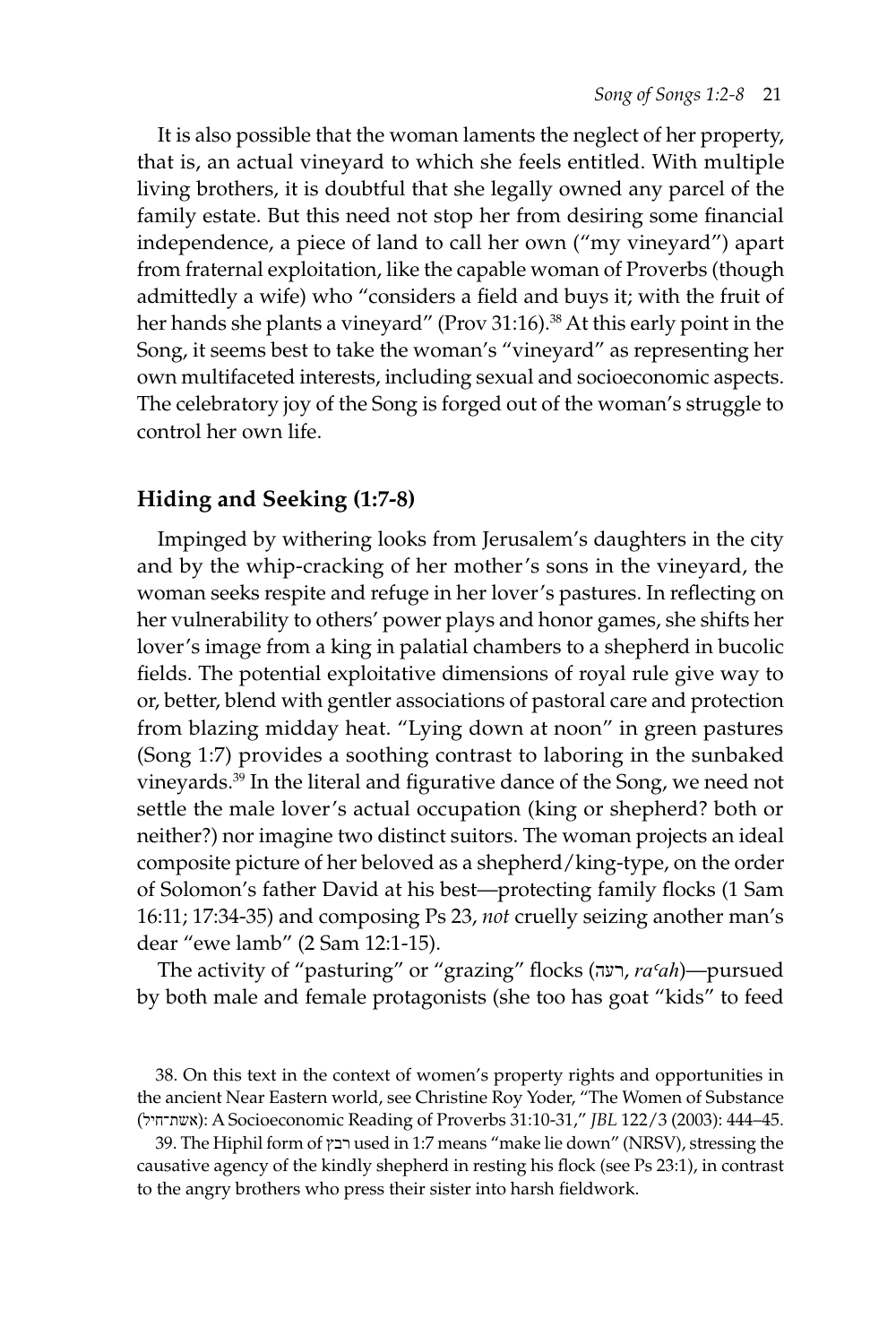It is also possible that the woman laments the neglect of her property, that is, an actual vineyard to which she feels entitled. With multiple living brothers, it is doubtful that she legally owned any parcel of the family estate. But this need not stop her from desiring some financial independence, a piece of land to call her own ("my vineyard") apart from fraternal exploitation, like the capable woman of Proverbs (though admittedly a wife) who "considers a field and buys it; with the fruit of her hands she plants a vineyard" (Prov 31:16).[38] At this early point in the Song, it seems best to take the woman's "vineyard" as representing her own multifaceted interests, including sexual and socioeconomic aspects. The celebratory joy of the Song is forged out of the woman's struggle to control her own life.

## Hiding and Seeking (1:7-8)

Impinged by withering looks from Jerusalem's daughters in the city and by the whip-cracking of her mother's sons in the vineyard, the woman seeks respite and refuge in her lover's pastures. In reflecting on her vulnerability to others' power plays and honor games, she shifts her lover's image from a king in palatial chambers to a shepherd in bucolic fields. The potential exploitative dimensions of royal rule give way to or, better, blend with gentler associations of pastoral care and protection from blazing midday heat. "Lying down at noon" in green pastures (Song 1:7) provides a soothing contrast to laboring in the sunbaked vineyards.[39] In the literal and figurative dance of the Song, we need not settle the male lover's actual occupation (king or shepherd? both or neither?) nor imagine two distinct suitors. The woman projects an ideal composite picture of her beloved as a shepherd/king-type, on the order of Solomon's father David at his best—protecting family flocks (1 Sam 16:11; 17:34-35) and composing Ps 23, *not* cruelly seizing another man's dear "ewe lamb" (2 Sam 12:1-15).

The activity of "pasturing" or "grazing" flocks (רעה, *raʿah*)—pursued by both male and female protagonists (she too has goat "kids" to feed

38. On this text in the context of women's property rights and opportunities in the ancient Near Eastern world, see Christine Roy Yoder, "The Women of Substance (אשת־חיל): A Socioeconomic Reading of Proverbs 31:10-31," *JBL* 122/3 (2003): 444–45.

39. The Hiphil form of רבץ used in 1:7 means "make lie down" (NRSV), stressing the causative agency of the kindly shepherd in resting his flock (see Ps 23:1), in contrast to the angry brothers who press their sister into harsh fieldwork.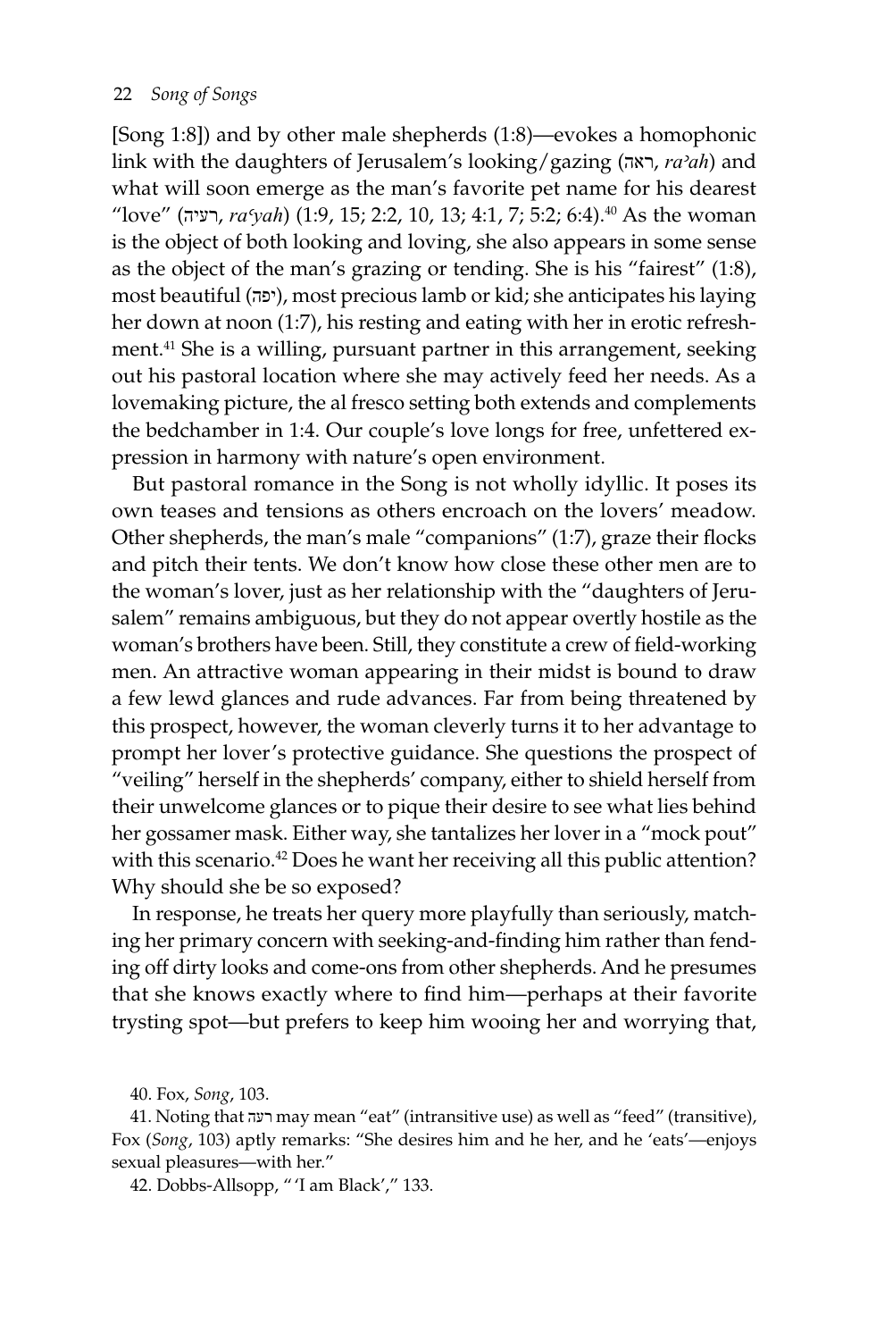[Song 1:8]) and by other male shepherds (1:8)—evokes a homophonic link with the daughters of Jerusalem's looking/gazing (ראה, *ra'ah*) and what will soon emerge as the man's favorite pet name for his dearest "love" (רעיה, *ra'yah*) (1:9, 15; 2:2, 10, 13; 4:1, 7; 5:2; 6:4).[40] As the woman is the object of both looking and loving, she also appears in some sense as the object of the man's grazing or tending. She is his "fairest" (1:8), most beautiful (יפה), most precious lamb or kid; she anticipates his laying her down at noon (1:7), his resting and eating with her in erotic refreshment.[41] She is a willing, pursuant partner in this arrangement, seeking out his pastoral location where she may actively feed her needs. As a lovemaking picture, the al fresco setting both extends and complements the bedchamber in 1:4. Our couple's love longs for free, unfettered expression in harmony with nature's open environment.

But pastoral romance in the Song is not wholly idyllic. It poses its own teases and tensions as others encroach on the lovers' meadow. Other shepherds, the man's male "companions" (1:7), graze their flocks and pitch their tents. We don't know how close these other men are to the woman's lover, just as her relationship with the "daughters of Jerusalem" remains ambiguous, but they do not appear overtly hostile as the woman's brothers have been. Still, they constitute a crew of field-working men. An attractive woman appearing in their midst is bound to draw a few lewd glances and rude advances. Far from being threatened by this prospect, however, the woman cleverly turns it to her advantage to prompt her lover's protective guidance. She questions the prospect of "veiling" herself in the shepherds' company, either to shield herself from their unwelcome glances or to pique their desire to see what lies behind her gossamer mask. Either way, she tantalizes her lover in a "mock pout" with this scenario.[42] Does he want her receiving all this public attention? Why should she be so exposed?

In response, he treats her query more playfully than seriously, matching her primary concern with seeking-and-finding him rather than fending off dirty looks and come-ons from other shepherds. And he presumes that she knows exactly where to find him—perhaps at their favorite trysting spot—but prefers to keep him wooing her and worrying that,

40. Fox, *Song*, 103.

41. Noting that רעה may mean "eat" (intransitive use) as well as "feed" (transitive), Fox (*Song*, 103) aptly remarks: "She desires him and he her, and he 'eats'—enjoys sexual pleasures—with her."

42. Dobbs-Allsopp, "'I am Black'," 133.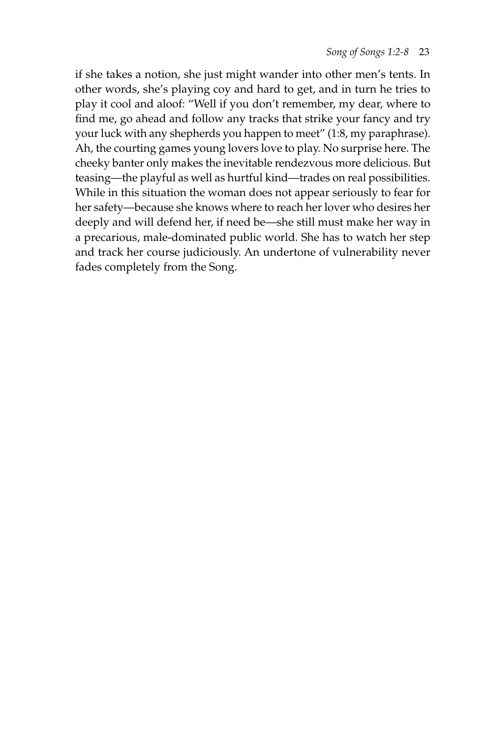if she takes a notion, she just might wander into other men's tents. In other words, she's playing coy and hard to get, and in turn he tries to play it cool and aloof: "Well if you don't remember, my dear, where to find me, go ahead and follow any tracks that strike your fancy and try your luck with any shepherds you happen to meet" (1:8, my paraphrase). Ah, the courting games young lovers love to play. No surprise here. The cheeky banter only makes the inevitable rendezvous more delicious. But teasing—the playful as well as hurtful kind—trades on real possibilities. While in this situation the woman does not appear seriously to fear for her safety—because she knows where to reach her lover who desires her deeply and will defend her, if need be—she still must make her way in a precarious, male-dominated public world. She has to watch her step and track her course judiciously. An undertone of vulnerability never fades completely from the Song.